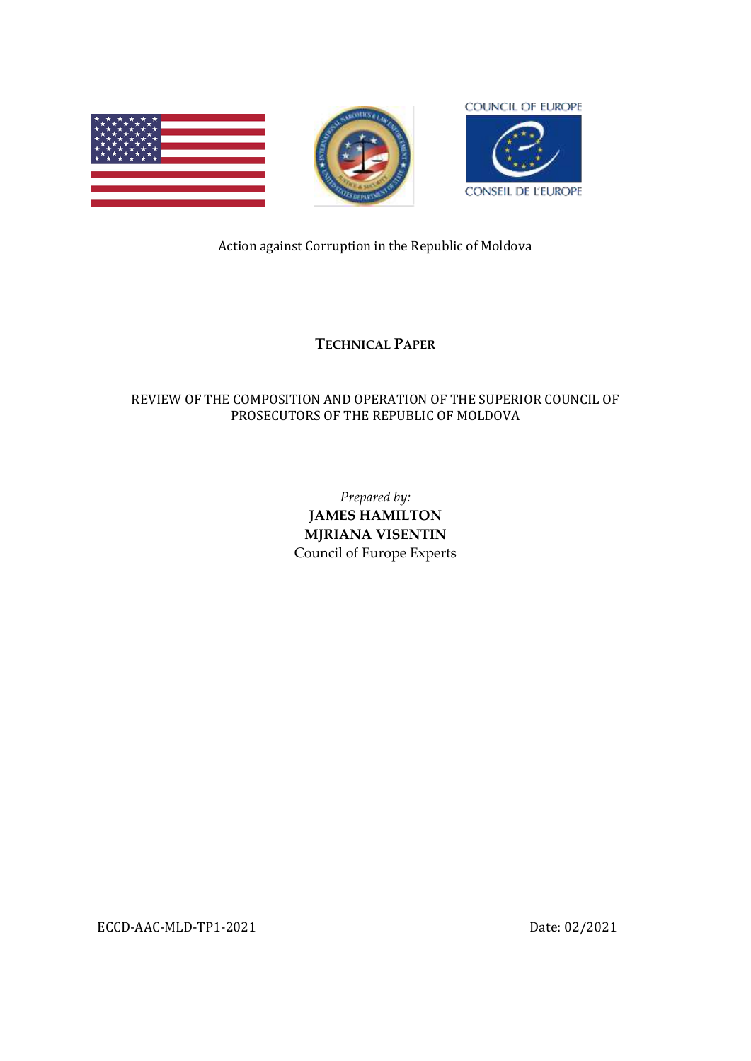COUNCIL OF EUROPE

CONSEIL DE L'EUROPE

Action against Corruption in the Republic of Moldova

# TECHNICAL PAPER

## REVIEW OF THE COMPOSITION AND OPERATION OF THE SUPERIOR COUNCIL OF PROSECUTORS OF THE REPUBLIC OF MOLDOVA

*Prepared by:*

**JAMES HAMILTON**

**MJRIANA VISENTIN**

Council of Europe Experts

ECCD-AAC-MLD-TP1-2021

Date: 02/2021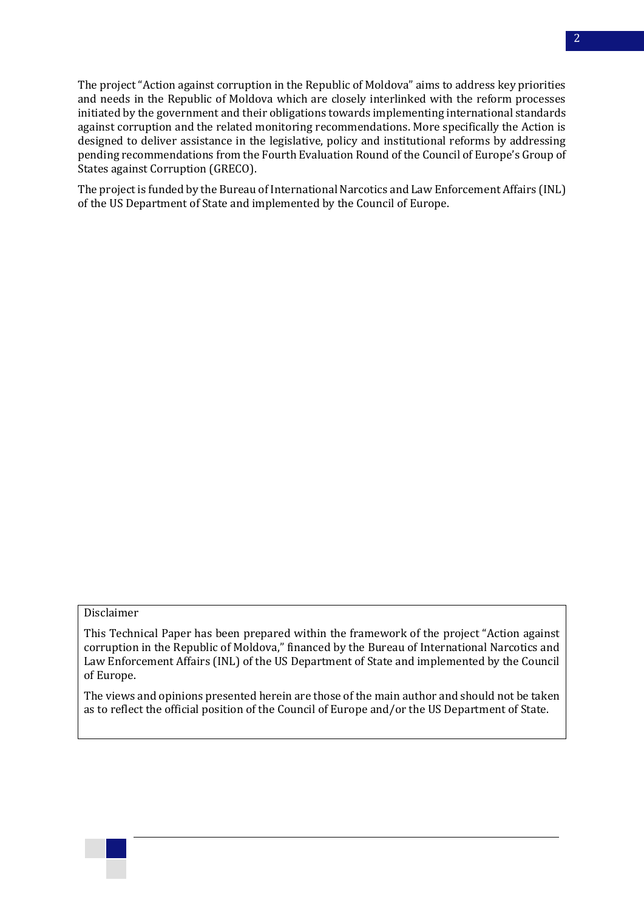The project “Action against corruption in the Republic of Moldova” aims to address key priorities and needs in the Republic of Moldova which are closely interlinked with the reform processes initiated by the government and their obligations towards implementing international standards against corruption and the related monitoring recommendations. More specifically the Action is designed to deliver assistance in the legislative, policy and institutional reforms by addressing pending recommendations from the Fourth Evaluation Round of the Council of Europe’s Group of States against Corruption (GRECO).

The project is funded by the Bureau of International Narcotics and Law Enforcement Affairs (INL) of the US Department of State and implemented by the Council of Europe.

Disclaimer

This Technical Paper has been prepared within the framework of the project “Action against corruption in the Republic of Moldova,” financed by the Bureau of International Narcotics and Law Enforcement Affairs (INL) of the US Department of State and implemented by the Council of Europe.

The views and opinions presented herein are those of the main author and should not be taken as to reflect the official position of the Council of Europe and/or the US Department of State.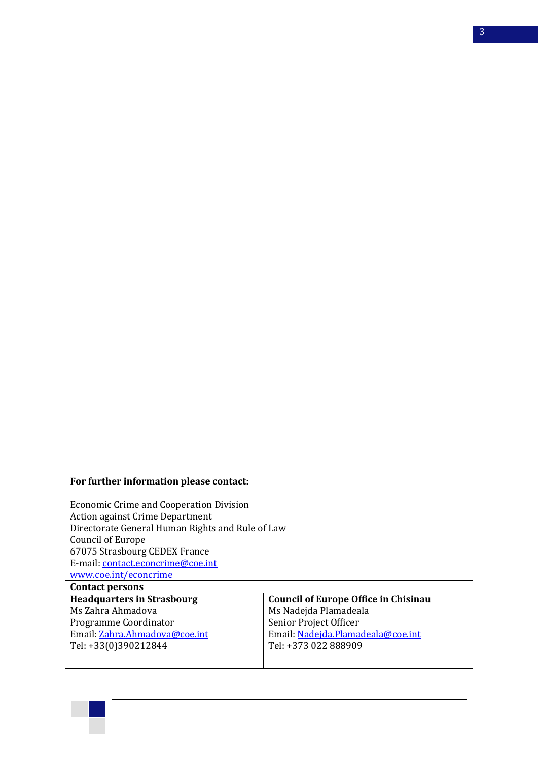**For further information please contact:**

Economic Crime and Cooperation Division
Action against Crime Department
Directorate General Human Rights and Rule of Law
Council of Europe
67075 Strasbourg CEDEX France
E-mail: contact.econcrime@coe.int
www.coe.int/econcrime

**Contact persons**

| | |
|---|---|
| **Headquarters in Strasbourg**<br>Ms Zahra Ahmadova<br>Programme Coordinator<br>Email: Zahra.Ahmadova@coe.int<br>Tel: +33(0)390212844 | **Council of Europe Office in Chisinau**<br>Ms Nadejda Plamadeala<br>Senior Project Officer<br>Email: Nadejda.Plamadeala@coe.int<br>Tel: +373 022 888909 |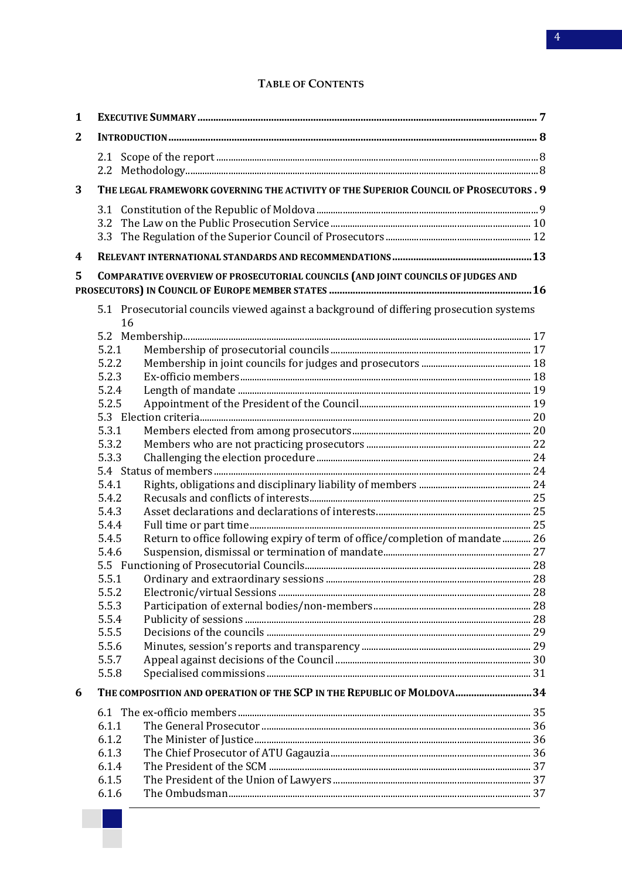# TABLE OF CONTENTS

1 EXECUTIVE SUMMARY ........ 7

2 INTRODUCTION ........ 8

- 2.1 Scope of the report ........ 8
- 2.2 Methodology ........ 8

3 THE LEGAL FRAMEWORK GOVERNING THE ACTIVITY OF THE SUPERIOR COUNCIL OF PROSECUTORS . 9

- 3.1 Constitution of the Republic of Moldova ........ 9
- 3.2 The Law on the Public Prosecution Service ........ 10
- 3.3 The Regulation of the Superior Council of Prosecutors ........ 12

4 RELEVANT INTERNATIONAL STANDARDS AND RECOMMENDATIONS ........ 13

5 COMPARATIVE OVERVIEW OF PROSECUTORIAL COUNCILS (AND JOINT COUNCILS OF JUDGES AND PROSECUTORS) IN COUNCIL OF EUROPE MEMBER STATES ........ 16

- 5.1 Prosecutorial councils viewed against a background of differing prosecution systems 16
- 5.2 Membership ........ 17
  - 5.2.1 Membership of prosecutorial councils ........ 17
  - 5.2.2 Membership in joint councils for judges and prosecutors ........ 18
  - 5.2.3 Ex-officio members ........ 18
  - 5.2.4 Length of mandate ........ 19
  - 5.2.5 Appointment of the President of the Council ........ 19
- 5.3 Election criteria ........ 20
  - 5.3.1 Members elected from among prosecutors ........ 20
  - 5.3.2 Members who are not practicing prosecutors ........ 22
  - 5.3.3 Challenging the election procedure ........ 24
- 5.4 Status of members ........ 24
  - 5.4.1 Rights, obligations and disciplinary liability of members ........ 24
  - 5.4.2 Recusals and conflicts of interests ........ 25
  - 5.4.3 Asset declarations and declarations of interests ........ 25
  - 5.4.4 Full time or part time ........ 25
  - 5.4.5 Return to office following expiry of term of office/completion of mandate ........ 26
  - 5.4.6 Suspension, dismissal or termination of mandate ........ 27
- 5.5 Functioning of Prosecutorial Councils ........ 28
  - 5.5.1 Ordinary and extraordinary sessions ........ 28
  - 5.5.2 Electronic/virtual Sessions ........ 28
  - 5.5.3 Participation of external bodies/non-members ........ 28
  - 5.5.4 Publicity of sessions ........ 28
  - 5.5.5 Decisions of the councils ........ 29
  - 5.5.6 Minutes, session's reports and transparency ........ 29
  - 5.5.7 Appeal against decisions of the Council ........ 30
  - 5.5.8 Specialised commissions ........ 31

6 THE COMPOSITION AND OPERATION OF THE SCP IN THE REPUBLIC OF MOLDOVA ........ 34

- 6.1 The ex-officio members ........ 35
  - 6.1.1 The General Prosecutor ........ 36
  - 6.1.2 The Minister of Justice ........ 36
  - 6.1.3 The Chief Prosecutor of ATU Gagauzia ........ 36
  - 6.1.4 The President of the SCM ........ 37
  - 6.1.5 The President of the Union of Lawyers ........ 37
  - 6.1.6 The Ombudsman ........ 37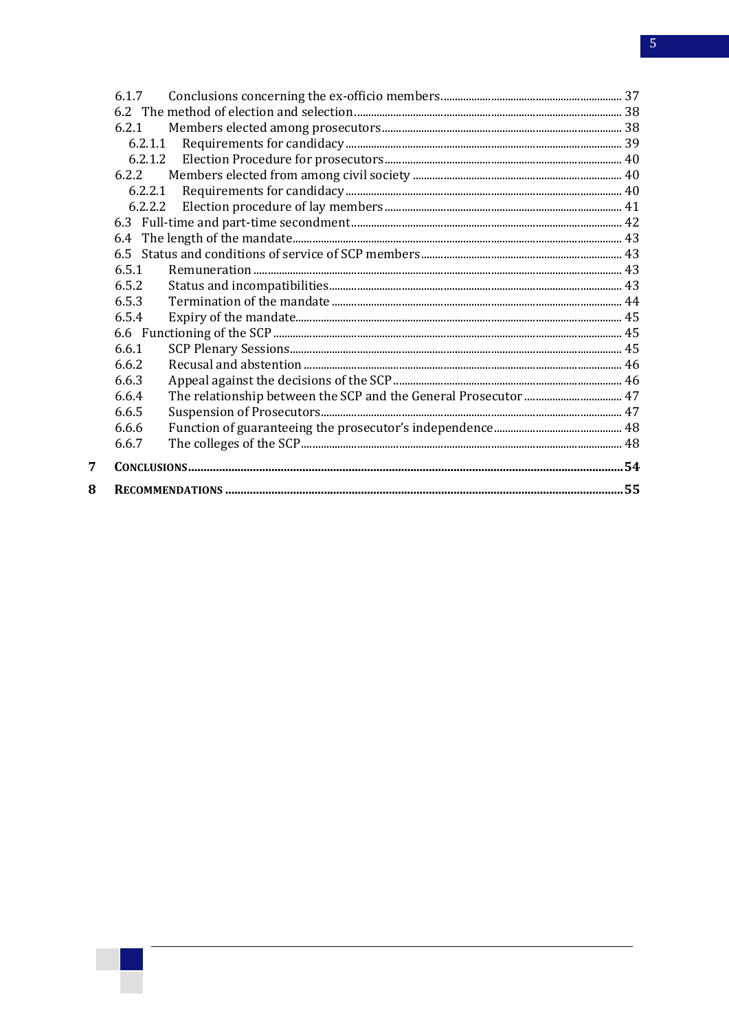6.1.7 Conclusions concerning the ex-officio members ........ 37
6.2 The method of election and selection ........ 38
6.2.1 Members elected among prosecutors ........ 38
6.2.1.1 Requirements for candidacy ........ 39
6.2.1.2 Election Procedure for prosecutors ........ 40
6.2.2 Members elected from among civil society ........ 40
6.2.2.1 Requirements for candidacy ........ 40
6.2.2.2 Election procedure of lay members ........ 41
6.3 Full-time and part-time secondment ........ 42
6.4 The length of the mandate ........ 43
6.5 Status and conditions of service of SCP members ........ 43
6.5.1 Remuneration ........ 43
6.5.2 Status and incompatibilities ........ 43
6.5.3 Termination of the mandate ........ 44
6.5.4 Expiry of the mandate ........ 45
6.6 Functioning of the SCP ........ 45
6.6.1 SCP Plenary Sessions ........ 45
6.6.2 Recusal and abstention ........ 46
6.6.3 Appeal against the decisions of the SCP ........ 46
6.6.4 The relationship between the SCP and the General Prosecutor ........ 47
6.6.5 Suspension of Prosecutors ........ 47
6.6.6 Function of guaranteeing the prosecutor's independence ........ 48
6.6.7 The colleges of the SCP ........ 48

**7 CONCLUSIONS ........ 54**

**8 RECOMMENDATIONS ........ 55**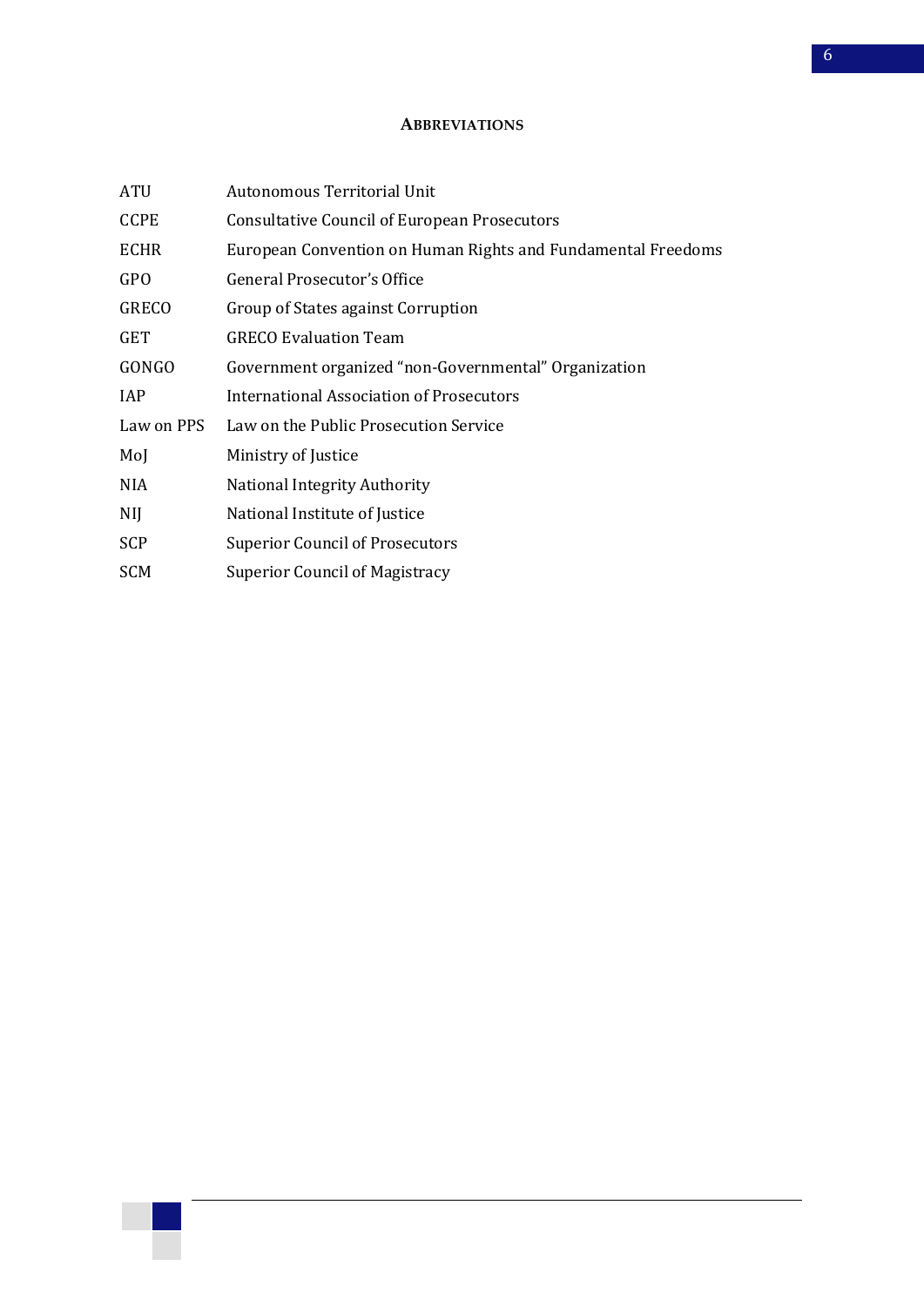# ABBREVIATIONS

| | |
|---|---|
| ATU | Autonomous Territorial Unit |
| CCPE | Consultative Council of European Prosecutors |
| ECHR | European Convention on Human Rights and Fundamental Freedoms |
| GPO | General Prosecutor's Office |
| GRECO | Group of States against Corruption |
| GET | GRECO Evaluation Team |
| GONGO | Government organized "non-Governmental" Organization |
| IAP | International Association of Prosecutors |
| Law on PPS | Law on the Public Prosecution Service |
| MoJ | Ministry of Justice |
| NIA | National Integrity Authority |
| NIJ | National Institute of Justice |
| SCP | Superior Council of Prosecutors |
| SCM | Superior Council of Magistracy |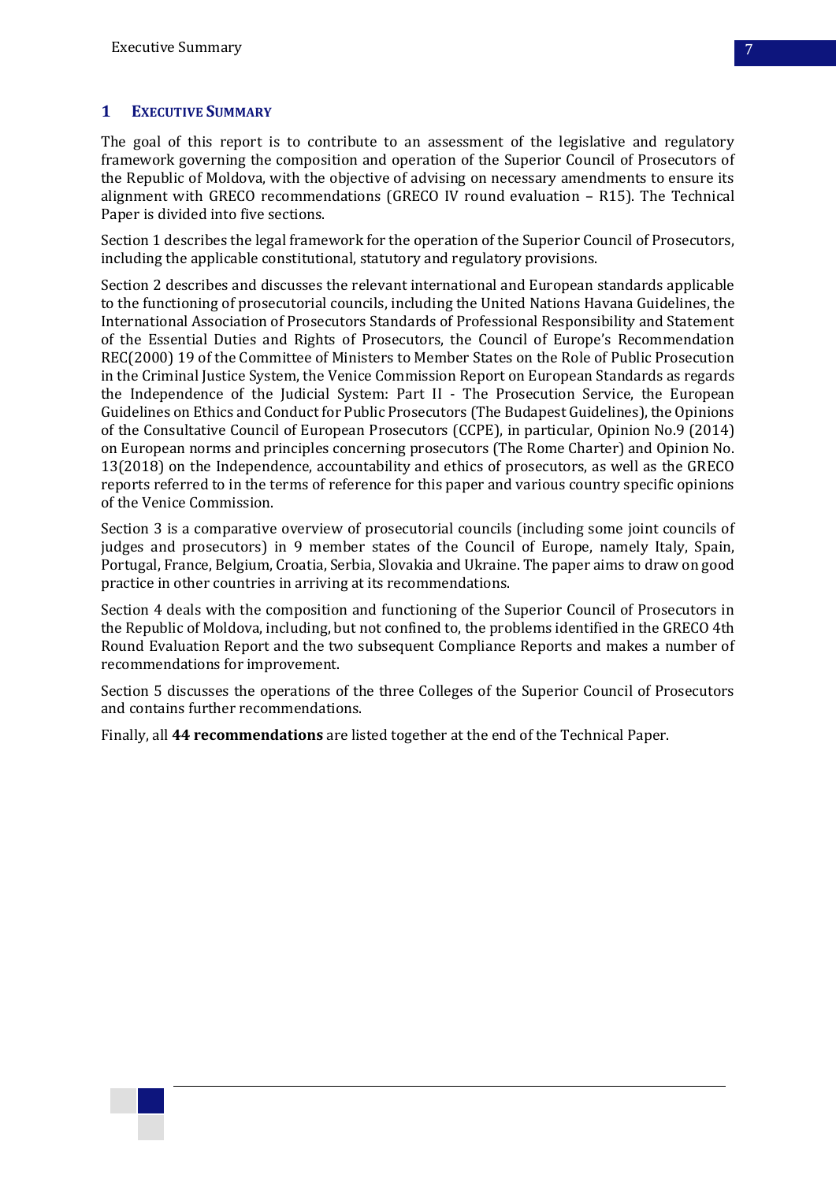# 1 EXECUTIVE SUMMARY

The goal of this report is to contribute to an assessment of the legislative and regulatory framework governing the composition and operation of the Superior Council of Prosecutors of the Republic of Moldova, with the objective of advising on necessary amendments to ensure its alignment with GRECO recommendations (GRECO IV round evaluation – R15). The Technical Paper is divided into five sections.

Section 1 describes the legal framework for the operation of the Superior Council of Prosecutors, including the applicable constitutional, statutory and regulatory provisions.

Section 2 describes and discusses the relevant international and European standards applicable to the functioning of prosecutorial councils, including the United Nations Havana Guidelines, the International Association of Prosecutors Standards of Professional Responsibility and Statement of the Essential Duties and Rights of Prosecutors, the Council of Europe's Recommendation REC(2000) 19 of the Committee of Ministers to Member States on the Role of Public Prosecution in the Criminal Justice System, the Venice Commission Report on European Standards as regards the Independence of the Judicial System: Part II - The Prosecution Service, the European Guidelines on Ethics and Conduct for Public Prosecutors (The Budapest Guidelines), the Opinions of the Consultative Council of European Prosecutors (CCPE), in particular, Opinion No.9 (2014) on European norms and principles concerning prosecutors (The Rome Charter) and Opinion No. 13(2018) on the Independence, accountability and ethics of prosecutors, as well as the GRECO reports referred to in the terms of reference for this paper and various country specific opinions of the Venice Commission.

Section 3 is a comparative overview of prosecutorial councils (including some joint councils of judges and prosecutors) in 9 member states of the Council of Europe, namely Italy, Spain, Portugal, France, Belgium, Croatia, Serbia, Slovakia and Ukraine. The paper aims to draw on good practice in other countries in arriving at its recommendations.

Section 4 deals with the composition and functioning of the Superior Council of Prosecutors in the Republic of Moldova, including, but not confined to, the problems identified in the GRECO 4th Round Evaluation Report and the two subsequent Compliance Reports and makes a number of recommendations for improvement.

Section 5 discusses the operations of the three Colleges of the Superior Council of Prosecutors and contains further recommendations.

Finally, all **44 recommendations** are listed together at the end of the Technical Paper.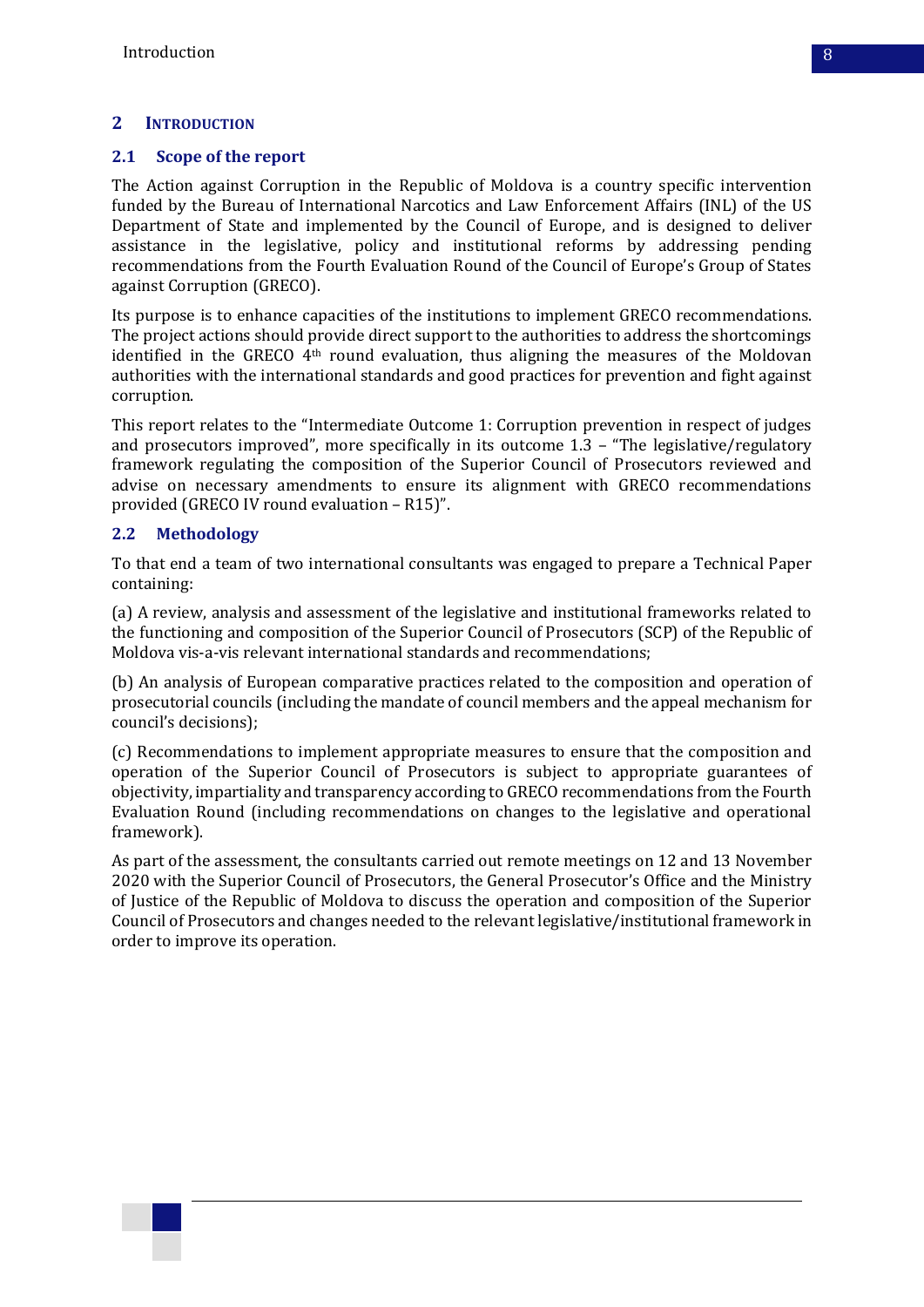## 2 INTRODUCTION

### 2.1 Scope of the report

The Action against Corruption in the Republic of Moldova is a country specific intervention funded by the Bureau of International Narcotics and Law Enforcement Affairs (INL) of the US Department of State and implemented by the Council of Europe, and is designed to deliver assistance in the legislative, policy and institutional reforms by addressing pending recommendations from the Fourth Evaluation Round of the Council of Europe's Group of States against Corruption (GRECO).

Its purpose is to enhance capacities of the institutions to implement GRECO recommendations. The project actions should provide direct support to the authorities to address the shortcomings identified in the GRECO 4th round evaluation, thus aligning the measures of the Moldovan authorities with the international standards and good practices for prevention and fight against corruption.

This report relates to the "Intermediate Outcome 1: Corruption prevention in respect of judges and prosecutors improved", more specifically in its outcome 1.3 – "The legislative/regulatory framework regulating the composition of the Superior Council of Prosecutors reviewed and advise on necessary amendments to ensure its alignment with GRECO recommendations provided (GRECO IV round evaluation – R15)".

### 2.2 Methodology

To that end a team of two international consultants was engaged to prepare a Technical Paper containing:

(a) A review, analysis and assessment of the legislative and institutional frameworks related to the functioning and composition of the Superior Council of Prosecutors (SCP) of the Republic of Moldova vis-a-vis relevant international standards and recommendations;

(b) An analysis of European comparative practices related to the composition and operation of prosecutorial councils (including the mandate of council members and the appeal mechanism for council's decisions);

(c) Recommendations to implement appropriate measures to ensure that the composition and operation of the Superior Council of Prosecutors is subject to appropriate guarantees of objectivity, impartiality and transparency according to GRECO recommendations from the Fourth Evaluation Round (including recommendations on changes to the legislative and operational framework).

As part of the assessment, the consultants carried out remote meetings on 12 and 13 November 2020 with the Superior Council of Prosecutors, the General Prosecutor's Office and the Ministry of Justice of the Republic of Moldova to discuss the operation and composition of the Superior Council of Prosecutors and changes needed to the relevant legislative/institutional framework in order to improve its operation.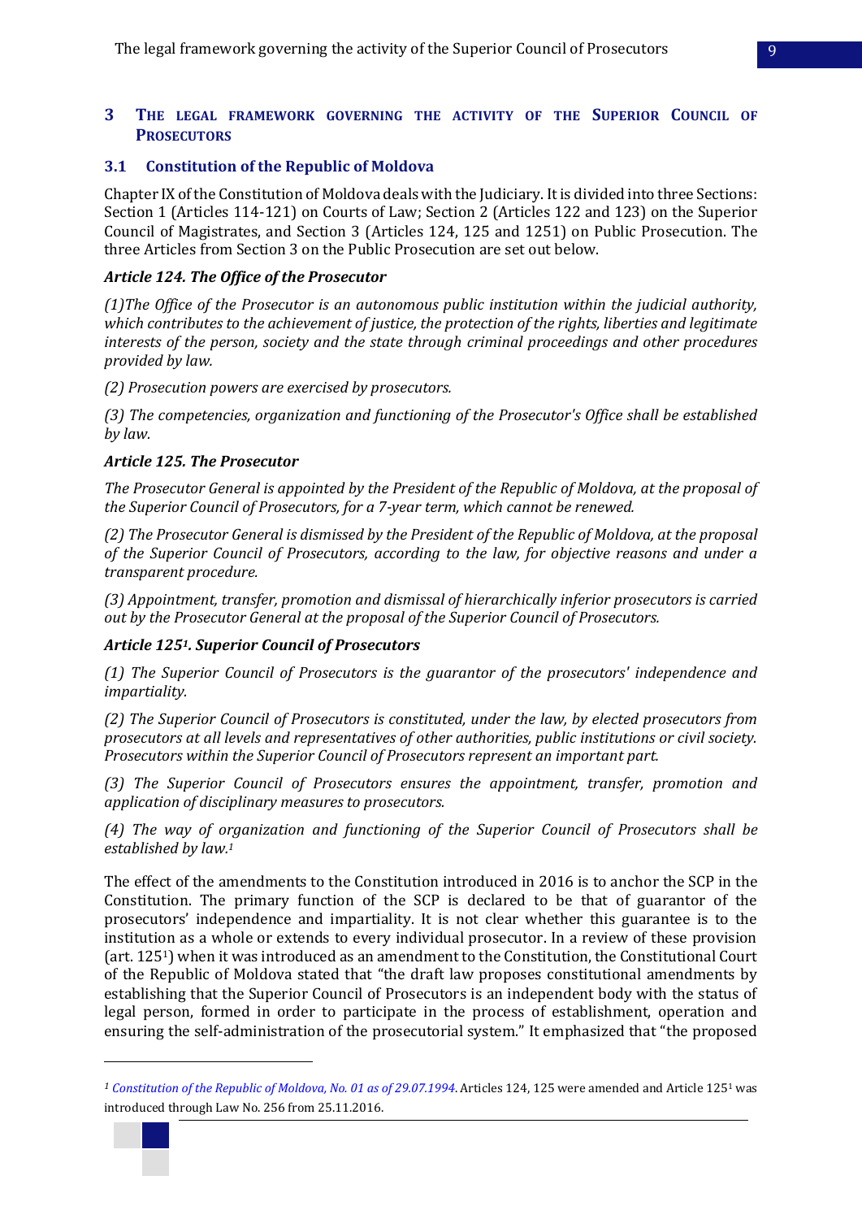# 3 THE LEGAL FRAMEWORK GOVERNING THE ACTIVITY OF THE SUPERIOR COUNCIL OF PROSECUTORS

## 3.1 Constitution of the Republic of Moldova

Chapter IX of the Constitution of Moldova deals with the Judiciary. It is divided into three Sections: Section 1 (Articles 114-121) on Courts of Law; Section 2 (Articles 122 and 123) on the Superior Council of Magistrates, and Section 3 (Articles 124, 125 and 1251) on Public Prosecution. The three Articles from Section 3 on the Public Prosecution are set out below.

***Article 124. The Office of the Prosecutor***

*(1)The Office of the Prosecutor is an autonomous public institution within the judicial authority, which contributes to the achievement of justice, the protection of the rights, liberties and legitimate interests of the person, society and the state through criminal proceedings and other procedures provided by law.*

*(2) Prosecution powers are exercised by prosecutors.*

*(3) The competencies, organization and functioning of the Prosecutor's Office shall be established by law.*

***Article 125. The Prosecutor***

*The Prosecutor General is appointed by the President of the Republic of Moldova, at the proposal of the Superior Council of Prosecutors, for a 7-year term, which cannot be renewed.*

*(2) The Prosecutor General is dismissed by the President of the Republic of Moldova, at the proposal of the Superior Council of Prosecutors, according to the law, for objective reasons and under a transparent procedure.*

*(3) Appointment, transfer, promotion and dismissal of hierarchically inferior prosecutors is carried out by the Prosecutor General at the proposal of the Superior Council of Prosecutors.*

***Article 125[1]. Superior Council of Prosecutors***

*(1) The Superior Council of Prosecutors is the guarantor of the prosecutors' independence and impartiality.*

*(2) The Superior Council of Prosecutors is constituted, under the law, by elected prosecutors from prosecutors at all levels and representatives of other authorities, public institutions or civil society. Prosecutors within the Superior Council of Prosecutors represent an important part.*

*(3) The Superior Council of Prosecutors ensures the appointment, transfer, promotion and application of disciplinary measures to prosecutors.*

*(4) The way of organization and functioning of the Superior Council of Prosecutors shall be established by law.[1]*

The effect of the amendments to the Constitution introduced in 2016 is to anchor the SCP in the Constitution. The primary function of the SCP is declared to be that of guarantor of the prosecutors' independence and impartiality. It is not clear whether this guarantee is to the institution as a whole or extends to every individual prosecutor. In a review of these provision (art. 125[1]) when it was introduced as an amendment to the Constitution, the Constitutional Court of the Republic of Moldova stated that "the draft law proposes constitutional amendments by establishing that the Superior Council of Prosecutors is an independent body with the status of legal person, formed in order to participate in the process of establishment, operation and ensuring the self-administration of the prosecutorial system." It emphasized that "the proposed

---

[1] *Constitution of the Republic of Moldova, No. 01 as of 29.07.1994.* Articles 124, 125 were amended and Article 125[1] was introduced through Law No. 256 from 25.11.2016.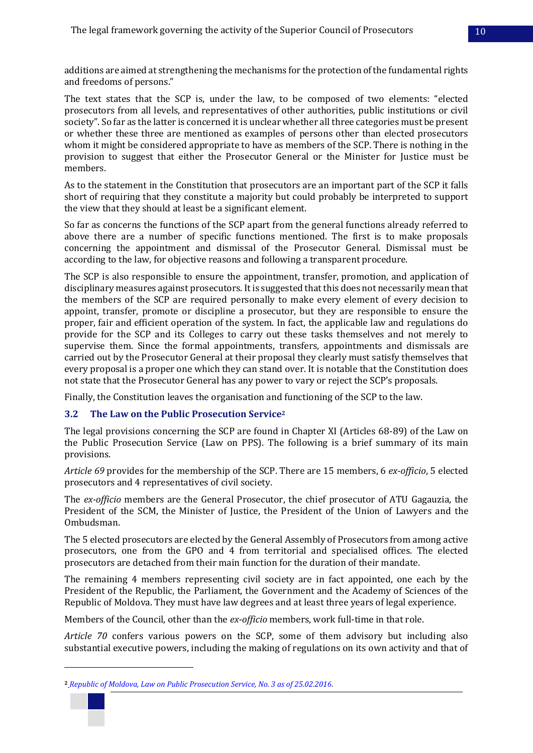additions are aimed at strengthening the mechanisms for the protection of the fundamental rights and freedoms of persons."

The text states that the SCP is, under the law, to be composed of two elements: "elected prosecutors from all levels, and representatives of other authorities, public institutions or civil society". So far as the latter is concerned it is unclear whether all three categories must be present or whether these three are mentioned as examples of persons other than elected prosecutors whom it might be considered appropriate to have as members of the SCP. There is nothing in the provision to suggest that either the Prosecutor General or the Minister for Justice must be members.

As to the statement in the Constitution that prosecutors are an important part of the SCP it falls short of requiring that they constitute a majority but could probably be interpreted to support the view that they should at least be a significant element.

So far as concerns the functions of the SCP apart from the general functions already referred to above there are a number of specific functions mentioned. The first is to make proposals concerning the appointment and dismissal of the Prosecutor General. Dismissal must be according to the law, for objective reasons and following a transparent procedure.

The SCP is also responsible to ensure the appointment, transfer, promotion, and application of disciplinary measures against prosecutors. It is suggested that this does not necessarily mean that the members of the SCP are required personally to make every element of every decision to appoint, transfer, promote or discipline a prosecutor, but they are responsible to ensure the proper, fair and efficient operation of the system. In fact, the applicable law and regulations do provide for the SCP and its Colleges to carry out these tasks themselves and not merely to supervise them. Since the formal appointments, transfers, appointments and dismissals are carried out by the Prosecutor General at their proposal they clearly must satisfy themselves that every proposal is a proper one which they can stand over. It is notable that the Constitution does not state that the Prosecutor General has any power to vary or reject the SCP's proposals.

Finally, the Constitution leaves the organisation and functioning of the SCP to the law.

### 3.2 The Law on the Public Prosecution Service[2]

The legal provisions concerning the SCP are found in Chapter XI (Articles 68-89) of the Law on the Public Prosecution Service (Law on PPS). The following is a brief summary of its main provisions.

*Article 69* provides for the membership of the SCP. There are 15 members, 6 *ex-officio*, 5 elected prosecutors and 4 representatives of civil society.

The *ex-officio* members are the General Prosecutor, the chief prosecutor of ATU Gagauzia, the President of the SCM, the Minister of Justice, the President of the Union of Lawyers and the Ombudsman.

The 5 elected prosecutors are elected by the General Assembly of Prosecutors from among active prosecutors, one from the GPO and 4 from territorial and specialised offices. The elected prosecutors are detached from their main function for the duration of their mandate.

The remaining 4 members representing civil society are in fact appointed, one each by the President of the Republic, the Parliament, the Government and the Academy of Sciences of the Republic of Moldova. They must have law degrees and at least three years of legal experience.

Members of the Council, other than the *ex-officio* members, work full-time in that role.

*Article 70* confers various powers on the SCP, some of them advisory but including also substantial executive powers, including the making of regulations on its own activity and that of

---

[2] *Republic of Moldova, Law on Public Prosecution Service, No. 3 as of 25.02.2016.*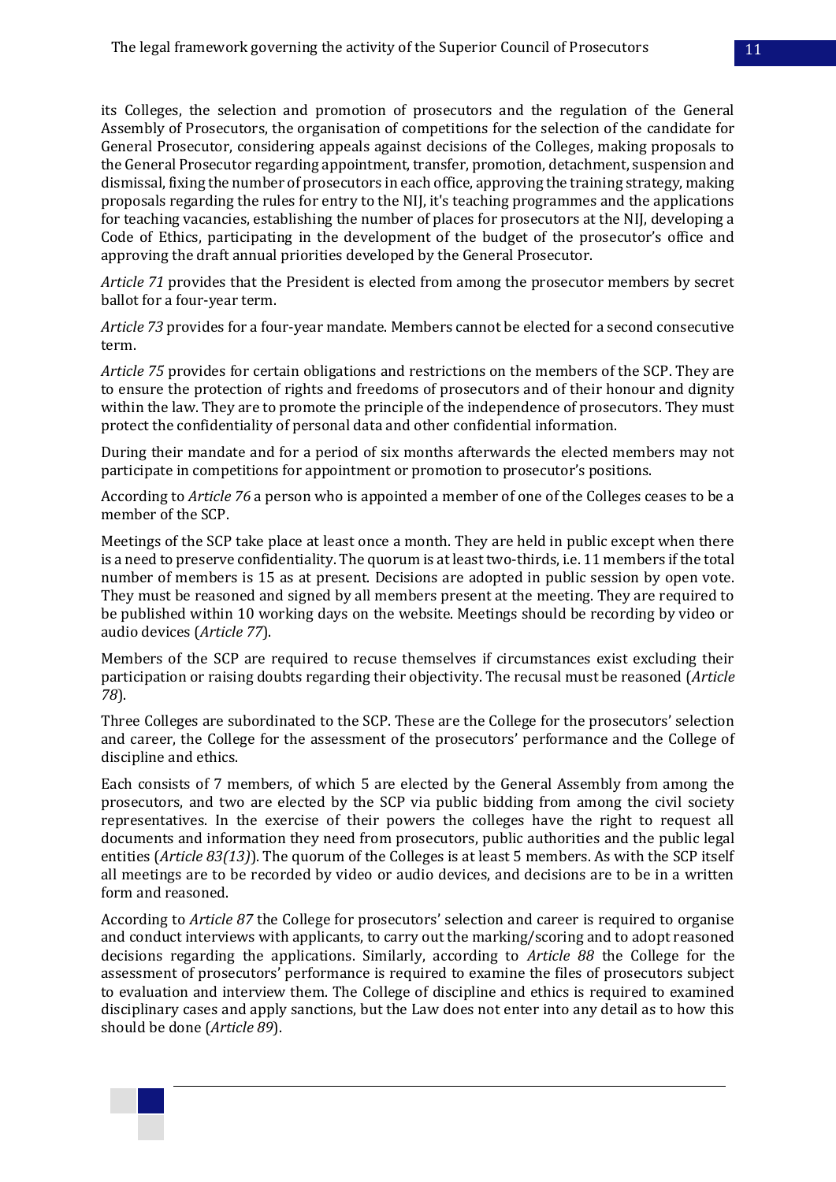its Colleges, the selection and promotion of prosecutors and the regulation of the General Assembly of Prosecutors, the organisation of competitions for the selection of the candidate for General Prosecutor, considering appeals against decisions of the Colleges, making proposals to the General Prosecutor regarding appointment, transfer, promotion, detachment, suspension and dismissal, fixing the number of prosecutors in each office, approving the training strategy, making proposals regarding the rules for entry to the NIJ, it's teaching programmes and the applications for teaching vacancies, establishing the number of places for prosecutors at the NIJ, developing a Code of Ethics, participating in the development of the budget of the prosecutor's office and approving the draft annual priorities developed by the General Prosecutor.

*Article 71* provides that the President is elected from among the prosecutor members by secret ballot for a four-year term.

*Article 73* provides for a four-year mandate. Members cannot be elected for a second consecutive term.

*Article 75* provides for certain obligations and restrictions on the members of the SCP. They are to ensure the protection of rights and freedoms of prosecutors and of their honour and dignity within the law. They are to promote the principle of the independence of prosecutors. They must protect the confidentiality of personal data and other confidential information.

During their mandate and for a period of six months afterwards the elected members may not participate in competitions for appointment or promotion to prosecutor's positions.

According to *Article 76* a person who is appointed a member of one of the Colleges ceases to be a member of the SCP.

Meetings of the SCP take place at least once a month. They are held in public except when there is a need to preserve confidentiality. The quorum is at least two-thirds, i.e. 11 members if the total number of members is 15 as at present. Decisions are adopted in public session by open vote. They must be reasoned and signed by all members present at the meeting. They are required to be published within 10 working days on the website. Meetings should be recording by video or audio devices (*Article 77*).

Members of the SCP are required to recuse themselves if circumstances exist excluding their participation or raising doubts regarding their objectivity. The recusal must be reasoned (*Article 78*).

Three Colleges are subordinated to the SCP. These are the College for the prosecutors' selection and career, the College for the assessment of the prosecutors' performance and the College of discipline and ethics.

Each consists of 7 members, of which 5 are elected by the General Assembly from among the prosecutors, and two are elected by the SCP via public bidding from among the civil society representatives. In the exercise of their powers the colleges have the right to request all documents and information they need from prosecutors, public authorities and the public legal entities (*Article 83(13)*). The quorum of the Colleges is at least 5 members. As with the SCP itself all meetings are to be recorded by video or audio devices, and decisions are to be in a written form and reasoned.

According to *Article 87* the College for prosecutors' selection and career is required to organise and conduct interviews with applicants, to carry out the marking/scoring and to adopt reasoned decisions regarding the applications. Similarly, according to *Article 88* the College for the assessment of prosecutors' performance is required to examine the files of prosecutors subject to evaluation and interview them. The College of discipline and ethics is required to examined disciplinary cases and apply sanctions, but the Law does not enter into any detail as to how this should be done (*Article 89*).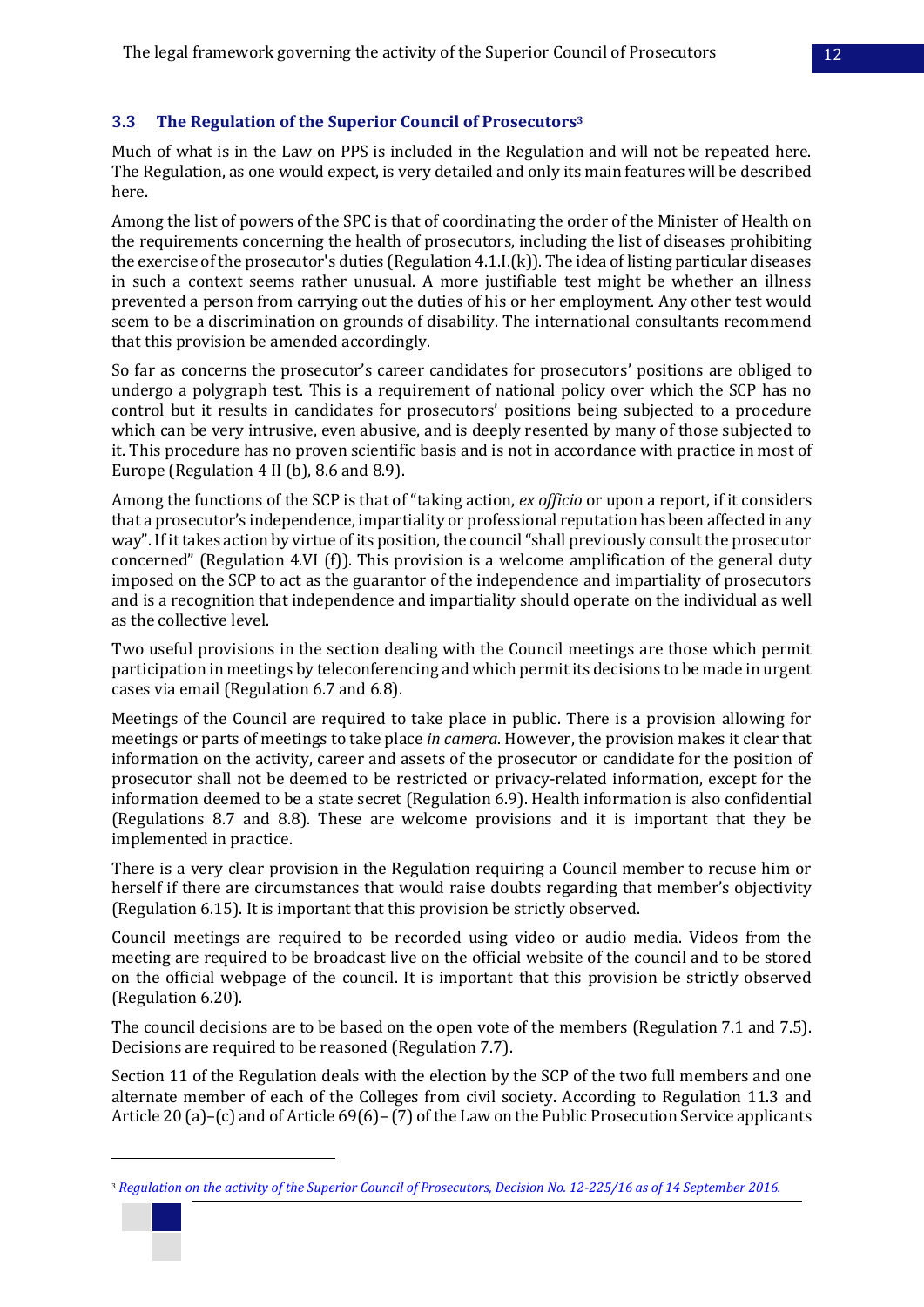### 3.3 The Regulation of the Superior Council of Prosecutors[3]

Much of what is in the Law on PPS is included in the Regulation and will not be repeated here. The Regulation, as one would expect, is very detailed and only its main features will be described here.

Among the list of powers of the SPC is that of coordinating the order of the Minister of Health on the requirements concerning the health of prosecutors, including the list of diseases prohibiting the exercise of the prosecutor's duties (Regulation 4.1.I.(k)). The idea of listing particular diseases in such a context seems rather unusual. A more justifiable test might be whether an illness prevented a person from carrying out the duties of his or her employment. Any other test would seem to be a discrimination on grounds of disability. The international consultants recommend that this provision be amended accordingly.

So far as concerns the prosecutor's career candidates for prosecutors' positions are obliged to undergo a polygraph test. This is a requirement of national policy over which the SCP has no control but it results in candidates for prosecutors' positions being subjected to a procedure which can be very intrusive, even abusive, and is deeply resented by many of those subjected to it. This procedure has no proven scientific basis and is not in accordance with practice in most of Europe (Regulation 4 II (b), 8.6 and 8.9).

Among the functions of the SCP is that of "taking action, *ex officio* or upon a report, if it considers that a prosecutor's independence, impartiality or professional reputation has been affected in any way". If it takes action by virtue of its position, the council "shall previously consult the prosecutor concerned" (Regulation 4.VI (f)). This provision is a welcome amplification of the general duty imposed on the SCP to act as the guarantor of the independence and impartiality of prosecutors and is a recognition that independence and impartiality should operate on the individual as well as the collective level.

Two useful provisions in the section dealing with the Council meetings are those which permit participation in meetings by teleconferencing and which permit its decisions to be made in urgent cases via email (Regulation 6.7 and 6.8).

Meetings of the Council are required to take place in public. There is a provision allowing for meetings or parts of meetings to take place *in camera*. However, the provision makes it clear that information on the activity, career and assets of the prosecutor or candidate for the position of prosecutor shall not be deemed to be restricted or privacy-related information, except for the information deemed to be a state secret (Regulation 6.9). Health information is also confidential (Regulations 8.7 and 8.8). These are welcome provisions and it is important that they be implemented in practice.

There is a very clear provision in the Regulation requiring a Council member to recuse him or herself if there are circumstances that would raise doubts regarding that member's objectivity (Regulation 6.15). It is important that this provision be strictly observed.

Council meetings are required to be recorded using video or audio media. Videos from the meeting are required to be broadcast live on the official website of the council and to be stored on the official webpage of the council. It is important that this provision be strictly observed (Regulation 6.20).

The council decisions are to be based on the open vote of the members (Regulation 7.1 and 7.5). Decisions are required to be reasoned (Regulation 7.7).

Section 11 of the Regulation deals with the election by the SCP of the two full members and one alternate member of each of the Colleges from civil society. According to Regulation 11.3 and Article 20 (a)–(c) and of Article 69(6)– (7) of the Law on the Public Prosecution Service applicants

[3] *Regulation on the activity of the Superior Council of Prosecutors, Decision No. 12-225/16 as of 14 September 2016.*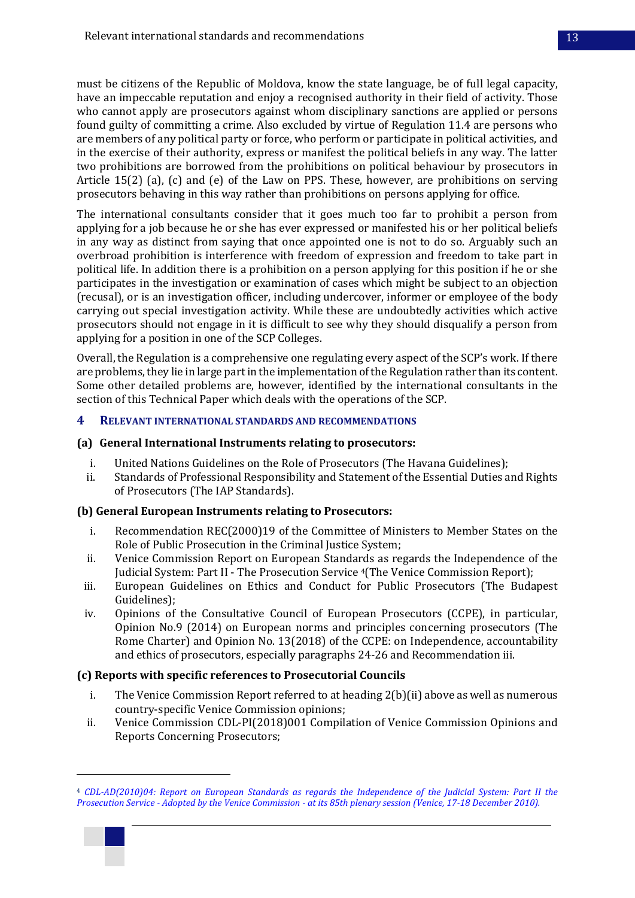must be citizens of the Republic of Moldova, know the state language, be of full legal capacity, have an impeccable reputation and enjoy a recognised authority in their field of activity. Those who cannot apply are prosecutors against whom disciplinary sanctions are applied or persons found guilty of committing a crime. Also excluded by virtue of Regulation 11.4 are persons who are members of any political party or force, who perform or participate in political activities, and in the exercise of their authority, express or manifest the political beliefs in any way. The latter two prohibitions are borrowed from the prohibitions on political behaviour by prosecutors in Article 15(2) (a), (c) and (e) of the Law on PPS. These, however, are prohibitions on serving prosecutors behaving in this way rather than prohibitions on persons applying for office.

The international consultants consider that it goes much too far to prohibit a person from applying for a job because he or she has ever expressed or manifested his or her political beliefs in any way as distinct from saying that once appointed one is not to do so. Arguably such an overbroad prohibition is interference with freedom of expression and freedom to take part in political life. In addition there is a prohibition on a person applying for this position if he or she participates in the investigation or examination of cases which might be subject to an objection (recusal), or is an investigation officer, including undercover, informer or employee of the body carrying out special investigation activity. While these are undoubtedly activities which active prosecutors should not engage in it is difficult to see why they should disqualify a person from applying for a position in one of the SCP Colleges.

Overall, the Regulation is a comprehensive one regulating every aspect of the SCP's work. If there are problems, they lie in large part in the implementation of the Regulation rather than its content. Some other detailed problems are, however, identified by the international consultants in the section of this Technical Paper which deals with the operations of the SCP.

## 4 RELEVANT INTERNATIONAL STANDARDS AND RECOMMENDATIONS

### (a) General International Instruments relating to prosecutors:

i. United Nations Guidelines on the Role of Prosecutors (The Havana Guidelines);
ii. Standards of Professional Responsibility and Statement of the Essential Duties and Rights of Prosecutors (The IAP Standards).

### (b) General European Instruments relating to Prosecutors:

i. Recommendation REC(2000)19 of the Committee of Ministers to Member States on the Role of Public Prosecution in the Criminal Justice System;
ii. Venice Commission Report on European Standards as regards the Independence of the Judicial System: Part II - The Prosecution Service [4](The Venice Commission Report);
iii. European Guidelines on Ethics and Conduct for Public Prosecutors (The Budapest Guidelines);
iv. Opinions of the Consultative Council of European Prosecutors (CCPE), in particular, Opinion No.9 (2014) on European norms and principles concerning prosecutors (The Rome Charter) and Opinion No. 13(2018) of the CCPE: on Independence, accountability and ethics of prosecutors, especially paragraphs 24-26 and Recommendation iii.

### (c) Reports with specific references to Prosecutorial Councils

i. The Venice Commission Report referred to at heading 2(b)(ii) above as well as numerous country-specific Venice Commission opinions;
ii. Venice Commission CDL-PI(2018)001 Compilation of Venice Commission Opinions and Reports Concerning Prosecutors;

---

[4] *CDL-AD(2010)04: Report on European Standards as regards the Independence of the Judicial System: Part II the Prosecution Service - Adopted by the Venice Commission - at its 85th plenary session (Venice, 17-18 December 2010).*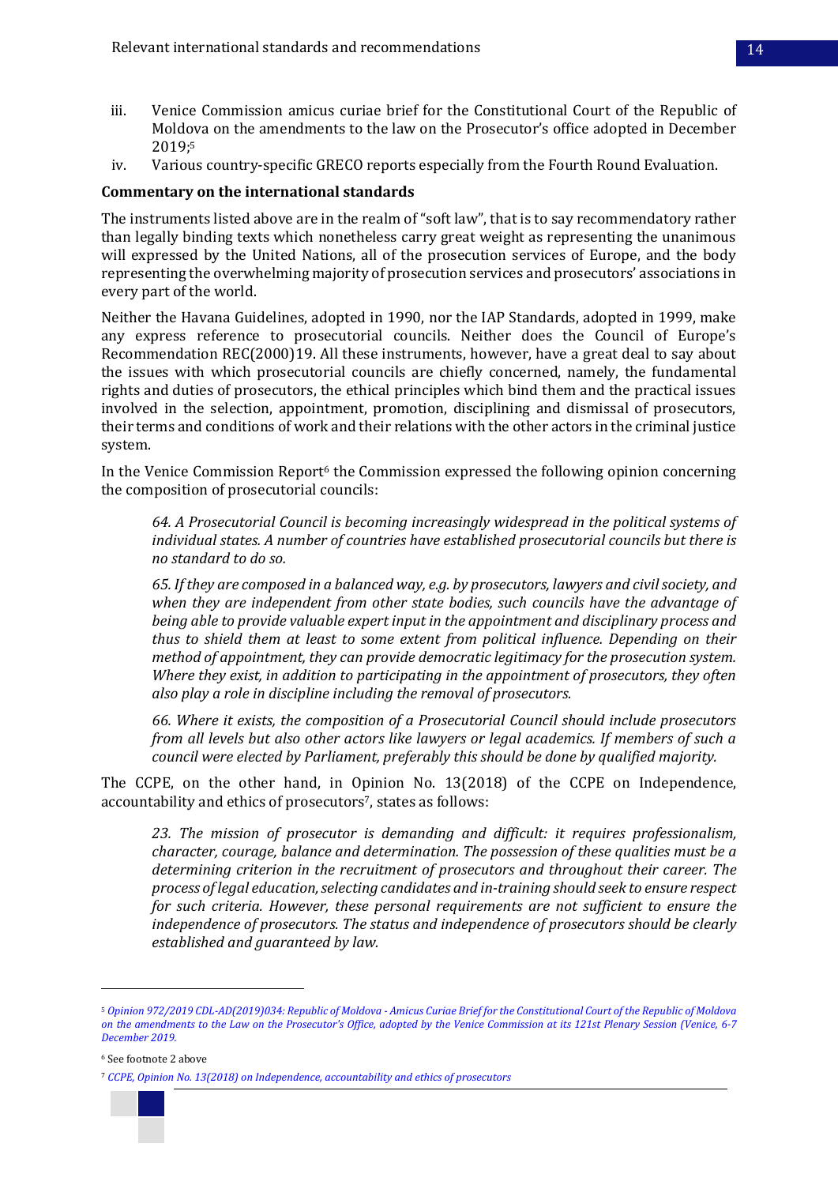iii. Venice Commission amicus curiae brief for the Constitutional Court of the Republic of Moldova on the amendments to the law on the Prosecutor's office adopted in December 2019;[5]

iv. Various country-specific GRECO reports especially from the Fourth Round Evaluation.

**Commentary on the international standards**

The instruments listed above are in the realm of "soft law", that is to say recommendatory rather than legally binding texts which nonetheless carry great weight as representing the unanimous will expressed by the United Nations, all of the prosecution services of Europe, and the body representing the overwhelming majority of prosecution services and prosecutors' associations in every part of the world.

Neither the Havana Guidelines, adopted in 1990, nor the IAP Standards, adopted in 1999, make any express reference to prosecutorial councils. Neither does the Council of Europe's Recommendation REC(2000)19. All these instruments, however, have a great deal to say about the issues with which prosecutorial councils are chiefly concerned, namely, the fundamental rights and duties of prosecutors, the ethical principles which bind them and the practical issues involved in the selection, appointment, promotion, disciplining and dismissal of prosecutors, their terms and conditions of work and their relations with the other actors in the criminal justice system.

In the Venice Commission Report[6] the Commission expressed the following opinion concerning the composition of prosecutorial councils:

> *64. A Prosecutorial Council is becoming increasingly widespread in the political systems of individual states. A number of countries have established prosecutorial councils but there is no standard to do so.*
>
> *65. If they are composed in a balanced way, e.g. by prosecutors, lawyers and civil society, and when they are independent from other state bodies, such councils have the advantage of being able to provide valuable expert input in the appointment and disciplinary process and thus to shield them at least to some extent from political influence. Depending on their method of appointment, they can provide democratic legitimacy for the prosecution system. Where they exist, in addition to participating in the appointment of prosecutors, they often also play a role in discipline including the removal of prosecutors.*
>
> *66. Where it exists, the composition of a Prosecutorial Council should include prosecutors from all levels but also other actors like lawyers or legal academics. If members of such a council were elected by Parliament, preferably this should be done by qualified majority.*

The CCPE, on the other hand, in Opinion No. 13(2018) of the CCPE on Independence, accountability and ethics of prosecutors[7], states as follows:

> *23. The mission of prosecutor is demanding and difficult: it requires professionalism, character, courage, balance and determination. The possession of these qualities must be a determining criterion in the recruitment of prosecutors and throughout their career. The process of legal education, selecting candidates and in-training should seek to ensure respect for such criteria. However, these personal requirements are not sufficient to ensure the independence of prosecutors. The status and independence of prosecutors should be clearly established and guaranteed by law.*

---

[5] *Opinion 972/2019 CDL-AD(2019)034: Republic of Moldova - Amicus Curiae Brief for the Constitutional Court of the Republic of Moldova on the amendments to the Law on the Prosecutor's Office, adopted by the Venice Commission at its 121st Plenary Session (Venice, 6-7 December 2019.*

[6] See footnote 2 above

[7] *CCPE, Opinion No. 13(2018) on Independence, accountability and ethics of prosecutors*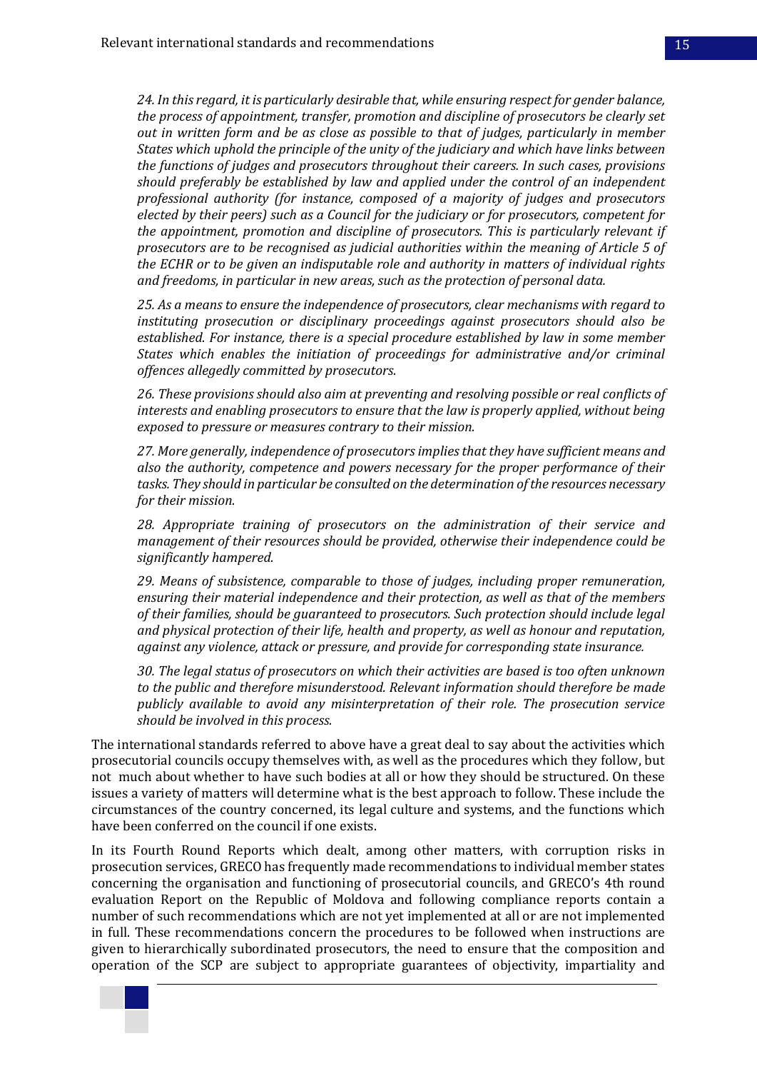*24. In this regard, it is particularly desirable that, while ensuring respect for gender balance, the process of appointment, transfer, promotion and discipline of prosecutors be clearly set out in written form and be as close as possible to that of judges, particularly in member States which uphold the principle of the unity of the judiciary and which have links between the functions of judges and prosecutors throughout their careers. In such cases, provisions should preferably be established by law and applied under the control of an independent professional authority (for instance, composed of a majority of judges and prosecutors elected by their peers) such as a Council for the judiciary or for prosecutors, competent for the appointment, promotion and discipline of prosecutors. This is particularly relevant if prosecutors are to be recognised as judicial authorities within the meaning of Article 5 of the ECHR or to be given an indisputable role and authority in matters of individual rights and freedoms, in particular in new areas, such as the protection of personal data.*

*25. As a means to ensure the independence of prosecutors, clear mechanisms with regard to instituting prosecution or disciplinary proceedings against prosecutors should also be established. For instance, there is a special procedure established by law in some member States which enables the initiation of proceedings for administrative and/or criminal offences allegedly committed by prosecutors.*

*26. These provisions should also aim at preventing and resolving possible or real conflicts of interests and enabling prosecutors to ensure that the law is properly applied, without being exposed to pressure or measures contrary to their mission.*

*27. More generally, independence of prosecutors implies that they have sufficient means and also the authority, competence and powers necessary for the proper performance of their tasks. They should in particular be consulted on the determination of the resources necessary for their mission.*

*28. Appropriate training of prosecutors on the administration of their service and management of their resources should be provided, otherwise their independence could be significantly hampered.*

*29. Means of subsistence, comparable to those of judges, including proper remuneration, ensuring their material independence and their protection, as well as that of the members of their families, should be guaranteed to prosecutors. Such protection should include legal and physical protection of their life, health and property, as well as honour and reputation, against any violence, attack or pressure, and provide for corresponding state insurance.*

*30. The legal status of prosecutors on which their activities are based is too often unknown to the public and therefore misunderstood. Relevant information should therefore be made publicly available to avoid any misinterpretation of their role. The prosecution service should be involved in this process.*

The international standards referred to above have a great deal to say about the activities which prosecutorial councils occupy themselves with, as well as the procedures which they follow, but not much about whether to have such bodies at all or how they should be structured. On these issues a variety of matters will determine what is the best approach to follow. These include the circumstances of the country concerned, its legal culture and systems, and the functions which have been conferred on the council if one exists.

In its Fourth Round Reports which dealt, among other matters, with corruption risks in prosecution services, GRECO has frequently made recommendations to individual member states concerning the organisation and functioning of prosecutorial councils, and GRECO's 4th round evaluation Report on the Republic of Moldova and following compliance reports contain a number of such recommendations which are not yet implemented at all or are not implemented in full. These recommendations concern the procedures to be followed when instructions are given to hierarchically subordinated prosecutors, the need to ensure that the composition and operation of the SCP are subject to appropriate guarantees of objectivity, impartiality and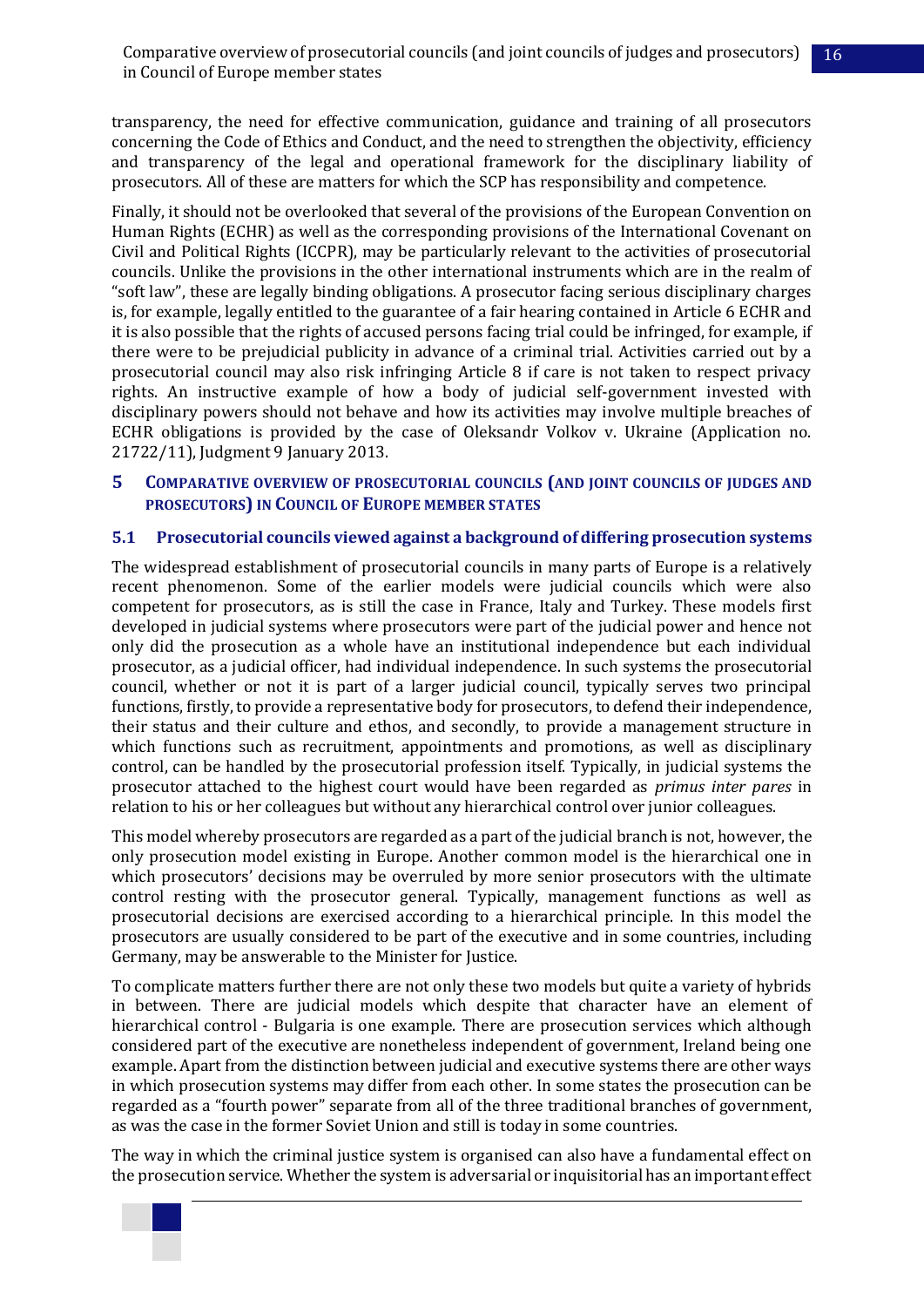transparency, the need for effective communication, guidance and training of all prosecutors concerning the Code of Ethics and Conduct, and the need to strengthen the objectivity, efficiency and transparency of the legal and operational framework for the disciplinary liability of prosecutors. All of these are matters for which the SCP has responsibility and competence.

Finally, it should not be overlooked that several of the provisions of the European Convention on Human Rights (ECHR) as well as the corresponding provisions of the International Covenant on Civil and Political Rights (ICCPR), may be particularly relevant to the activities of prosecutorial councils. Unlike the provisions in the other international instruments which are in the realm of "soft law", these are legally binding obligations. A prosecutor facing serious disciplinary charges is, for example, legally entitled to the guarantee of a fair hearing contained in Article 6 ECHR and it is also possible that the rights of accused persons facing trial could be infringed, for example, if there were to be prejudicial publicity in advance of a criminal trial. Activities carried out by a prosecutorial council may also risk infringing Article 8 if care is not taken to respect privacy rights. An instructive example of how a body of judicial self-government invested with disciplinary powers should not behave and how its activities may involve multiple breaches of ECHR obligations is provided by the case of Oleksandr Volkov v. Ukraine (Application no. 21722/11), Judgment 9 January 2013.

# 5 Comparative overview of prosecutorial councils (and joint councils of judges and prosecutors) in Council of Europe member states

## 5.1 Prosecutorial councils viewed against a background of differing prosecution systems

The widespread establishment of prosecutorial councils in many parts of Europe is a relatively recent phenomenon. Some of the earlier models were judicial councils which were also competent for prosecutors, as is still the case in France, Italy and Turkey. These models first developed in judicial systems where prosecutors were part of the judicial power and hence not only did the prosecution as a whole have an institutional independence but each individual prosecutor, as a judicial officer, had individual independence. In such systems the prosecutorial council, whether or not it is part of a larger judicial council, typically serves two principal functions, firstly, to provide a representative body for prosecutors, to defend their independence, their status and their culture and ethos, and secondly, to provide a management structure in which functions such as recruitment, appointments and promotions, as well as disciplinary control, can be handled by the prosecutorial profession itself. Typically, in judicial systems the prosecutor attached to the highest court would have been regarded as *primus inter pares* in relation to his or her colleagues but without any hierarchical control over junior colleagues.

This model whereby prosecutors are regarded as a part of the judicial branch is not, however, the only prosecution model existing in Europe. Another common model is the hierarchical one in which prosecutors' decisions may be overruled by more senior prosecutors with the ultimate control resting with the prosecutor general. Typically, management functions as well as prosecutorial decisions are exercised according to a hierarchical principle. In this model the prosecutors are usually considered to be part of the executive and in some countries, including Germany, may be answerable to the Minister for Justice.

To complicate matters further there are not only these two models but quite a variety of hybrids in between. There are judicial models which despite that character have an element of hierarchical control - Bulgaria is one example. There are prosecution services which although considered part of the executive are nonetheless independent of government, Ireland being one example. Apart from the distinction between judicial and executive systems there are other ways in which prosecution systems may differ from each other. In some states the prosecution can be regarded as a "fourth power" separate from all of the three traditional branches of government, as was the case in the former Soviet Union and still is today in some countries.

The way in which the criminal justice system is organised can also have a fundamental effect on the prosecution service. Whether the system is adversarial or inquisitorial has an important effect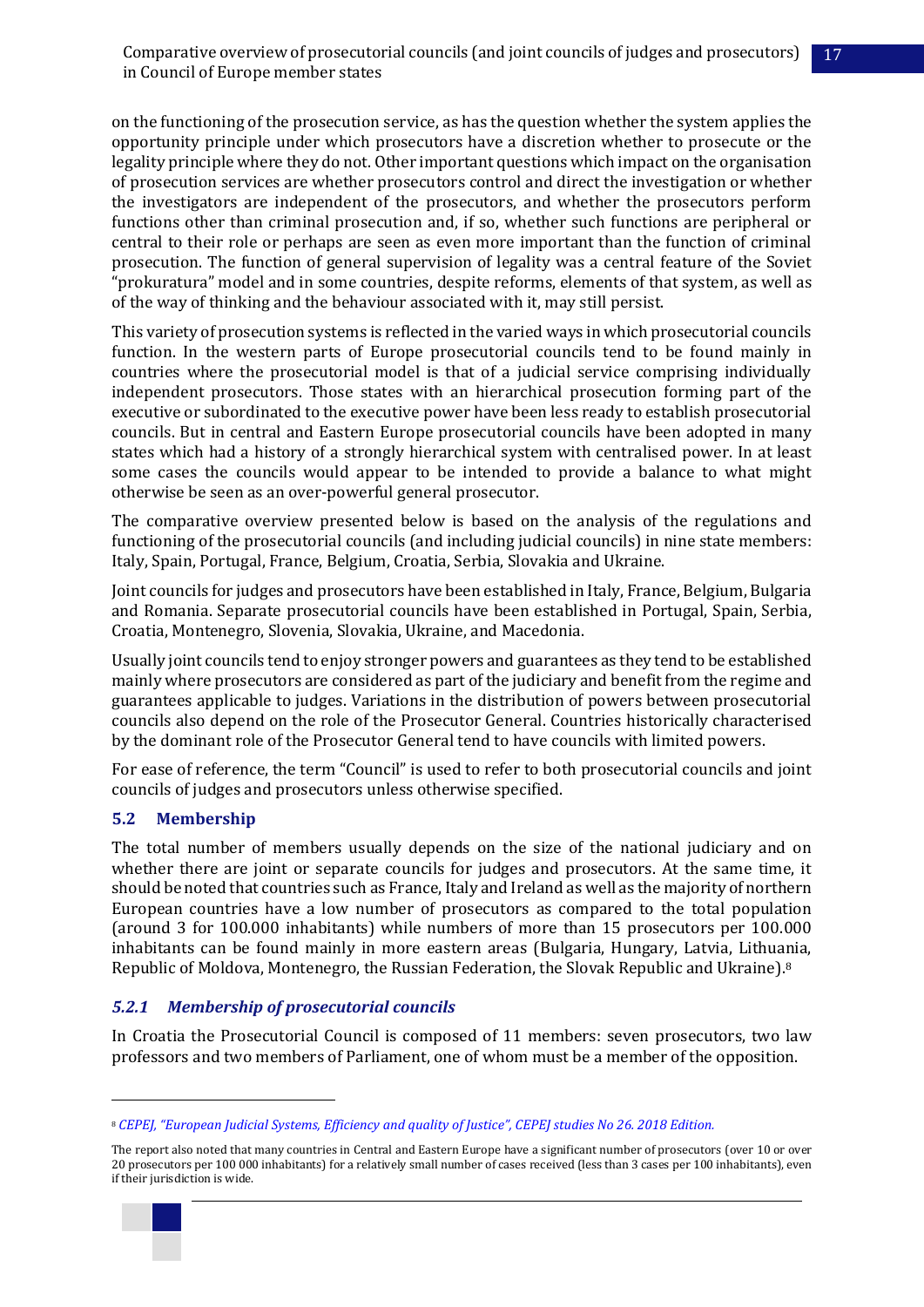on the functioning of the prosecution service, as has the question whether the system applies the opportunity principle under which prosecutors have a discretion whether to prosecute or the legality principle where they do not. Other important questions which impact on the organisation of prosecution services are whether prosecutors control and direct the investigation or whether the investigators are independent of the prosecutors, and whether the prosecutors perform functions other than criminal prosecution and, if so, whether such functions are peripheral or central to their role or perhaps are seen as even more important than the function of criminal prosecution. The function of general supervision of legality was a central feature of the Soviet "prokuratura" model and in some countries, despite reforms, elements of that system, as well as of the way of thinking and the behaviour associated with it, may still persist.

This variety of prosecution systems is reflected in the varied ways in which prosecutorial councils function. In the western parts of Europe prosecutorial councils tend to be found mainly in countries where the prosecutorial model is that of a judicial service comprising individually independent prosecutors. Those states with an hierarchical prosecution forming part of the executive or subordinated to the executive power have been less ready to establish prosecutorial councils. But in central and Eastern Europe prosecutorial councils have been adopted in many states which had a history of a strongly hierarchical system with centralised power. In at least some cases the councils would appear to be intended to provide a balance to what might otherwise be seen as an over-powerful general prosecutor.

The comparative overview presented below is based on the analysis of the regulations and functioning of the prosecutorial councils (and including judicial councils) in nine state members: Italy, Spain, Portugal, France, Belgium, Croatia, Serbia, Slovakia and Ukraine.

Joint councils for judges and prosecutors have been established in Italy, France, Belgium, Bulgaria and Romania. Separate prosecutorial councils have been established in Portugal, Spain, Serbia, Croatia, Montenegro, Slovenia, Slovakia, Ukraine, and Macedonia.

Usually joint councils tend to enjoy stronger powers and guarantees as they tend to be established mainly where prosecutors are considered as part of the judiciary and benefit from the regime and guarantees applicable to judges. Variations in the distribution of powers between prosecutorial councils also depend on the role of the Prosecutor General. Countries historically characterised by the dominant role of the Prosecutor General tend to have councils with limited powers.

For ease of reference, the term "Council" is used to refer to both prosecutorial councils and joint councils of judges and prosecutors unless otherwise specified.

## 5.2 Membership

The total number of members usually depends on the size of the national judiciary and on whether there are joint or separate councils for judges and prosecutors. At the same time, it should be noted that countries such as France, Italy and Ireland as well as the majority of northern European countries have a low number of prosecutors as compared to the total population (around 3 for 100.000 inhabitants) while numbers of more than 15 prosecutors per 100.000 inhabitants can be found mainly in more eastern areas (Bulgaria, Hungary, Latvia, Lithuania, Republic of Moldova, Montenegro, the Russian Federation, the Slovak Republic and Ukraine).[8]

### *5.2.1 Membership of prosecutorial councils*

In Croatia the Prosecutorial Council is composed of 11 members: seven prosecutors, two law professors and two members of Parliament, one of whom must be a member of the opposition.

---

[8] *CEPEJ, "European Judicial Systems, Efficiency and quality of Justice", CEPEJ studies No 26. 2018 Edition.*

The report also noted that many countries in Central and Eastern Europe have a significant number of prosecutors (over 10 or over 20 prosecutors per 100 000 inhabitants) for a relatively small number of cases received (less than 3 cases per 100 inhabitants), even if their jurisdiction is wide.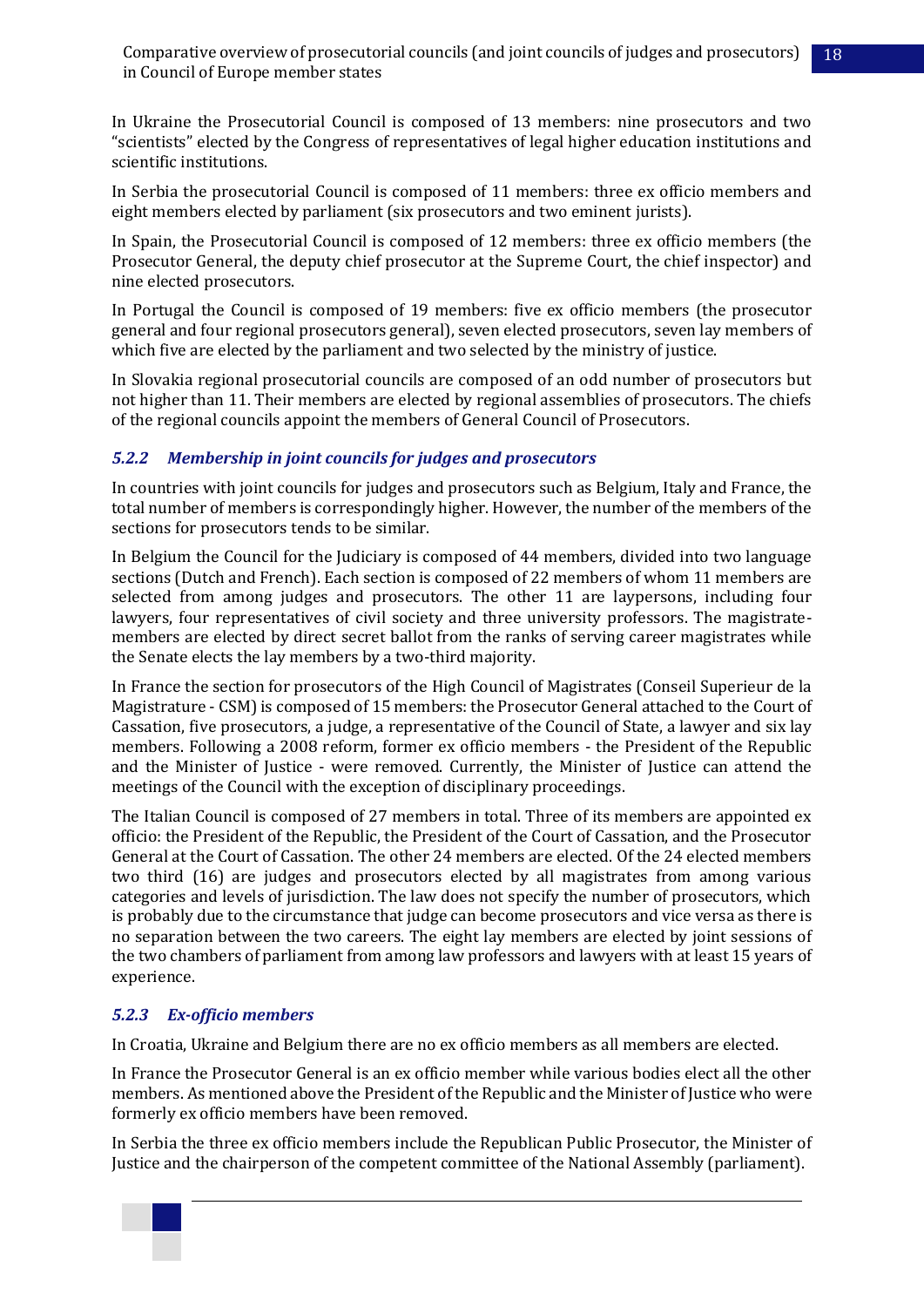In Ukraine the Prosecutorial Council is composed of 13 members: nine prosecutors and two "scientists" elected by the Congress of representatives of legal higher education institutions and scientific institutions.

In Serbia the prosecutorial Council is composed of 11 members: three ex officio members and eight members elected by parliament (six prosecutors and two eminent jurists).

In Spain, the Prosecutorial Council is composed of 12 members: three ex officio members (the Prosecutor General, the deputy chief prosecutor at the Supreme Court, the chief inspector) and nine elected prosecutors.

In Portugal the Council is composed of 19 members: five ex officio members (the prosecutor general and four regional prosecutors general), seven elected prosecutors, seven lay members of which five are elected by the parliament and two selected by the ministry of justice.

In Slovakia regional prosecutorial councils are composed of an odd number of prosecutors but not higher than 11. Their members are elected by regional assemblies of prosecutors. The chiefs of the regional councils appoint the members of General Council of Prosecutors.

### *5.2.2 Membership in joint councils for judges and prosecutors*

In countries with joint councils for judges and prosecutors such as Belgium, Italy and France, the total number of members is correspondingly higher. However, the number of the members of the sections for prosecutors tends to be similar.

In Belgium the Council for the Judiciary is composed of 44 members, divided into two language sections (Dutch and French). Each section is composed of 22 members of whom 11 members are selected from among judges and prosecutors. The other 11 are laypersons, including four lawyers, four representatives of civil society and three university professors. The magistrate-members are elected by direct secret ballot from the ranks of serving career magistrates while the Senate elects the lay members by a two-third majority.

In France the section for prosecutors of the High Council of Magistrates (Conseil Superieur de la Magistrature - CSM) is composed of 15 members: the Prosecutor General attached to the Court of Cassation, five prosecutors, a judge, a representative of the Council of State, a lawyer and six lay members. Following a 2008 reform, former ex officio members - the President of the Republic and the Minister of Justice - were removed. Currently, the Minister of Justice can attend the meetings of the Council with the exception of disciplinary proceedings.

The Italian Council is composed of 27 members in total. Three of its members are appointed ex officio: the President of the Republic, the President of the Court of Cassation, and the Prosecutor General at the Court of Cassation. The other 24 members are elected. Of the 24 elected members two third (16) are judges and prosecutors elected by all magistrates from among various categories and levels of jurisdiction. The law does not specify the number of prosecutors, which is probably due to the circumstance that judge can become prosecutors and vice versa as there is no separation between the two careers. The eight lay members are elected by joint sessions of the two chambers of parliament from among law professors and lawyers with at least 15 years of experience.

### *5.2.3 Ex-officio members*

In Croatia, Ukraine and Belgium there are no ex officio members as all members are elected.

In France the Prosecutor General is an ex officio member while various bodies elect all the other members. As mentioned above the President of the Republic and the Minister of Justice who were formerly ex officio members have been removed.

In Serbia the three ex officio members include the Republican Public Prosecutor, the Minister of Justice and the chairperson of the competent committee of the National Assembly (parliament).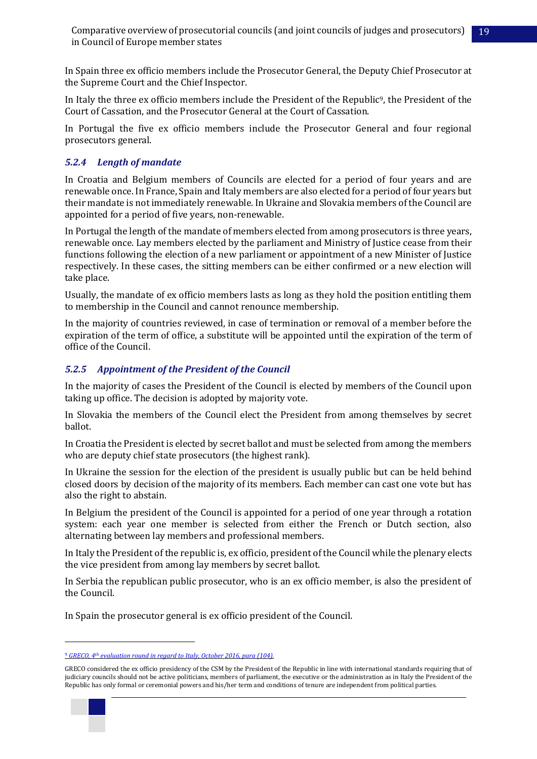In Spain three ex officio members include the Prosecutor General, the Deputy Chief Prosecutor at the Supreme Court and the Chief Inspector.

In Italy the three ex officio members include the President of the Republic[9], the President of the Court of Cassation, and the Prosecutor General at the Court of Cassation.

In Portugal the five ex officio members include the Prosecutor General and four regional prosecutors general.

### *5.2.4 Length of mandate*

In Croatia and Belgium members of Councils are elected for a period of four years and are renewable once. In France, Spain and Italy members are also elected for a period of four years but their mandate is not immediately renewable. In Ukraine and Slovakia members of the Council are appointed for a period of five years, non-renewable.

In Portugal the length of the mandate of members elected from among prosecutors is three years, renewable once. Lay members elected by the parliament and Ministry of Justice cease from their functions following the election of a new parliament or appointment of a new Minister of Justice respectively. In these cases, the sitting members can be either confirmed or a new election will take place.

Usually, the mandate of ex officio members lasts as long as they hold the position entitling them to membership in the Council and cannot renounce membership.

In the majority of countries reviewed, in case of termination or removal of a member before the expiration of the term of office, a substitute will be appointed until the expiration of the term of office of the Council.

### *5.2.5 Appointment of the President of the Council*

In the majority of cases the President of the Council is elected by members of the Council upon taking up office. The decision is adopted by majority vote.

In Slovakia the members of the Council elect the President from among themselves by secret ballot.

In Croatia the President is elected by secret ballot and must be selected from among the members who are deputy chief state prosecutors (the highest rank).

In Ukraine the session for the election of the president is usually public but can be held behind closed doors by decision of the majority of its members. Each member can cast one vote but has also the right to abstain.

In Belgium the president of the Council is appointed for a period of one year through a rotation system: each year one member is selected from either the French or Dutch section, also alternating between lay members and professional members.

In Italy the President of the republic is, ex officio, president of the Council while the plenary elects the vice president from among lay members by secret ballot.

In Serbia the republican public prosecutor, who is an ex officio member, is also the president of the Council.

In Spain the prosecutor general is ex officio president of the Council.

---

[9] *GRECO, 4th evaluation round in regard to Italy, October 2016, para (104).*

GRECO considered the ex officio presidency of the CSM by the President of the Republic in line with international standards requiring that of judiciary councils should not be active politicians, members of parliament, the executive or the administration as in Italy the President of the Republic has only formal or ceremonial powers and his/her term and conditions of tenure are independent from political parties.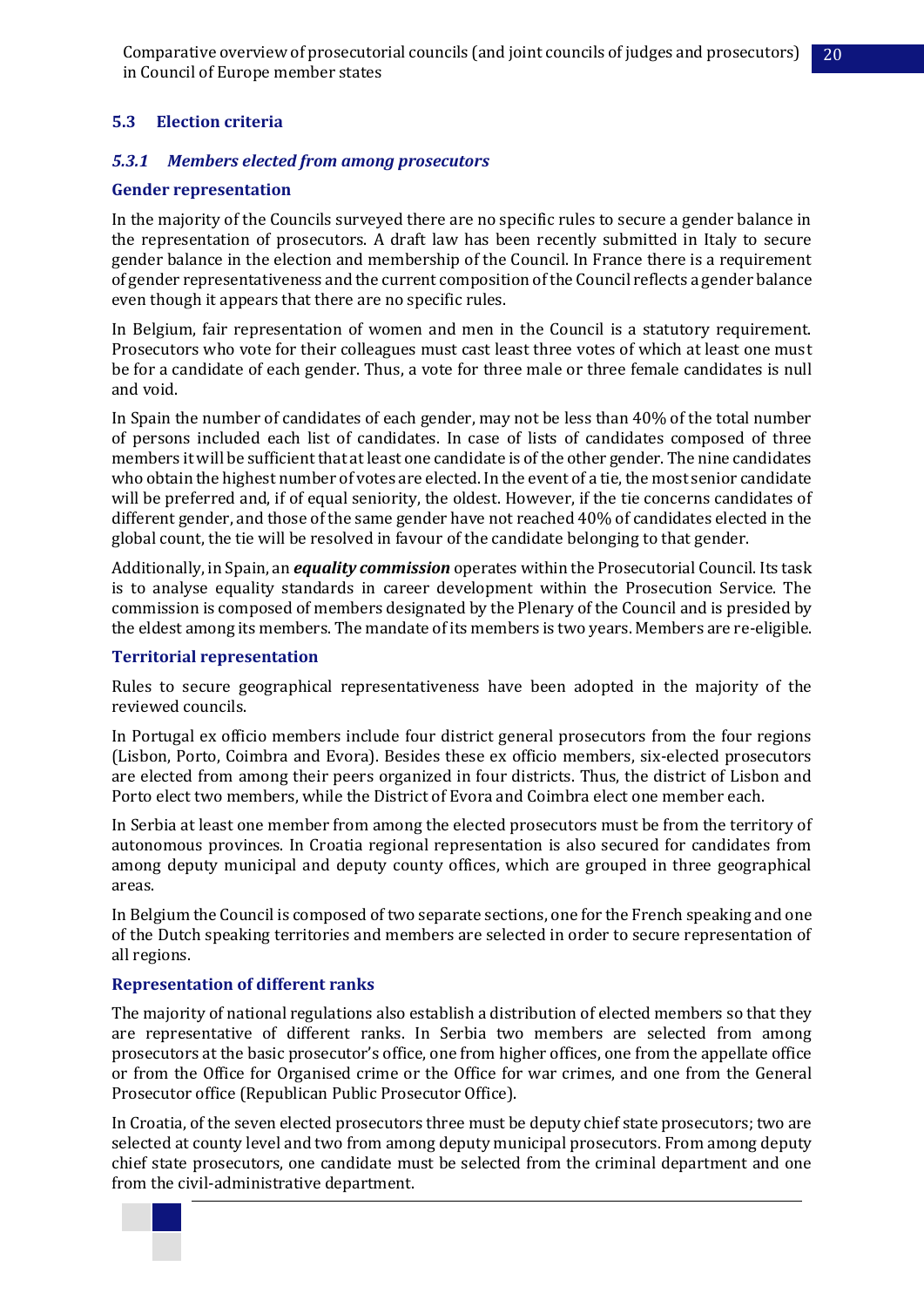### 5.3 Election criteria

#### *5.3.1 Members elected from among prosecutors*

**Gender representation**

In the majority of the Councils surveyed there are no specific rules to secure a gender balance in the representation of prosecutors. A draft law has been recently submitted in Italy to secure gender balance in the election and membership of the Council. In France there is a requirement of gender representativeness and the current composition of the Council reflects a gender balance even though it appears that there are no specific rules.

In Belgium, fair representation of women and men in the Council is a statutory requirement. Prosecutors who vote for their colleagues must cast least three votes of which at least one must be for a candidate of each gender. Thus, a vote for three male or three female candidates is null and void.

In Spain the number of candidates of each gender, may not be less than 40% of the total number of persons included each list of candidates. In case of lists of candidates composed of three members it will be sufficient that at least one candidate is of the other gender. The nine candidates who obtain the highest number of votes are elected. In the event of a tie, the most senior candidate will be preferred and, if of equal seniority, the oldest. However, if the tie concerns candidates of different gender, and those of the same gender have not reached 40% of candidates elected in the global count, the tie will be resolved in favour of the candidate belonging to that gender.

Additionally, in Spain, an ***equality commission*** operates within the Prosecutorial Council. Its task is to analyse equality standards in career development within the Prosecution Service. The commission is composed of members designated by the Plenary of the Council and is presided by the eldest among its members. The mandate of its members is two years. Members are re-eligible.

**Territorial representation**

Rules to secure geographical representativeness have been adopted in the majority of the reviewed councils.

In Portugal ex officio members include four district general prosecutors from the four regions (Lisbon, Porto, Coimbra and Evora). Besides these ex officio members, six-elected prosecutors are elected from among their peers organized in four districts. Thus, the district of Lisbon and Porto elect two members, while the District of Evora and Coimbra elect one member each.

In Serbia at least one member from among the elected prosecutors must be from the territory of autonomous provinces. In Croatia regional representation is also secured for candidates from among deputy municipal and deputy county offices, which are grouped in three geographical areas.

In Belgium the Council is composed of two separate sections, one for the French speaking and one of the Dutch speaking territories and members are selected in order to secure representation of all regions.

**Representation of different ranks**

The majority of national regulations also establish a distribution of elected members so that they are representative of different ranks. In Serbia two members are selected from among prosecutors at the basic prosecutor's office, one from higher offices, one from the appellate office or from the Office for Organised crime or the Office for war crimes, and one from the General Prosecutor office (Republican Public Prosecutor Office).

In Croatia, of the seven elected prosecutors three must be deputy chief state prosecutors; two are selected at county level and two from among deputy municipal prosecutors. From among deputy chief state prosecutors, one candidate must be selected from the criminal department and one from the civil-administrative department.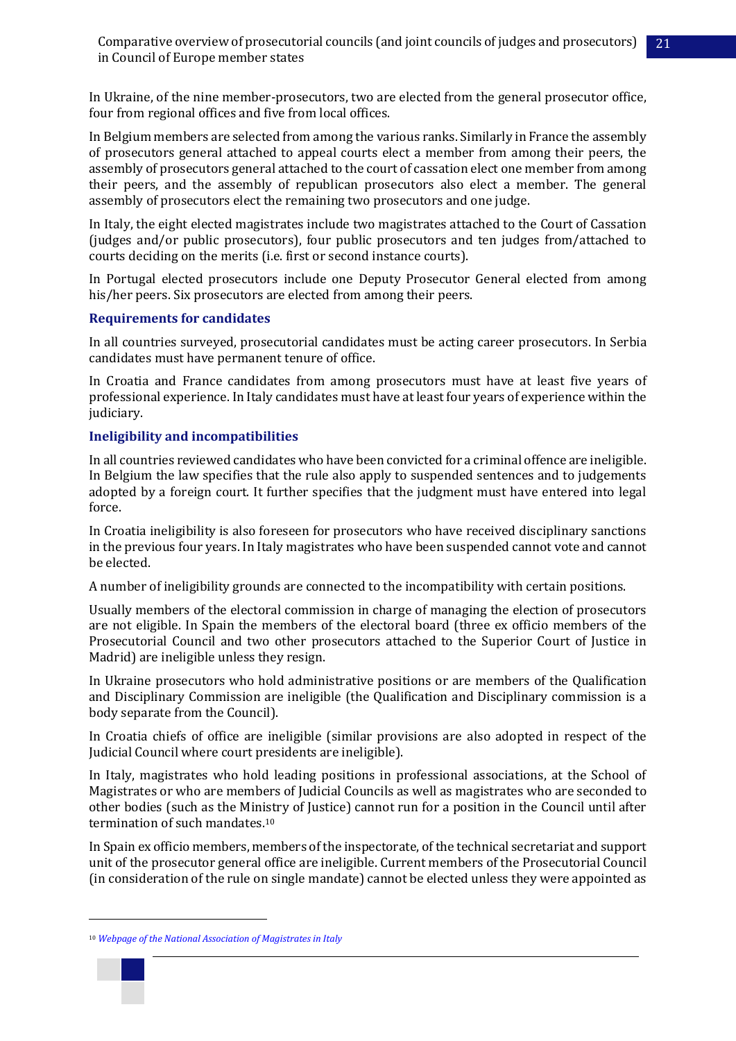In Ukraine, of the nine member-prosecutors, two are elected from the general prosecutor office, four from regional offices and five from local offices.

In Belgium members are selected from among the various ranks. Similarly in France the assembly of prosecutors general attached to appeal courts elect a member from among their peers, the assembly of prosecutors general attached to the court of cassation elect one member from among their peers, and the assembly of republican prosecutors also elect a member. The general assembly of prosecutors elect the remaining two prosecutors and one judge.

In Italy, the eight elected magistrates include two magistrates attached to the Court of Cassation (judges and/or public prosecutors), four public prosecutors and ten judges from/attached to courts deciding on the merits (i.e. first or second instance courts).

In Portugal elected prosecutors include one Deputy Prosecutor General elected from among his/her peers. Six prosecutors are elected from among their peers.

### Requirements for candidates

In all countries surveyed, prosecutorial candidates must be acting career prosecutors. In Serbia candidates must have permanent tenure of office.

In Croatia and France candidates from among prosecutors must have at least five years of professional experience. In Italy candidates must have at least four years of experience within the judiciary.

### Ineligibility and incompatibilities

In all countries reviewed candidates who have been convicted for a criminal offence are ineligible. In Belgium the law specifies that the rule also apply to suspended sentences and to judgements adopted by a foreign court. It further specifies that the judgment must have entered into legal force.

In Croatia ineligibility is also foreseen for prosecutors who have received disciplinary sanctions in the previous four years. In Italy magistrates who have been suspended cannot vote and cannot be elected.

A number of ineligibility grounds are connected to the incompatibility with certain positions.

Usually members of the electoral commission in charge of managing the election of prosecutors are not eligible. In Spain the members of the electoral board (three ex officio members of the Prosecutorial Council and two other prosecutors attached to the Superior Court of Justice in Madrid) are ineligible unless they resign.

In Ukraine prosecutors who hold administrative positions or are members of the Qualification and Disciplinary Commission are ineligible (the Qualification and Disciplinary commission is a body separate from the Council).

In Croatia chiefs of office are ineligible (similar provisions are also adopted in respect of the Judicial Council where court presidents are ineligible).

In Italy, magistrates who hold leading positions in professional associations, at the School of Magistrates or who are members of Judicial Councils as well as magistrates who are seconded to other bodies (such as the Ministry of Justice) cannot run for a position in the Council until after termination of such mandates.[10]

In Spain ex officio members, members of the inspectorate, of the technical secretariat and support unit of the prosecutor general office are ineligible. Current members of the Prosecutorial Council (in consideration of the rule on single mandate) cannot be elected unless they were appointed as

---

[10] *Webpage of the National Association of Magistrates in Italy*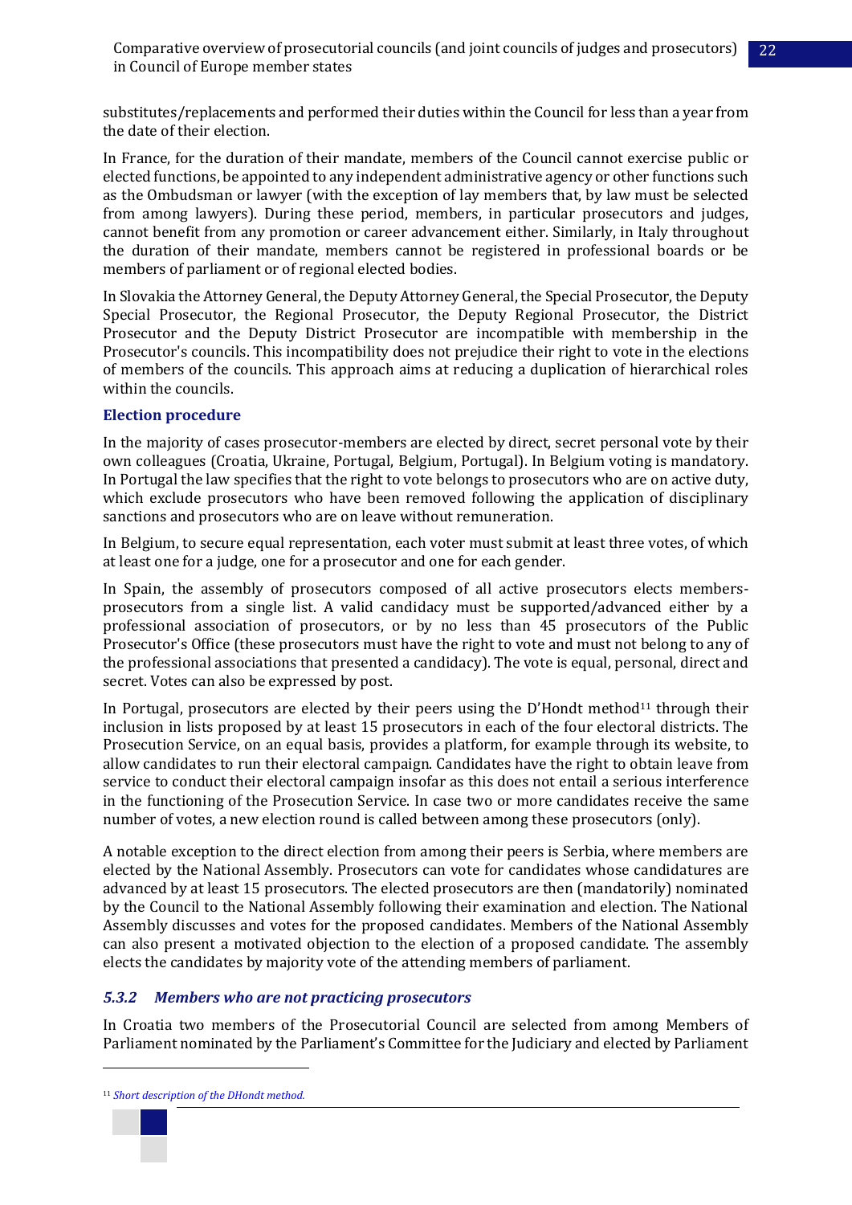substitutes/replacements and performed their duties within the Council for less than a year from the date of their election.

In France, for the duration of their mandate, members of the Council cannot exercise public or elected functions, be appointed to any independent administrative agency or other functions such as the Ombudsman or lawyer (with the exception of lay members that, by law must be selected from among lawyers). During these period, members, in particular prosecutors and judges, cannot benefit from any promotion or career advancement either. Similarly, in Italy throughout the duration of their mandate, members cannot be registered in professional boards or be members of parliament or of regional elected bodies.

In Slovakia the Attorney General, the Deputy Attorney General, the Special Prosecutor, the Deputy Special Prosecutor, the Regional Prosecutor, the Deputy Regional Prosecutor, the District Prosecutor and the Deputy District Prosecutor are incompatible with membership in the Prosecutor's councils. This incompatibility does not prejudice their right to vote in the elections of members of the councils. This approach aims at reducing a duplication of hierarchical roles within the councils.

**Election procedure**

In the majority of cases prosecutor-members are elected by direct, secret personal vote by their own colleagues (Croatia, Ukraine, Portugal, Belgium, Portugal). In Belgium voting is mandatory. In Portugal the law specifies that the right to vote belongs to prosecutors who are on active duty, which exclude prosecutors who have been removed following the application of disciplinary sanctions and prosecutors who are on leave without remuneration.

In Belgium, to secure equal representation, each voter must submit at least three votes, of which at least one for a judge, one for a prosecutor and one for each gender.

In Spain, the assembly of prosecutors composed of all active prosecutors elects members-prosecutors from a single list. A valid candidacy must be supported/advanced either by a professional association of prosecutors, or by no less than 45 prosecutors of the Public Prosecutor's Office (these prosecutors must have the right to vote and must not belong to any of the professional associations that presented a candidacy). The vote is equal, personal, direct and secret. Votes can also be expressed by post.

In Portugal, prosecutors are elected by their peers using the D'Hondt method[11] through their inclusion in lists proposed by at least 15 prosecutors in each of the four electoral districts. The Prosecution Service, on an equal basis, provides a platform, for example through its website, to allow candidates to run their electoral campaign. Candidates have the right to obtain leave from service to conduct their electoral campaign insofar as this does not entail a serious interference in the functioning of the Prosecution Service. In case two or more candidates receive the same number of votes, a new election round is called between among these prosecutors (only).

A notable exception to the direct election from among their peers is Serbia, where members are elected by the National Assembly. Prosecutors can vote for candidates whose candidatures are advanced by at least 15 prosecutors. The elected prosecutors are then (mandatorily) nominated by the Council to the National Assembly following their examination and election. The National Assembly discusses and votes for the proposed candidates. Members of the National Assembly can also present a motivated objection to the election of a proposed candidate. The assembly elects the candidates by majority vote of the attending members of parliament.

### *5.3.2 Members who are not practicing prosecutors*

In Croatia two members of the Prosecutorial Council are selected from among Members of Parliament nominated by the Parliament's Committee for the Judiciary and elected by Parliament

[11] *Short description of the DHondt method.*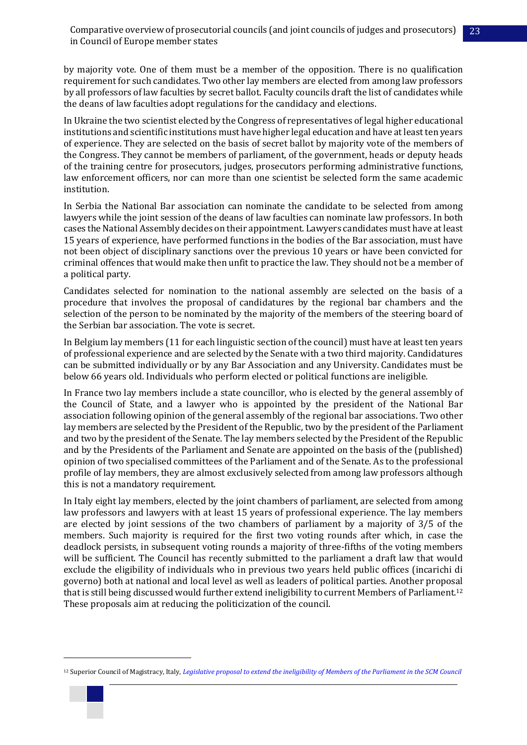by majority vote. One of them must be a member of the opposition. There is no qualification requirement for such candidates. Two other lay members are elected from among law professors by all professors of law faculties by secret ballot. Faculty councils draft the list of candidates while the deans of law faculties adopt regulations for the candidacy and elections.

In Ukraine the two scientist elected by the Congress of representatives of legal higher educational institutions and scientific institutions must have higher legal education and have at least ten years of experience. They are selected on the basis of secret ballot by majority vote of the members of the Congress. They cannot be members of parliament, of the government, heads or deputy heads of the training centre for prosecutors, judges, prosecutors performing administrative functions, law enforcement officers, nor can more than one scientist be selected form the same academic institution.

In Serbia the National Bar association can nominate the candidate to be selected from among lawyers while the joint session of the deans of law faculties can nominate law professors. In both cases the National Assembly decides on their appointment. Lawyers candidates must have at least 15 years of experience, have performed functions in the bodies of the Bar association, must have not been object of disciplinary sanctions over the previous 10 years or have been convicted for criminal offences that would make then unfit to practice the law. They should not be a member of a political party.

Candidates selected for nomination to the national assembly are selected on the basis of a procedure that involves the proposal of candidatures by the regional bar chambers and the selection of the person to be nominated by the majority of the members of the steering board of the Serbian bar association. The vote is secret.

In Belgium lay members (11 for each linguistic section of the council) must have at least ten years of professional experience and are selected by the Senate with a two third majority. Candidatures can be submitted individually or by any Bar Association and any University. Candidates must be below 66 years old. Individuals who perform elected or political functions are ineligible.

In France two lay members include a state councillor, who is elected by the general assembly of the Council of State, and a lawyer who is appointed by the president of the National Bar association following opinion of the general assembly of the regional bar associations. Two other lay members are selected by the President of the Republic, two by the president of the Parliament and two by the president of the Senate. The lay members selected by the President of the Republic and by the Presidents of the Parliament and Senate are appointed on the basis of the (published) opinion of two specialised committees of the Parliament and of the Senate. As to the professional profile of lay members, they are almost exclusively selected from among law professors although this is not a mandatory requirement.

In Italy eight lay members, elected by the joint chambers of parliament, are selected from among law professors and lawyers with at least 15 years of professional experience. The lay members are elected by joint sessions of the two chambers of parliament by a majority of 3/5 of the members. Such majority is required for the first two voting rounds after which, in case the deadlock persists, in subsequent voting rounds a majority of three-fifths of the voting members will be sufficient. The Council has recently submitted to the parliament a draft law that would exclude the eligibility of individuals who in previous two years held public offices (incarichi di governo) both at national and local level as well as leaders of political parties. Another proposal that is still being discussed would further extend ineligibility to current Members of Parliament.[12] These proposals aim at reducing the politicization of the council.

[12] Superior Council of Magistracy, Italy, *Legislative proposal to extend the ineligibility of Members of the Parliament in the SCM Council*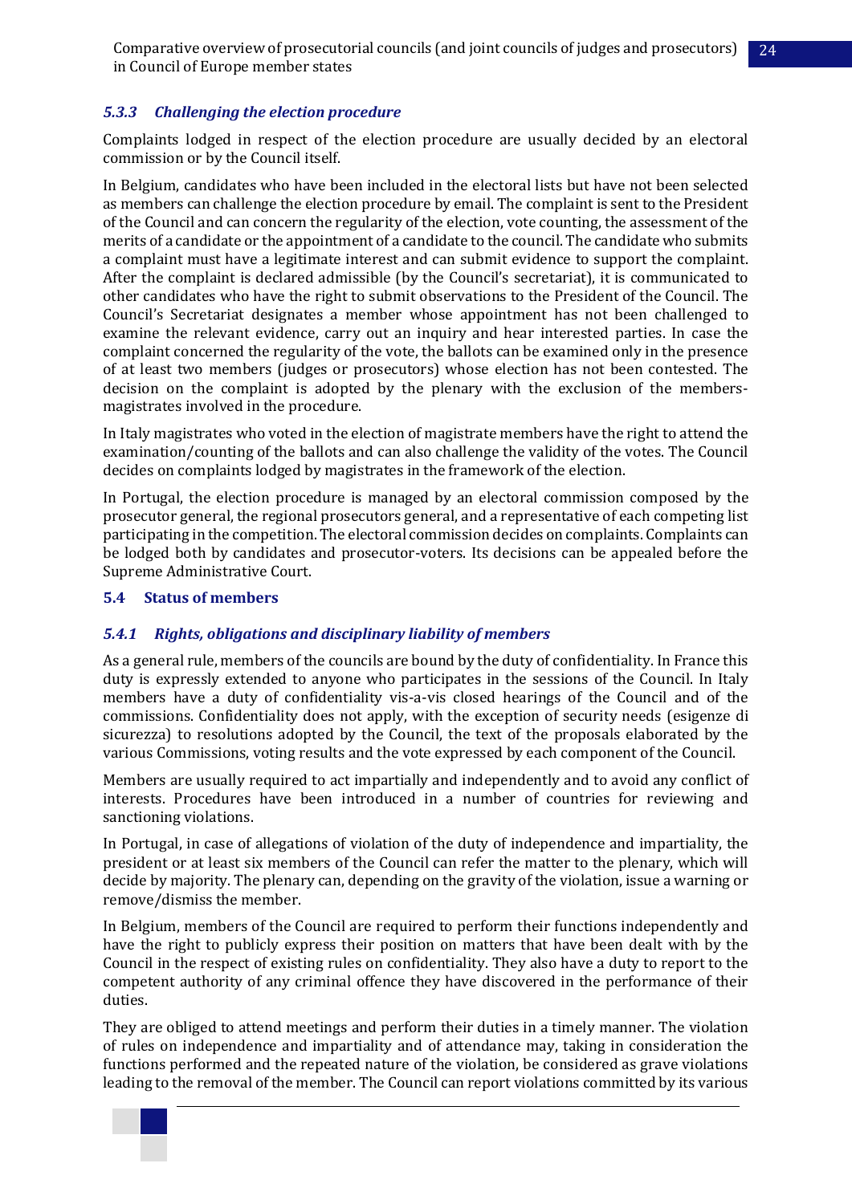### *5.3.3 Challenging the election procedure*

Complaints lodged in respect of the election procedure are usually decided by an electoral commission or by the Council itself.

In Belgium, candidates who have been included in the electoral lists but have not been selected as members can challenge the election procedure by email. The complaint is sent to the President of the Council and can concern the regularity of the election, vote counting, the assessment of the merits of a candidate or the appointment of a candidate to the council. The candidate who submits a complaint must have a legitimate interest and can submit evidence to support the complaint. After the complaint is declared admissible (by the Council's secretariat), it is communicated to other candidates who have the right to submit observations to the President of the Council. The Council's Secretariat designates a member whose appointment has not been challenged to examine the relevant evidence, carry out an inquiry and hear interested parties. In case the complaint concerned the regularity of the vote, the ballots can be examined only in the presence of at least two members (judges or prosecutors) whose election has not been contested. The decision on the complaint is adopted by the plenary with the exclusion of the members-magistrates involved in the procedure.

In Italy magistrates who voted in the election of magistrate members have the right to attend the examination/counting of the ballots and can also challenge the validity of the votes. The Council decides on complaints lodged by magistrates in the framework of the election.

In Portugal, the election procedure is managed by an electoral commission composed by the prosecutor general, the regional prosecutors general, and a representative of each competing list participating in the competition. The electoral commission decides on complaints. Complaints can be lodged both by candidates and prosecutor-voters. Its decisions can be appealed before the Supreme Administrative Court.

## 5.4 Status of members

### *5.4.1 Rights, obligations and disciplinary liability of members*

As a general rule, members of the councils are bound by the duty of confidentiality. In France this duty is expressly extended to anyone who participates in the sessions of the Council. In Italy members have a duty of confidentiality vis-a-vis closed hearings of the Council and of the commissions. Confidentiality does not apply, with the exception of security needs (esigenze di sicurezza) to resolutions adopted by the Council, the text of the proposals elaborated by the various Commissions, voting results and the vote expressed by each component of the Council.

Members are usually required to act impartially and independently and to avoid any conflict of interests. Procedures have been introduced in a number of countries for reviewing and sanctioning violations.

In Portugal, in case of allegations of violation of the duty of independence and impartiality, the president or at least six members of the Council can refer the matter to the plenary, which will decide by majority. The plenary can, depending on the gravity of the violation, issue a warning or remove/dismiss the member.

In Belgium, members of the Council are required to perform their functions independently and have the right to publicly express their position on matters that have been dealt with by the Council in the respect of existing rules on confidentiality. They also have a duty to report to the competent authority of any criminal offence they have discovered in the performance of their duties.

They are obliged to attend meetings and perform their duties in a timely manner. The violation of rules on independence and impartiality and of attendance may, taking in consideration the functions performed and the repeated nature of the violation, be considered as grave violations leading to the removal of the member. The Council can report violations committed by its various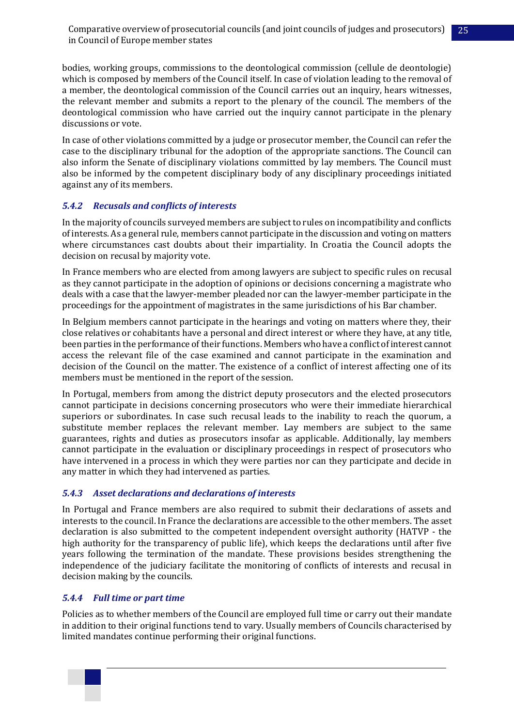bodies, working groups, commissions to the deontological commission (cellule de deontologie) which is composed by members of the Council itself. In case of violation leading to the removal of a member, the deontological commission of the Council carries out an inquiry, hears witnesses, the relevant member and submits a report to the plenary of the council. The members of the deontological commission who have carried out the inquiry cannot participate in the plenary discussions or vote.

In case of other violations committed by a judge or prosecutor member, the Council can refer the case to the disciplinary tribunal for the adoption of the appropriate sanctions. The Council can also inform the Senate of disciplinary violations committed by lay members. The Council must also be informed by the competent disciplinary body of any disciplinary proceedings initiated against any of its members.

### *5.4.2 Recusals and conflicts of interests*

In the majority of councils surveyed members are subject to rules on incompatibility and conflicts of interests. As a general rule, members cannot participate in the discussion and voting on matters where circumstances cast doubts about their impartiality. In Croatia the Council adopts the decision on recusal by majority vote.

In France members who are elected from among lawyers are subject to specific rules on recusal as they cannot participate in the adoption of opinions or decisions concerning a magistrate who deals with a case that the lawyer-member pleaded nor can the lawyer-member participate in the proceedings for the appointment of magistrates in the same jurisdictions of his Bar chamber.

In Belgium members cannot participate in the hearings and voting on matters where they, their close relatives or cohabitants have a personal and direct interest or where they have, at any title, been parties in the performance of their functions. Members who have a conflict of interest cannot access the relevant file of the case examined and cannot participate in the examination and decision of the Council on the matter. The existence of a conflict of interest affecting one of its members must be mentioned in the report of the session.

In Portugal, members from among the district deputy prosecutors and the elected prosecutors cannot participate in decisions concerning prosecutors who were their immediate hierarchical superiors or subordinates. In case such recusal leads to the inability to reach the quorum, a substitute member replaces the relevant member. Lay members are subject to the same guarantees, rights and duties as prosecutors insofar as applicable. Additionally, lay members cannot participate in the evaluation or disciplinary proceedings in respect of prosecutors who have intervened in a process in which they were parties nor can they participate and decide in any matter in which they had intervened as parties.

### *5.4.3 Asset declarations and declarations of interests*

In Portugal and France members are also required to submit their declarations of assets and interests to the council. In France the declarations are accessible to the other members. The asset declaration is also submitted to the competent independent oversight authority (HATVP - the high authority for the transparency of public life), which keeps the declarations until after five years following the termination of the mandate. These provisions besides strengthening the independence of the judiciary facilitate the monitoring of conflicts of interests and recusal in decision making by the councils.

### *5.4.4 Full time or part time*

Policies as to whether members of the Council are employed full time or carry out their mandate in addition to their original functions tend to vary. Usually members of Councils characterised by limited mandates continue performing their original functions.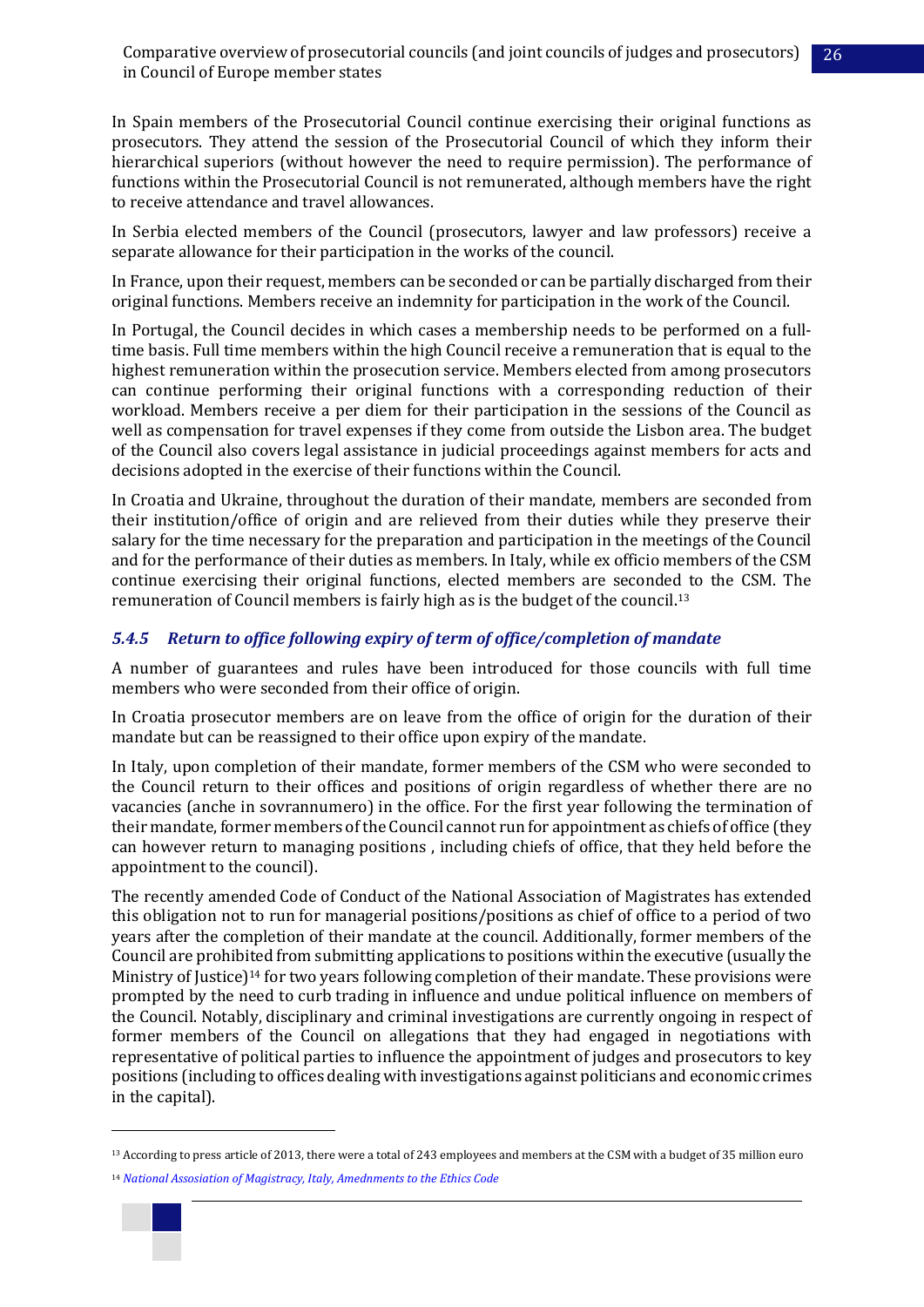In Spain members of the Prosecutorial Council continue exercising their original functions as prosecutors. They attend the session of the Prosecutorial Council of which they inform their hierarchical superiors (without however the need to require permission). The performance of functions within the Prosecutorial Council is not remunerated, although members have the right to receive attendance and travel allowances.

In Serbia elected members of the Council (prosecutors, lawyer and law professors) receive a separate allowance for their participation in the works of the council.

In France, upon their request, members can be seconded or can be partially discharged from their original functions. Members receive an indemnity for participation in the work of the Council.

In Portugal, the Council decides in which cases a membership needs to be performed on a full-time basis. Full time members within the high Council receive a remuneration that is equal to the highest remuneration within the prosecution service. Members elected from among prosecutors can continue performing their original functions with a corresponding reduction of their workload. Members receive a per diem for their participation in the sessions of the Council as well as compensation for travel expenses if they come from outside the Lisbon area. The budget of the Council also covers legal assistance in judicial proceedings against members for acts and decisions adopted in the exercise of their functions within the Council.

In Croatia and Ukraine, throughout the duration of their mandate, members are seconded from their institution/office of origin and are relieved from their duties while they preserve their salary for the time necessary for the preparation and participation in the meetings of the Council and for the performance of their duties as members. In Italy, while ex officio members of the CSM continue exercising their original functions, elected members are seconded to the CSM. The remuneration of Council members is fairly high as is the budget of the council.[13]

### *5.4.5 Return to office following expiry of term of office/completion of mandate*

A number of guarantees and rules have been introduced for those councils with full time members who were seconded from their office of origin.

In Croatia prosecutor members are on leave from the office of origin for the duration of their mandate but can be reassigned to their office upon expiry of the mandate.

In Italy, upon completion of their mandate, former members of the CSM who were seconded to the Council return to their offices and positions of origin regardless of whether there are no vacancies (anche in sovrannumero) in the office. For the first year following the termination of their mandate, former members of the Council cannot run for appointment as chiefs of office (they can however return to managing positions , including chiefs of office, that they held before the appointment to the council).

The recently amended Code of Conduct of the National Association of Magistrates has extended this obligation not to run for managerial positions/positions as chief of office to a period of two years after the completion of their mandate at the council. Additionally, former members of the Council are prohibited from submitting applications to positions within the executive (usually the Ministry of Justice)[14] for two years following completion of their mandate. These provisions were prompted by the need to curb trading in influence and undue political influence on members of the Council. Notably, disciplinary and criminal investigations are currently ongoing in respect of former members of the Council on allegations that they had engaged in negotiations with representative of political parties to influence the appointment of judges and prosecutors to key positions (including to offices dealing with investigations against politicians and economic crimes in the capital).

---

[13] According to press article of 2013, there were a total of 243 employees and members at the CSM with a budget of 35 million euro

[14] *National Assosiation of Magistracy, Italy, Amednments to the Ethics Code*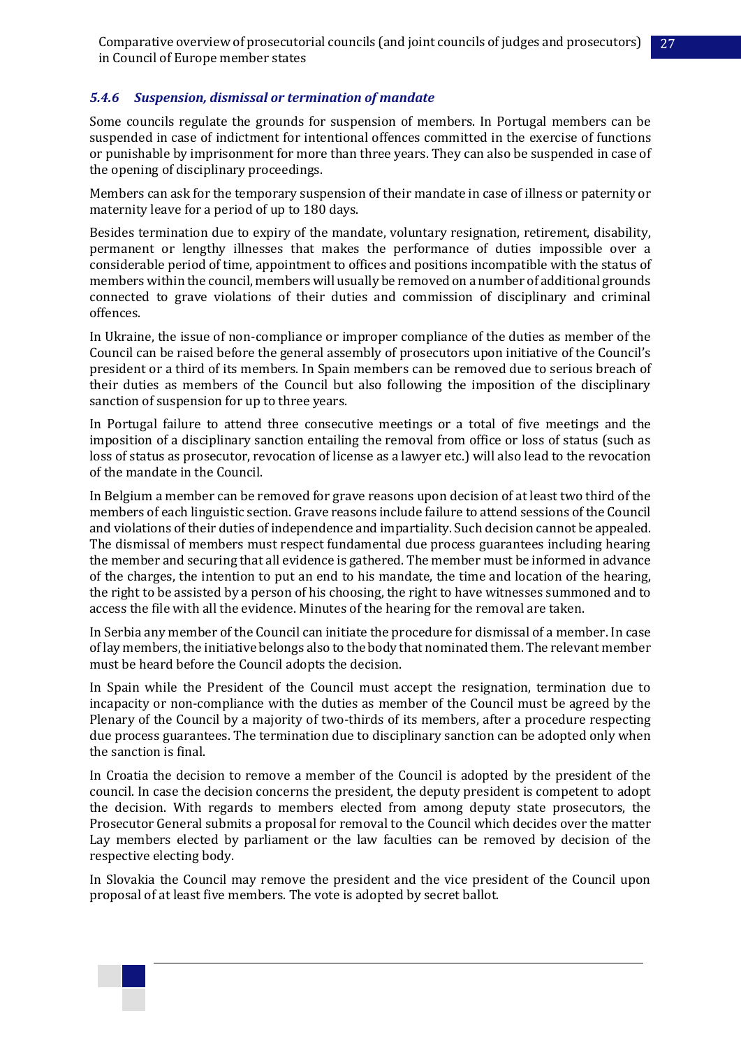### *5.4.6 Suspension, dismissal or termination of mandate*

Some councils regulate the grounds for suspension of members. In Portugal members can be suspended in case of indictment for intentional offences committed in the exercise of functions or punishable by imprisonment for more than three years. They can also be suspended in case of the opening of disciplinary proceedings.

Members can ask for the temporary suspension of their mandate in case of illness or paternity or maternity leave for a period of up to 180 days.

Besides termination due to expiry of the mandate, voluntary resignation, retirement, disability, permanent or lengthy illnesses that makes the performance of duties impossible over a considerable period of time, appointment to offices and positions incompatible with the status of members within the council, members will usually be removed on a number of additional grounds connected to grave violations of their duties and commission of disciplinary and criminal offences.

In Ukraine, the issue of non-compliance or improper compliance of the duties as member of the Council can be raised before the general assembly of prosecutors upon initiative of the Council's president or a third of its members. In Spain members can be removed due to serious breach of their duties as members of the Council but also following the imposition of the disciplinary sanction of suspension for up to three years.

In Portugal failure to attend three consecutive meetings or a total of five meetings and the imposition of a disciplinary sanction entailing the removal from office or loss of status (such as loss of status as prosecutor, revocation of license as a lawyer etc.) will also lead to the revocation of the mandate in the Council.

In Belgium a member can be removed for grave reasons upon decision of at least two third of the members of each linguistic section. Grave reasons include failure to attend sessions of the Council and violations of their duties of independence and impartiality. Such decision cannot be appealed. The dismissal of members must respect fundamental due process guarantees including hearing the member and securing that all evidence is gathered. The member must be informed in advance of the charges, the intention to put an end to his mandate, the time and location of the hearing, the right to be assisted by a person of his choosing, the right to have witnesses summoned and to access the file with all the evidence. Minutes of the hearing for the removal are taken.

In Serbia any member of the Council can initiate the procedure for dismissal of a member. In case of lay members, the initiative belongs also to the body that nominated them. The relevant member must be heard before the Council adopts the decision.

In Spain while the President of the Council must accept the resignation, termination due to incapacity or non-compliance with the duties as member of the Council must be agreed by the Plenary of the Council by a majority of two-thirds of its members, after a procedure respecting due process guarantees. The termination due to disciplinary sanction can be adopted only when the sanction is final.

In Croatia the decision to remove a member of the Council is adopted by the president of the council. In case the decision concerns the president, the deputy president is competent to adopt the decision. With regards to members elected from among deputy state prosecutors, the Prosecutor General submits a proposal for removal to the Council which decides over the matter Lay members elected by parliament or the law faculties can be removed by decision of the respective electing body.

In Slovakia the Council may remove the president and the vice president of the Council upon proposal of at least five members. The vote is adopted by secret ballot.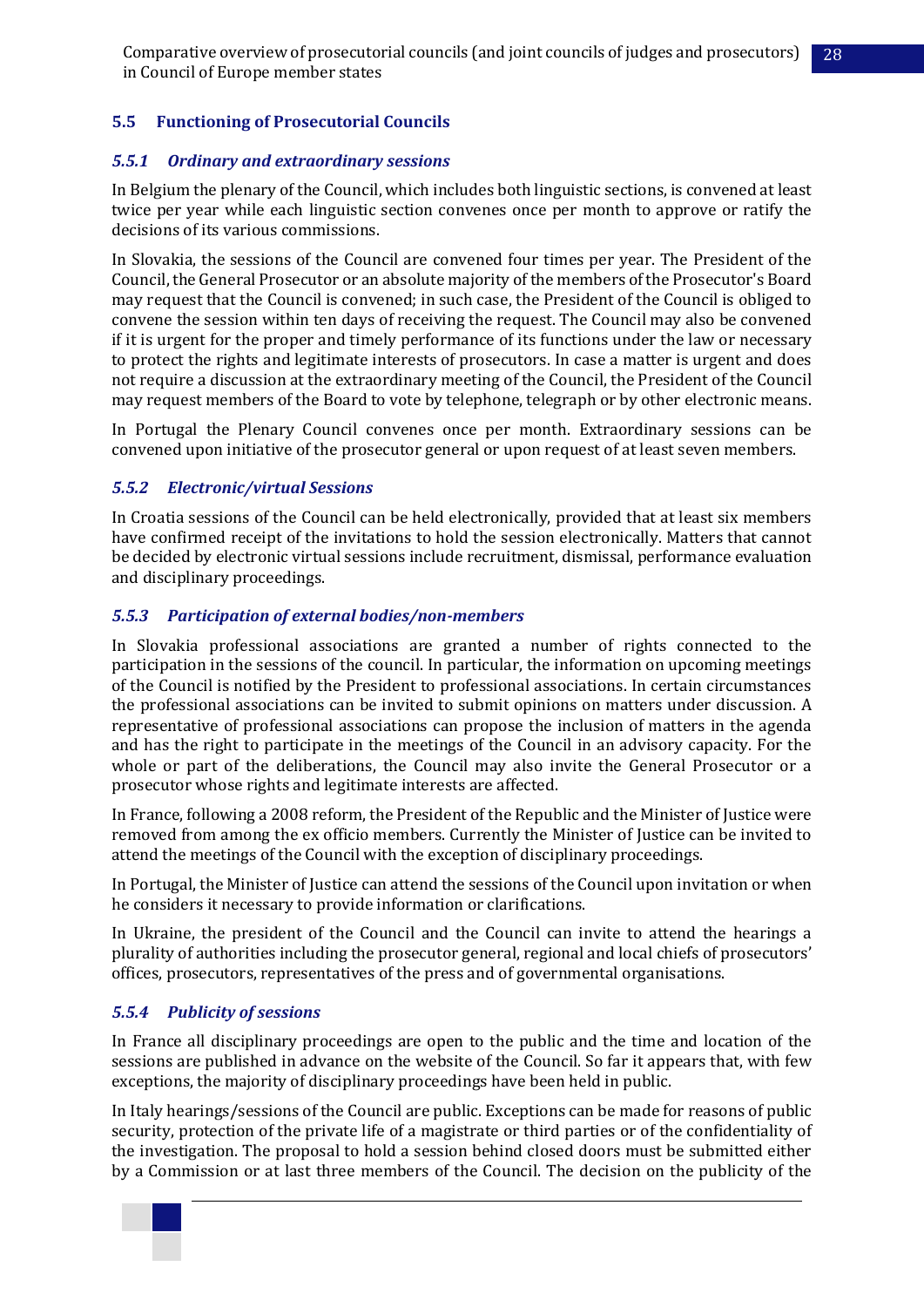### 5.5 Functioning of Prosecutorial Councils

#### *5.5.1 Ordinary and extraordinary sessions*

In Belgium the plenary of the Council, which includes both linguistic sections, is convened at least twice per year while each linguistic section convenes once per month to approve or ratify the decisions of its various commissions.

In Slovakia, the sessions of the Council are convened four times per year. The President of the Council, the General Prosecutor or an absolute majority of the members of the Prosecutor's Board may request that the Council is convened; in such case, the President of the Council is obliged to convene the session within ten days of receiving the request. The Council may also be convened if it is urgent for the proper and timely performance of its functions under the law or necessary to protect the rights and legitimate interests of prosecutors. In case a matter is urgent and does not require a discussion at the extraordinary meeting of the Council, the President of the Council may request members of the Board to vote by telephone, telegraph or by other electronic means.

In Portugal the Plenary Council convenes once per month. Extraordinary sessions can be convened upon initiative of the prosecutor general or upon request of at least seven members.

#### *5.5.2 Electronic/virtual Sessions*

In Croatia sessions of the Council can be held electronically, provided that at least six members have confirmed receipt of the invitations to hold the session electronically. Matters that cannot be decided by electronic virtual sessions include recruitment, dismissal, performance evaluation and disciplinary proceedings.

#### *5.5.3 Participation of external bodies/non-members*

In Slovakia professional associations are granted a number of rights connected to the participation in the sessions of the council. In particular, the information on upcoming meetings of the Council is notified by the President to professional associations. In certain circumstances the professional associations can be invited to submit opinions on matters under discussion. A representative of professional associations can propose the inclusion of matters in the agenda and has the right to participate in the meetings of the Council in an advisory capacity. For the whole or part of the deliberations, the Council may also invite the General Prosecutor or a prosecutor whose rights and legitimate interests are affected.

In France, following a 2008 reform, the President of the Republic and the Minister of Justice were removed from among the ex officio members. Currently the Minister of Justice can be invited to attend the meetings of the Council with the exception of disciplinary proceedings.

In Portugal, the Minister of Justice can attend the sessions of the Council upon invitation or when he considers it necessary to provide information or clarifications.

In Ukraine, the president of the Council and the Council can invite to attend the hearings a plurality of authorities including the prosecutor general, regional and local chiefs of prosecutors' offices, prosecutors, representatives of the press and of governmental organisations.

#### *5.5.4 Publicity of sessions*

In France all disciplinary proceedings are open to the public and the time and location of the sessions are published in advance on the website of the Council. So far it appears that, with few exceptions, the majority of disciplinary proceedings have been held in public.

In Italy hearings/sessions of the Council are public. Exceptions can be made for reasons of public security, protection of the private life of a magistrate or third parties or of the confidentiality of the investigation. The proposal to hold a session behind closed doors must be submitted either by a Commission or at last three members of the Council. The decision on the publicity of the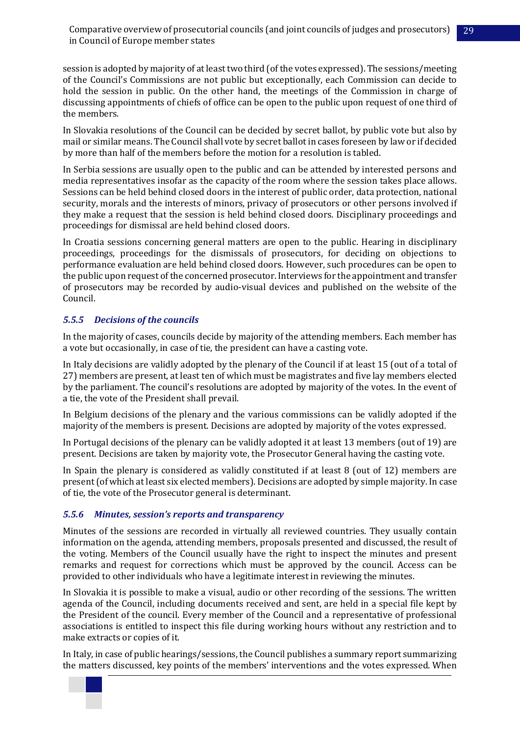session is adopted by majority of at least two third (of the votes expressed). The sessions/meeting of the Council's Commissions are not public but exceptionally, each Commission can decide to hold the session in public. On the other hand, the meetings of the Commission in charge of discussing appointments of chiefs of office can be open to the public upon request of one third of the members.

In Slovakia resolutions of the Council can be decided by secret ballot, by public vote but also by mail or similar means. The Council shall vote by secret ballot in cases foreseen by law or if decided by more than half of the members before the motion for a resolution is tabled.

In Serbia sessions are usually open to the public and can be attended by interested persons and media representatives insofar as the capacity of the room where the session takes place allows. Sessions can be held behind closed doors in the interest of public order, data protection, national security, morals and the interests of minors, privacy of prosecutors or other persons involved if they make a request that the session is held behind closed doors. Disciplinary proceedings and proceedings for dismissal are held behind closed doors.

In Croatia sessions concerning general matters are open to the public. Hearing in disciplinary proceedings, proceedings for the dismissals of prosecutors, for deciding on objections to performance evaluation are held behind closed doors. However, such procedures can be open to the public upon request of the concerned prosecutor. Interviews for the appointment and transfer of prosecutors may be recorded by audio-visual devices and published on the website of the Council.

### *5.5.5 Decisions of the councils*

In the majority of cases, councils decide by majority of the attending members. Each member has a vote but occasionally, in case of tie, the president can have a casting vote.

In Italy decisions are validly adopted by the plenary of the Council if at least 15 (out of a total of 27) members are present, at least ten of which must be magistrates and five lay members elected by the parliament. The council's resolutions are adopted by majority of the votes. In the event of a tie, the vote of the President shall prevail.

In Belgium decisions of the plenary and the various commissions can be validly adopted if the majority of the members is present. Decisions are adopted by majority of the votes expressed.

In Portugal decisions of the plenary can be validly adopted it at least 13 members (out of 19) are present. Decisions are taken by majority vote, the Prosecutor General having the casting vote.

In Spain the plenary is considered as validly constituted if at least 8 (out of 12) members are present (of which at least six elected members). Decisions are adopted by simple majority. In case of tie, the vote of the Prosecutor general is determinant.

### *5.5.6 Minutes, session's reports and transparency*

Minutes of the sessions are recorded in virtually all reviewed countries. They usually contain information on the agenda, attending members, proposals presented and discussed, the result of the voting. Members of the Council usually have the right to inspect the minutes and present remarks and request for corrections which must be approved by the council. Access can be provided to other individuals who have a legitimate interest in reviewing the minutes.

In Slovakia it is possible to make a visual, audio or other recording of the sessions. The written agenda of the Council, including documents received and sent, are held in a special file kept by the President of the council. Every member of the Council and a representative of professional associations is entitled to inspect this file during working hours without any restriction and to make extracts or copies of it.

In Italy, in case of public hearings/sessions, the Council publishes a summary report summarizing the matters discussed, key points of the members' interventions and the votes expressed. When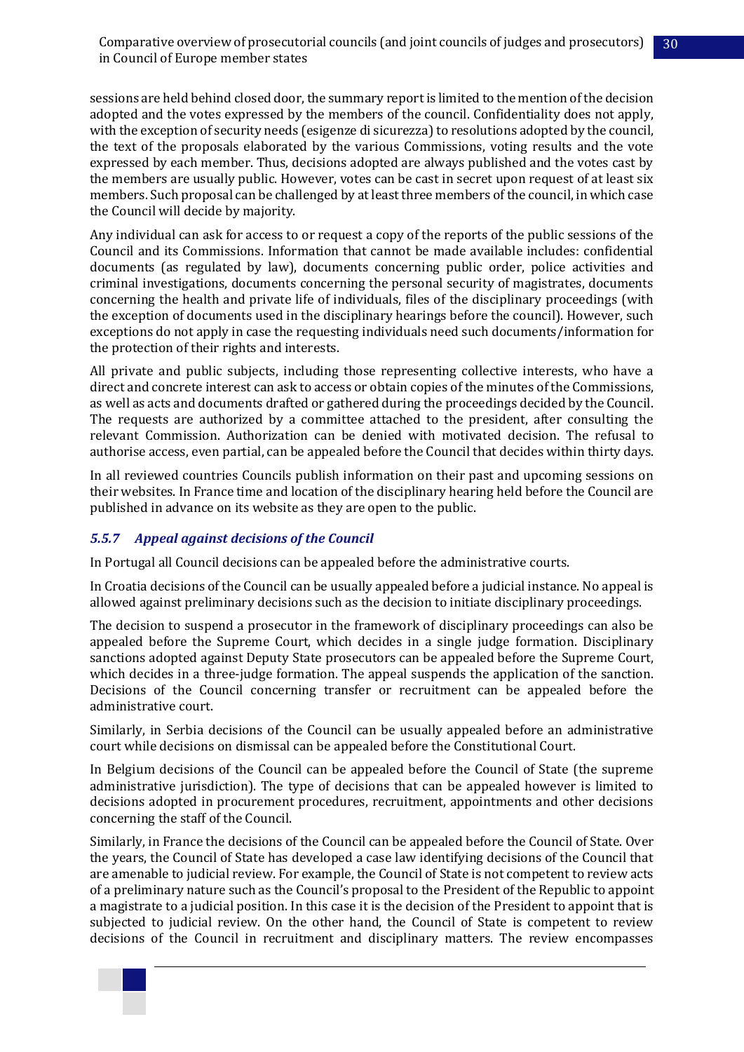sessions are held behind closed door, the summary report is limited to the mention of the decision adopted and the votes expressed by the members of the council. Confidentiality does not apply, with the exception of security needs (esigenze di sicurezza) to resolutions adopted by the council, the text of the proposals elaborated by the various Commissions, voting results and the vote expressed by each member. Thus, decisions adopted are always published and the votes cast by the members are usually public. However, votes can be cast in secret upon request of at least six members. Such proposal can be challenged by at least three members of the council, in which case the Council will decide by majority.

Any individual can ask for access to or request a copy of the reports of the public sessions of the Council and its Commissions. Information that cannot be made available includes: confidential documents (as regulated by law), documents concerning public order, police activities and criminal investigations, documents concerning the personal security of magistrates, documents concerning the health and private life of individuals, files of the disciplinary proceedings (with the exception of documents used in the disciplinary hearings before the council). However, such exceptions do not apply in case the requesting individuals need such documents/information for the protection of their rights and interests.

All private and public subjects, including those representing collective interests, who have a direct and concrete interest can ask to access or obtain copies of the minutes of the Commissions, as well as acts and documents drafted or gathered during the proceedings decided by the Council. The requests are authorized by a committee attached to the president, after consulting the relevant Commission. Authorization can be denied with motivated decision. The refusal to authorise access, even partial, can be appealed before the Council that decides within thirty days.

In all reviewed countries Councils publish information on their past and upcoming sessions on their websites. In France time and location of the disciplinary hearing held before the Council are published in advance on its website as they are open to the public.

### *5.5.7 Appeal against decisions of the Council*

In Portugal all Council decisions can be appealed before the administrative courts.

In Croatia decisions of the Council can be usually appealed before a judicial instance. No appeal is allowed against preliminary decisions such as the decision to initiate disciplinary proceedings.

The decision to suspend a prosecutor in the framework of disciplinary proceedings can also be appealed before the Supreme Court, which decides in a single judge formation. Disciplinary sanctions adopted against Deputy State prosecutors can be appealed before the Supreme Court, which decides in a three-judge formation. The appeal suspends the application of the sanction. Decisions of the Council concerning transfer or recruitment can be appealed before the administrative court.

Similarly, in Serbia decisions of the Council can be usually appealed before an administrative court while decisions on dismissal can be appealed before the Constitutional Court.

In Belgium decisions of the Council can be appealed before the Council of State (the supreme administrative jurisdiction). The type of decisions that can be appealed however is limited to decisions adopted in procurement procedures, recruitment, appointments and other decisions concerning the staff of the Council.

Similarly, in France the decisions of the Council can be appealed before the Council of State. Over the years, the Council of State has developed a case law identifying decisions of the Council that are amenable to judicial review. For example, the Council of State is not competent to review acts of a preliminary nature such as the Council's proposal to the President of the Republic to appoint a magistrate to a judicial position. In this case it is the decision of the President to appoint that is subjected to judicial review. On the other hand, the Council of State is competent to review decisions of the Council in recruitment and disciplinary matters. The review encompasses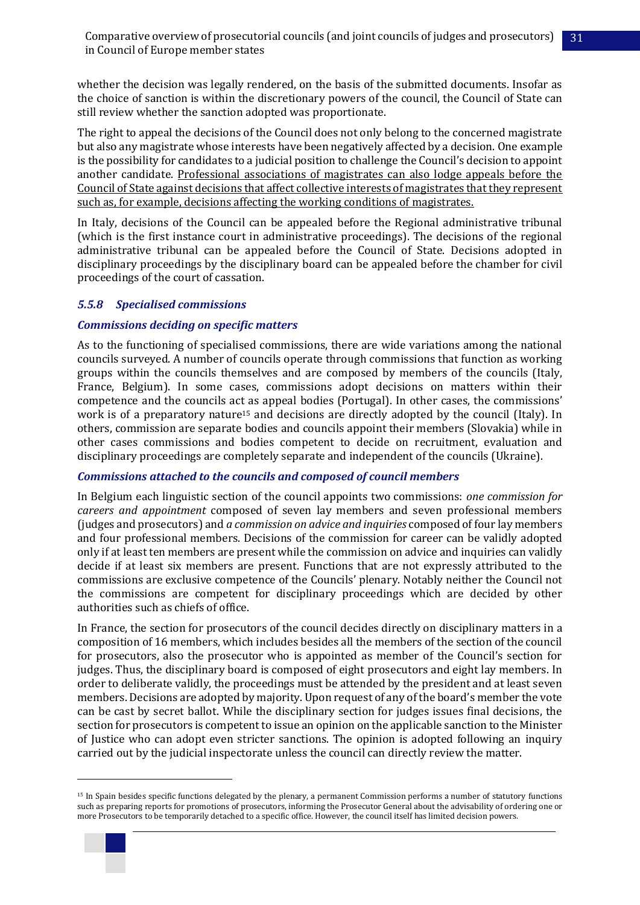whether the decision was legally rendered, on the basis of the submitted documents. Insofar as the choice of sanction is within the discretionary powers of the council, the Council of State can still review whether the sanction adopted was proportionate.

The right to appeal the decisions of the Council does not only belong to the concerned magistrate but also any magistrate whose interests have been negatively affected by a decision. One example is the possibility for candidates to a judicial position to challenge the Council's decision to appoint another candidate. <u>Professional associations of magistrates can also lodge appeals before the Council of State against decisions that affect collective interests of magistrates that they represent such as, for example, decisions affecting the working conditions of magistrates.</u>

In Italy, decisions of the Council can be appealed before the Regional administrative tribunal (which is the first instance court in administrative proceedings). The decisions of the regional administrative tribunal can be appealed before the Council of State. Decisions adopted in disciplinary proceedings by the disciplinary board can be appealed before the chamber for civil proceedings of the court of cassation.

### *5.5.8 Specialised commissions*

#### *Commissions deciding on specific matters*

As to the functioning of specialised commissions, there are wide variations among the national councils surveyed. A number of councils operate through commissions that function as working groups within the councils themselves and are composed by members of the councils (Italy, France, Belgium). In some cases, commissions adopt decisions on matters within their competence and the councils act as appeal bodies (Portugal). In other cases, the commissions' work is of a preparatory nature[15] and decisions are directly adopted by the council (Italy). In others, commission are separate bodies and councils appoint their members (Slovakia) while in other cases commissions and bodies competent to decide on recruitment, evaluation and disciplinary proceedings are completely separate and independent of the councils (Ukraine).

#### *Commissions attached to the councils and composed of council members*

In Belgium each linguistic section of the council appoints two commissions: *one commission for careers and appointment* composed of seven lay members and seven professional members (judges and prosecutors) and *a commission on advice and inquiries* composed of four lay members and four professional members. Decisions of the commission for career can be validly adopted only if at least ten members are present while the commission on advice and inquiries can validly decide if at least six members are present. Functions that are not expressly attributed to the commissions are exclusive competence of the Councils' plenary. Notably neither the Council not the commissions are competent for disciplinary proceedings which are decided by other authorities such as chiefs of office.

In France, the section for prosecutors of the council decides directly on disciplinary matters in a composition of 16 members, which includes besides all the members of the section of the council for prosecutors, also the prosecutor who is appointed as member of the Council's section for judges. Thus, the disciplinary board is composed of eight prosecutors and eight lay members. In order to deliberate validly, the proceedings must be attended by the president and at least seven members. Decisions are adopted by majority. Upon request of any of the board's member the vote can be cast by secret ballot. While the disciplinary section for judges issues final decisions, the section for prosecutors is competent to issue an opinion on the applicable sanction to the Minister of Justice who can adopt even stricter sanctions. The opinion is adopted following an inquiry carried out by the judicial inspectorate unless the council can directly review the matter.

---

[15] In Spain besides specific functions delegated by the plenary, a permanent Commission performs a number of statutory functions such as preparing reports for promotions of prosecutors, informing the Prosecutor General about the advisability of ordering one or more Prosecutors to be temporarily detached to a specific office. However, the council itself has limited decision powers.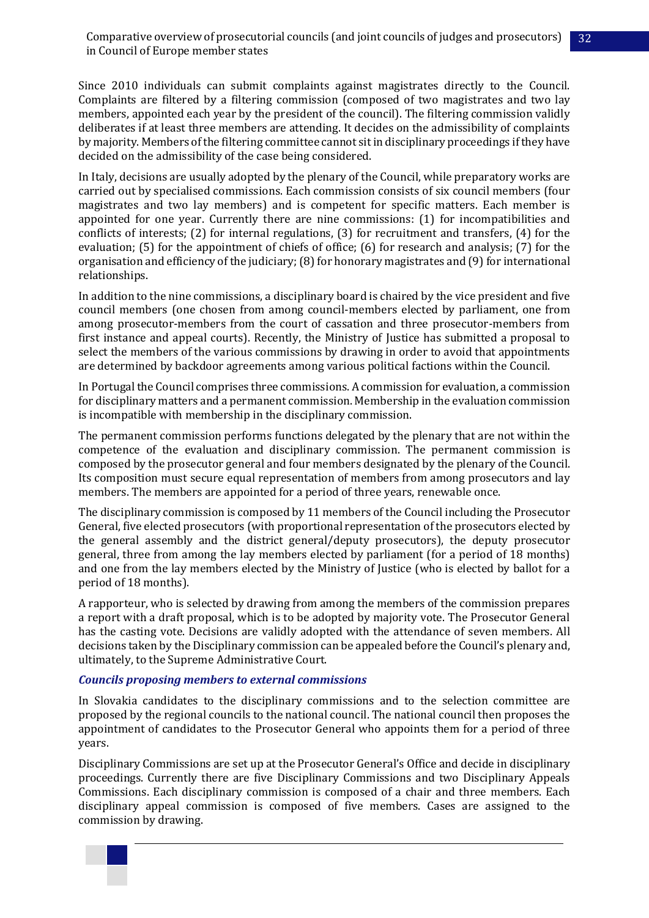Since 2010 individuals can submit complaints against magistrates directly to the Council. Complaints are filtered by a filtering commission (composed of two magistrates and two lay members, appointed each year by the president of the council). The filtering commission validly deliberates if at least three members are attending. It decides on the admissibility of complaints by majority. Members of the filtering committee cannot sit in disciplinary proceedings if they have decided on the admissibility of the case being considered.

In Italy, decisions are usually adopted by the plenary of the Council, while preparatory works are carried out by specialised commissions. Each commission consists of six council members (four magistrates and two lay members) and is competent for specific matters. Each member is appointed for one year. Currently there are nine commissions: (1) for incompatibilities and conflicts of interests; (2) for internal regulations, (3) for recruitment and transfers, (4) for the evaluation; (5) for the appointment of chiefs of office; (6) for research and analysis; (7) for the organisation and efficiency of the judiciary; (8) for honorary magistrates and (9) for international relationships.

In addition to the nine commissions, a disciplinary board is chaired by the vice president and five council members (one chosen from among council-members elected by parliament, one from among prosecutor-members from the court of cassation and three prosecutor-members from first instance and appeal courts). Recently, the Ministry of Justice has submitted a proposal to select the members of the various commissions by drawing in order to avoid that appointments are determined by backdoor agreements among various political factions within the Council.

In Portugal the Council comprises three commissions. A commission for evaluation, a commission for disciplinary matters and a permanent commission. Membership in the evaluation commission is incompatible with membership in the disciplinary commission.

The permanent commission performs functions delegated by the plenary that are not within the competence of the evaluation and disciplinary commission. The permanent commission is composed by the prosecutor general and four members designated by the plenary of the Council. Its composition must secure equal representation of members from among prosecutors and lay members. The members are appointed for a period of three years, renewable once.

The disciplinary commission is composed by 11 members of the Council including the Prosecutor General, five elected prosecutors (with proportional representation of the prosecutors elected by the general assembly and the district general/deputy prosecutors), the deputy prosecutor general, three from among the lay members elected by parliament (for a period of 18 months) and one from the lay members elected by the Ministry of Justice (who is elected by ballot for a period of 18 months).

A rapporteur, who is selected by drawing from among the members of the commission prepares a report with a draft proposal, which is to be adopted by majority vote. The Prosecutor General has the casting vote. Decisions are validly adopted with the attendance of seven members. All decisions taken by the Disciplinary commission can be appealed before the Council's plenary and, ultimately, to the Supreme Administrative Court.

### *Councils proposing members to external commissions*

In Slovakia candidates to the disciplinary commissions and to the selection committee are proposed by the regional councils to the national council. The national council then proposes the appointment of candidates to the Prosecutor General who appoints them for a period of three years.

Disciplinary Commissions are set up at the Prosecutor General's Office and decide in disciplinary proceedings. Currently there are five Disciplinary Commissions and two Disciplinary Appeals Commissions. Each disciplinary commission is composed of a chair and three members. Each disciplinary appeal commission is composed of five members. Cases are assigned to the commission by drawing.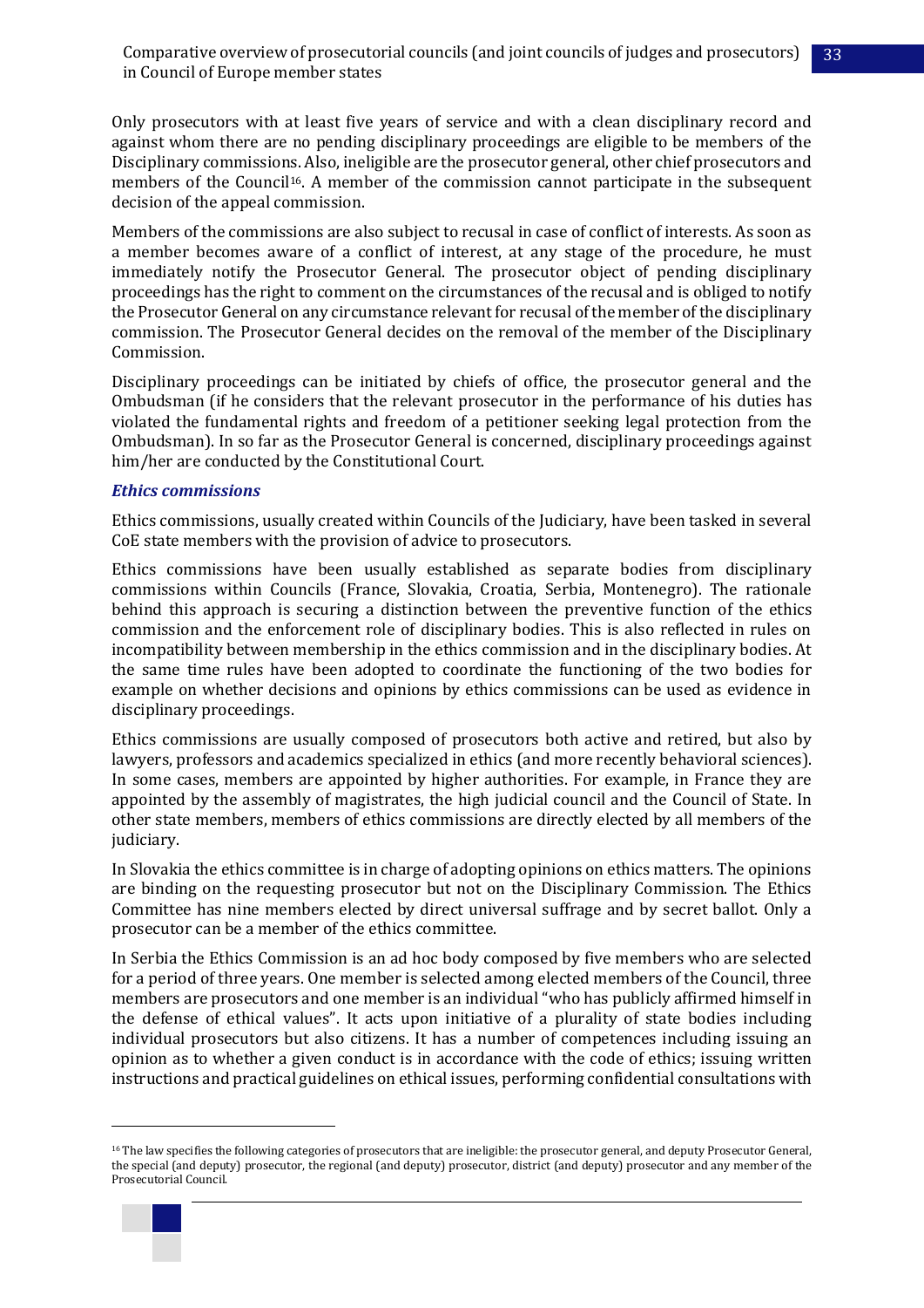Only prosecutors with at least five years of service and with a clean disciplinary record and against whom there are no pending disciplinary proceedings are eligible to be members of the Disciplinary commissions. Also, ineligible are the prosecutor general, other chief prosecutors and members of the Council[16]. A member of the commission cannot participate in the subsequent decision of the appeal commission.

Members of the commissions are also subject to recusal in case of conflict of interests. As soon as a member becomes aware of a conflict of interest, at any stage of the procedure, he must immediately notify the Prosecutor General. The prosecutor object of pending disciplinary proceedings has the right to comment on the circumstances of the recusal and is obliged to notify the Prosecutor General on any circumstance relevant for recusal of the member of the disciplinary commission. The Prosecutor General decides on the removal of the member of the Disciplinary Commission.

Disciplinary proceedings can be initiated by chiefs of office, the prosecutor general and the Ombudsman (if he considers that the relevant prosecutor in the performance of his duties has violated the fundamental rights and freedom of a petitioner seeking legal protection from the Ombudsman). In so far as the Prosecutor General is concerned, disciplinary proceedings against him/her are conducted by the Constitutional Court.

### *Ethics commissions*

Ethics commissions, usually created within Councils of the Judiciary, have been tasked in several CoE state members with the provision of advice to prosecutors.

Ethics commissions have been usually established as separate bodies from disciplinary commissions within Councils (France, Slovakia, Croatia, Serbia, Montenegro). The rationale behind this approach is securing a distinction between the preventive function of the ethics commission and the enforcement role of disciplinary bodies. This is also reflected in rules on incompatibility between membership in the ethics commission and in the disciplinary bodies. At the same time rules have been adopted to coordinate the functioning of the two bodies for example on whether decisions and opinions by ethics commissions can be used as evidence in disciplinary proceedings.

Ethics commissions are usually composed of prosecutors both active and retired, but also by lawyers, professors and academics specialized in ethics (and more recently behavioral sciences). In some cases, members are appointed by higher authorities. For example, in France they are appointed by the assembly of magistrates, the high judicial council and the Council of State. In other state members, members of ethics commissions are directly elected by all members of the judiciary.

In Slovakia the ethics committee is in charge of adopting opinions on ethics matters. The opinions are binding on the requesting prosecutor but not on the Disciplinary Commission. The Ethics Committee has nine members elected by direct universal suffrage and by secret ballot. Only a prosecutor can be a member of the ethics committee.

In Serbia the Ethics Commission is an ad hoc body composed by five members who are selected for a period of three years. One member is selected among elected members of the Council, three members are prosecutors and one member is an individual "who has publicly affirmed himself in the defense of ethical values". It acts upon initiative of a plurality of state bodies including individual prosecutors but also citizens. It has a number of competences including issuing an opinion as to whether a given conduct is in accordance with the code of ethics; issuing written instructions and practical guidelines on ethical issues, performing confidential consultations with

---

[16] The law specifies the following categories of prosecutors that are ineligible: the prosecutor general, and deputy Prosecutor General, the special (and deputy) prosecutor, the regional (and deputy) prosecutor, district (and deputy) prosecutor and any member of the Prosecutorial Council.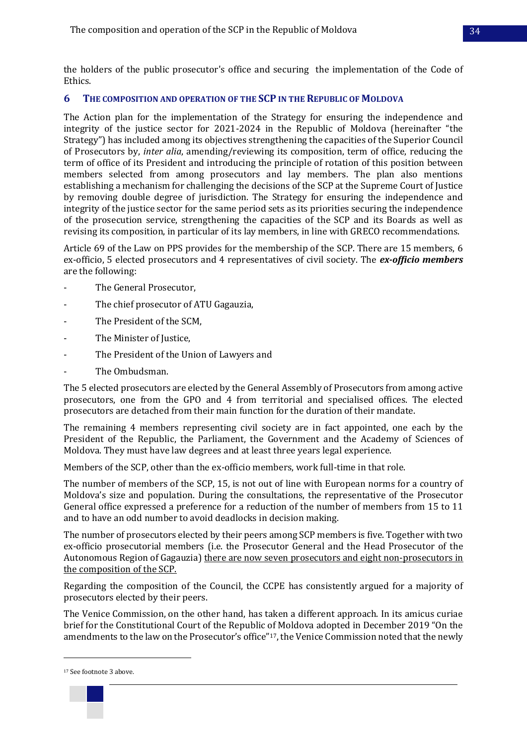the holders of the public prosecutor's office and securing the implementation of the Code of Ethics.

## 6 THE COMPOSITION AND OPERATION OF THE SCP IN THE REPUBLIC OF MOLDOVA

The Action plan for the implementation of the Strategy for ensuring the independence and integrity of the justice sector for 2021-2024 in the Republic of Moldova (hereinafter "the Strategy") has included among its objectives strengthening the capacities of the Superior Council of Prosecutors by, *inter alia*, amending/reviewing its composition, term of office, reducing the term of office of its President and introducing the principle of rotation of this position between members selected from among prosecutors and lay members. The plan also mentions establishing a mechanism for challenging the decisions of the SCP at the Supreme Court of Justice by removing double degree of jurisdiction. The Strategy for ensuring the independence and integrity of the justice sector for the same period sets as its priorities securing the independence of the prosecution service, strengthening the capacities of the SCP and its Boards as well as revising its composition, in particular of its lay members, in line with GRECO recommendations.

Article 69 of the Law on PPS provides for the membership of the SCP. There are 15 members, 6 ex-officio, 5 elected prosecutors and 4 representatives of civil society. The ***ex-officio members*** are the following:

- The General Prosecutor,
- The chief prosecutor of ATU Gagauzia,
- The President of the SCM,
- The Minister of Justice,
- The President of the Union of Lawyers and
- The Ombudsman.

The 5 elected prosecutors are elected by the General Assembly of Prosecutors from among active prosecutors, one from the GPO and 4 from territorial and specialised offices. The elected prosecutors are detached from their main function for the duration of their mandate.

The remaining 4 members representing civil society are in fact appointed, one each by the President of the Republic, the Parliament, the Government and the Academy of Sciences of Moldova. They must have law degrees and at least three years legal experience.

Members of the SCP, other than the ex-officio members, work full-time in that role.

The number of members of the SCP, 15, is not out of line with European norms for a country of Moldova's size and population. During the consultations, the representative of the Prosecutor General office expressed a preference for a reduction of the number of members from 15 to 11 and to have an odd number to avoid deadlocks in decision making.

The number of prosecutors elected by their peers among SCP members is five. Together with two ex-officio prosecutorial members (i.e. the Prosecutor General and the Head Prosecutor of the Autonomous Region of Gagauzia) there are now seven prosecutors and eight non-prosecutors in the composition of the SCP.

Regarding the composition of the Council, the CCPE has consistently argued for a majority of prosecutors elected by their peers.

The Venice Commission, on the other hand, has taken a different approach. In its amicus curiae brief for the Constitutional Court of the Republic of Moldova adopted in December 2019 "On the amendments to the law on the Prosecutor's office"[17], the Venice Commission noted that the newly

[17] See footnote 3 above.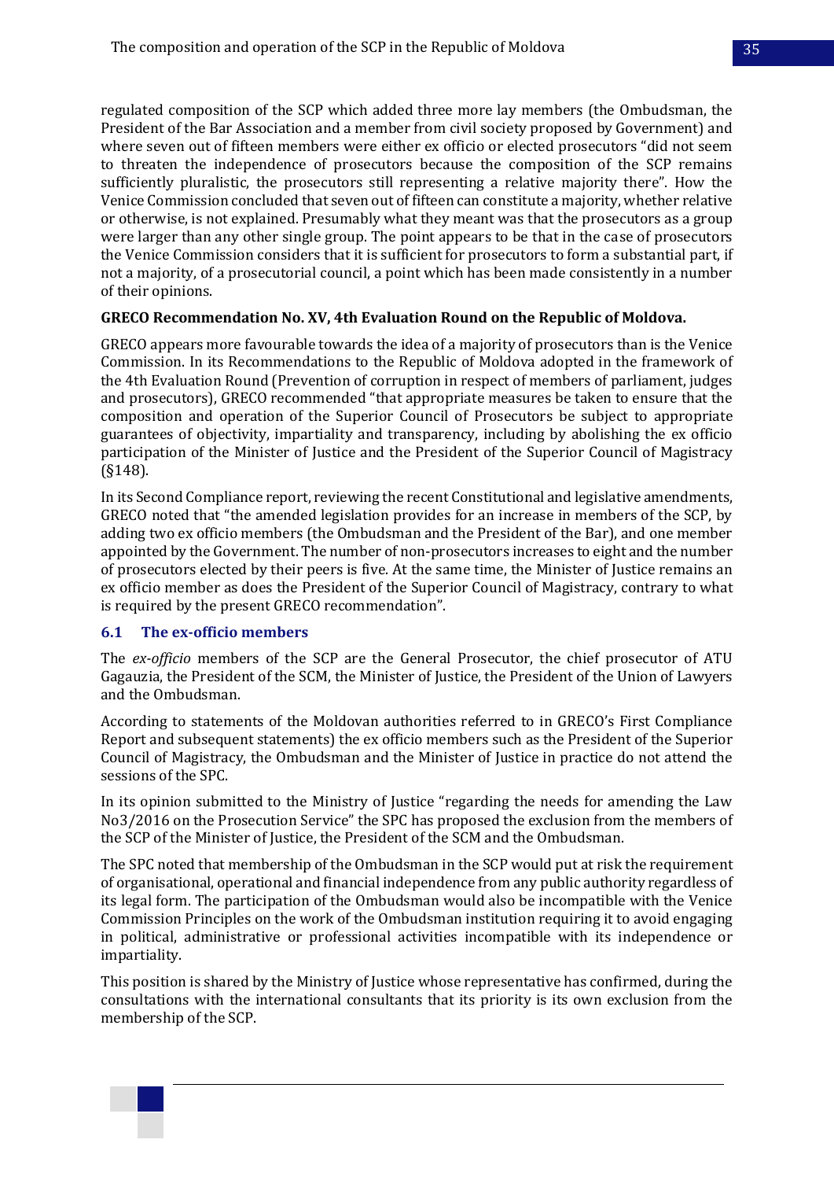regulated composition of the SCP which added three more lay members (the Ombudsman, the President of the Bar Association and a member from civil society proposed by Government) and where seven out of fifteen members were either ex officio or elected prosecutors "did not seem to threaten the independence of prosecutors because the composition of the SCP remains sufficiently pluralistic, the prosecutors still representing a relative majority there". How the Venice Commission concluded that seven out of fifteen can constitute a majority, whether relative or otherwise, is not explained. Presumably what they meant was that the prosecutors as a group were larger than any other single group. The point appears to be that in the case of prosecutors the Venice Commission considers that it is sufficient for prosecutors to form a substantial part, if not a majority, of a prosecutorial council, a point which has been made consistently in a number of their opinions.

**GRECO Recommendation No. XV, 4th Evaluation Round on the Republic of Moldova.**

GRECO appears more favourable towards the idea of a majority of prosecutors than is the Venice Commission. In its Recommendations to the Republic of Moldova adopted in the framework of the 4th Evaluation Round (Prevention of corruption in respect of members of parliament, judges and prosecutors), GRECO recommended "that appropriate measures be taken to ensure that the composition and operation of the Superior Council of Prosecutors be subject to appropriate guarantees of objectivity, impartiality and transparency, including by abolishing the ex officio participation of the Minister of Justice and the President of the Superior Council of Magistracy (§148).

In its Second Compliance report, reviewing the recent Constitutional and legislative amendments, GRECO noted that "the amended legislation provides for an increase in members of the SCP, by adding two ex officio members (the Ombudsman and the President of the Bar), and one member appointed by the Government. The number of non-prosecutors increases to eight and the number of prosecutors elected by their peers is five. At the same time, the Minister of Justice remains an ex officio member as does the President of the Superior Council of Magistracy, contrary to what is required by the present GRECO recommendation".

## 6.1 The ex-officio members

The *ex-officio* members of the SCP are the General Prosecutor, the chief prosecutor of ATU Gagauzia, the President of the SCM, the Minister of Justice, the President of the Union of Lawyers and the Ombudsman.

According to statements of the Moldovan authorities referred to in GRECO's First Compliance Report and subsequent statements) the ex officio members such as the President of the Superior Council of Magistracy, the Ombudsman and the Minister of Justice in practice do not attend the sessions of the SPC.

In its opinion submitted to the Ministry of Justice "regarding the needs for amending the Law No3/2016 on the Prosecution Service" the SPC has proposed the exclusion from the members of the SCP of the Minister of Justice, the President of the SCM and the Ombudsman.

The SPC noted that membership of the Ombudsman in the SCP would put at risk the requirement of organisational, operational and financial independence from any public authority regardless of its legal form. The participation of the Ombudsman would also be incompatible with the Venice Commission Principles on the work of the Ombudsman institution requiring it to avoid engaging in political, administrative or professional activities incompatible with its independence or impartiality.

This position is shared by the Ministry of Justice whose representative has confirmed, during the consultations with the international consultants that its priority is its own exclusion from the membership of the SCP.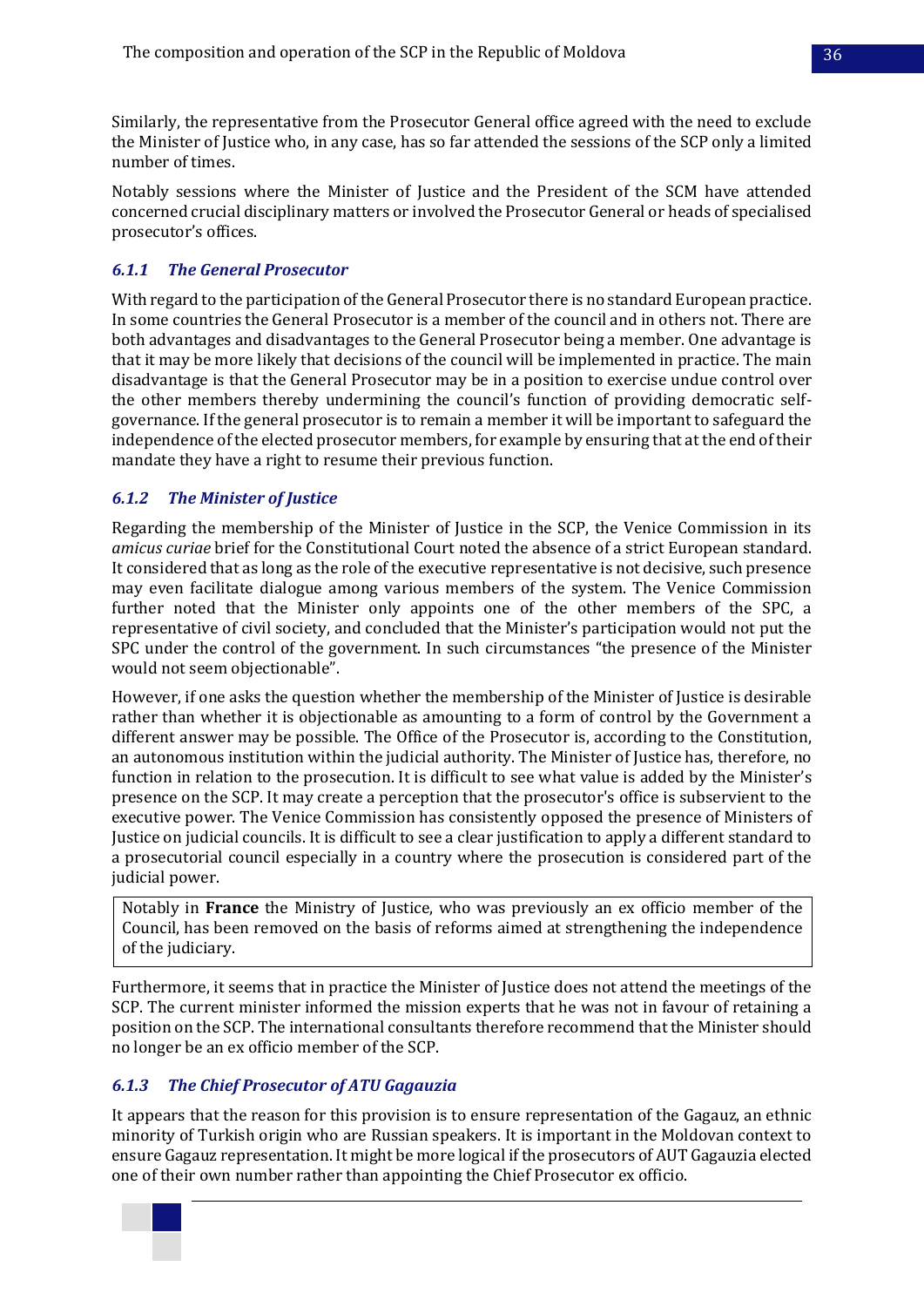Similarly, the representative from the Prosecutor General office agreed with the need to exclude the Minister of Justice who, in any case, has so far attended the sessions of the SCP only a limited number of times.

Notably sessions where the Minister of Justice and the President of the SCM have attended concerned crucial disciplinary matters or involved the Prosecutor General or heads of specialised prosecutor's offices.

### *6.1.1 The General Prosecutor*

With regard to the participation of the General Prosecutor there is no standard European practice. In some countries the General Prosecutor is a member of the council and in others not. There are both advantages and disadvantages to the General Prosecutor being a member. One advantage is that it may be more likely that decisions of the council will be implemented in practice. The main disadvantage is that the General Prosecutor may be in a position to exercise undue control over the other members thereby undermining the council's function of providing democratic self-governance. If the general prosecutor is to remain a member it will be important to safeguard the independence of the elected prosecutor members, for example by ensuring that at the end of their mandate they have a right to resume their previous function.

### *6.1.2 The Minister of Justice*

Regarding the membership of the Minister of Justice in the SCP, the Venice Commission in its *amicus curiae* brief for the Constitutional Court noted the absence of a strict European standard. It considered that as long as the role of the executive representative is not decisive, such presence may even facilitate dialogue among various members of the system. The Venice Commission further noted that the Minister only appoints one of the other members of the SPC, a representative of civil society, and concluded that the Minister's participation would not put the SPC under the control of the government. In such circumstances "the presence of the Minister would not seem objectionable".

However, if one asks the question whether the membership of the Minister of Justice is desirable rather than whether it is objectionable as amounting to a form of control by the Government a different answer may be possible. The Office of the Prosecutor is, according to the Constitution, an autonomous institution within the judicial authority. The Minister of Justice has, therefore, no function in relation to the prosecution. It is difficult to see what value is added by the Minister's presence on the SCP. It may create a perception that the prosecutor's office is subservient to the executive power. The Venice Commission has consistently opposed the presence of Ministers of Justice on judicial councils. It is difficult to see a clear justification to apply a different standard to a prosecutorial council especially in a country where the prosecution is considered part of the judicial power.

> Notably in **France** the Ministry of Justice, who was previously an ex officio member of the Council, has been removed on the basis of reforms aimed at strengthening the independence of the judiciary.

Furthermore, it seems that in practice the Minister of Justice does not attend the meetings of the SCP. The current minister informed the mission experts that he was not in favour of retaining a position on the SCP. The international consultants therefore recommend that the Minister should no longer be an ex officio member of the SCP.

### *6.1.3 The Chief Prosecutor of ATU Gagauzia*

It appears that the reason for this provision is to ensure representation of the Gagauz, an ethnic minority of Turkish origin who are Russian speakers. It is important in the Moldovan context to ensure Gagauz representation. It might be more logical if the prosecutors of AUT Gagauzia elected one of their own number rather than appointing the Chief Prosecutor ex officio.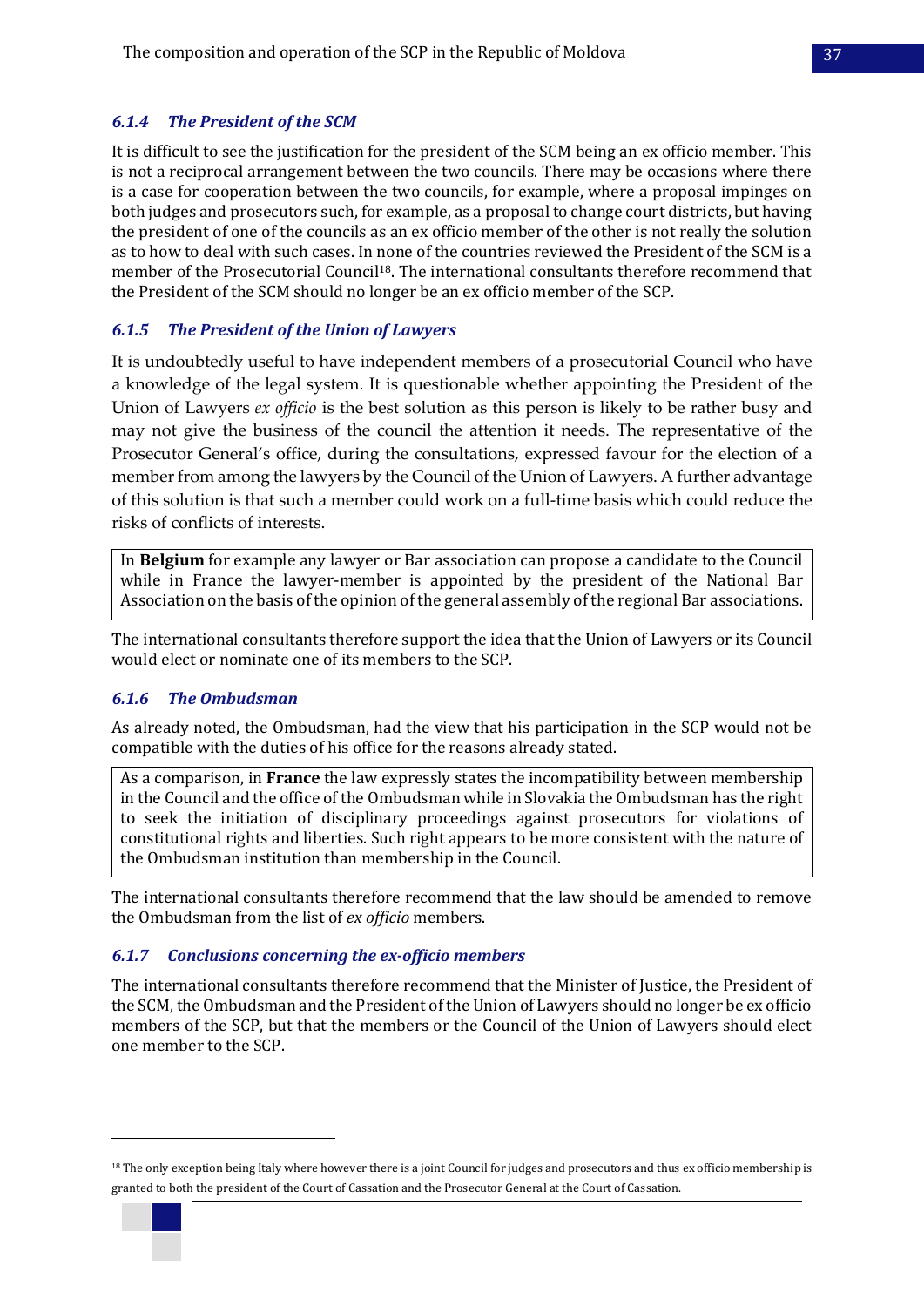#### *6.1.4 The President of the SCM*

It is difficult to see the justification for the president of the SCM being an ex officio member. This is not a reciprocal arrangement between the two councils. There may be occasions where there is a case for cooperation between the two councils, for example, where a proposal impinges on both judges and prosecutors such, for example, as a proposal to change court districts, but having the president of one of the councils as an ex officio member of the other is not really the solution as to how to deal with such cases. In none of the countries reviewed the President of the SCM is a member of the Prosecutorial Council[18]. The international consultants therefore recommend that the President of the SCM should no longer be an ex officio member of the SCP.

#### *6.1.5 The President of the Union of Lawyers*

It is undoubtedly useful to have independent members of a prosecutorial Council who have a knowledge of the legal system. It is questionable whether appointing the President of the Union of Lawyers *ex officio* is the best solution as this person is likely to be rather busy and may not give the business of the council the attention it needs. The representative of the Prosecutor General's office, during the consultations, expressed favour for the election of a member from among the lawyers by the Council of the Union of Lawyers. A further advantage of this solution is that such a member could work on a full-time basis which could reduce the risks of conflicts of interests.

In **Belgium** for example any lawyer or Bar association can propose a candidate to the Council while in France the lawyer-member is appointed by the president of the National Bar Association on the basis of the opinion of the general assembly of the regional Bar associations.

The international consultants therefore support the idea that the Union of Lawyers or its Council would elect or nominate one of its members to the SCP.

#### *6.1.6 The Ombudsman*

As already noted, the Ombudsman, had the view that his participation in the SCP would not be compatible with the duties of his office for the reasons already stated.

As a comparison, in **France** the law expressly states the incompatibility between membership in the Council and the office of the Ombudsman while in Slovakia the Ombudsman has the right to seek the initiation of disciplinary proceedings against prosecutors for violations of constitutional rights and liberties. Such right appears to be more consistent with the nature of the Ombudsman institution than membership in the Council.

The international consultants therefore recommend that the law should be amended to remove the Ombudsman from the list of *ex officio* members.

#### *6.1.7 Conclusions concerning the ex-officio members*

The international consultants therefore recommend that the Minister of Justice, the President of the SCM, the Ombudsman and the President of the Union of Lawyers should no longer be ex officio members of the SCP, but that the members or the Council of the Union of Lawyers should elect one member to the SCP.

---

[18] The only exception being Italy where however there is a joint Council for judges and prosecutors and thus ex officio membership is granted to both the president of the Court of Cassation and the Prosecutor General at the Court of Cassation.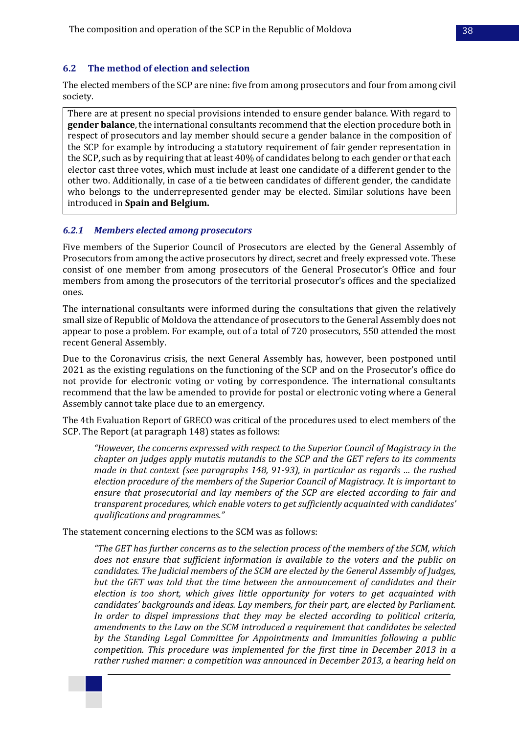## 6.2 The method of election and selection

The elected members of the SCP are nine: five from among prosecutors and four from among civil society.

> There are at present no special provisions intended to ensure gender balance. With regard to **gender balance**, the international consultants recommend that the election procedure both in respect of prosecutors and lay member should secure a gender balance in the composition of the SCP for example by introducing a statutory requirement of fair gender representation in the SCP, such as by requiring that at least 40% of candidates belong to each gender or that each elector cast three votes, which must include at least one candidate of a different gender to the other two. Additionally, in case of a tie between candidates of different gender, the candidate who belongs to the underrepresented gender may be elected. Similar solutions have been introduced in **Spain and Belgium.**

### *6.2.1 Members elected among prosecutors*

Five members of the Superior Council of Prosecutors are elected by the General Assembly of Prosecutors from among the active prosecutors by direct, secret and freely expressed vote. These consist of one member from among prosecutors of the General Prosecutor's Office and four members from among the prosecutors of the territorial prosecutor's offices and the specialized ones.

The international consultants were informed during the consultations that given the relatively small size of Republic of Moldova the attendance of prosecutors to the General Assembly does not appear to pose a problem. For example, out of a total of 720 prosecutors, 550 attended the most recent General Assembly.

Due to the Coronavirus crisis, the next General Assembly has, however, been postponed until 2021 as the existing regulations on the functioning of the SCP and on the Prosecutor's office do not provide for electronic voting or voting by correspondence. The international consultants recommend that the law be amended to provide for postal or electronic voting where a General Assembly cannot take place due to an emergency.

The 4th Evaluation Report of GRECO was critical of the procedures used to elect members of the SCP. The Report (at paragraph 148) states as follows:

> *"However, the concerns expressed with respect to the Superior Council of Magistracy in the chapter on judges apply mutatis mutandis to the SCP and the GET refers to its comments made in that context (see paragraphs 148, 91-93), in particular as regards ... the rushed election procedure of the members of the Superior Council of Magistracy. It is important to ensure that prosecutorial and lay members of the SCP are elected according to fair and transparent procedures, which enable voters to get sufficiently acquainted with candidates' qualifications and programmes."*

The statement concerning elections to the SCM was as follows:

> *"The GET has further concerns as to the selection process of the members of the SCM, which does not ensure that sufficient information is available to the voters and the public on candidates. The Judicial members of the SCM are elected by the General Assembly of Judges, but the GET was told that the time between the announcement of candidates and their election is too short, which gives little opportunity for voters to get acquainted with candidates' backgrounds and ideas. Lay members, for their part, are elected by Parliament. In order to dispel impressions that they may be elected according to political criteria, amendments to the Law on the SCM introduced a requirement that candidates be selected by the Standing Legal Committee for Appointments and Immunities following a public competition. This procedure was implemented for the first time in December 2013 in a rather rushed manner: a competition was announced in December 2013, a hearing held on*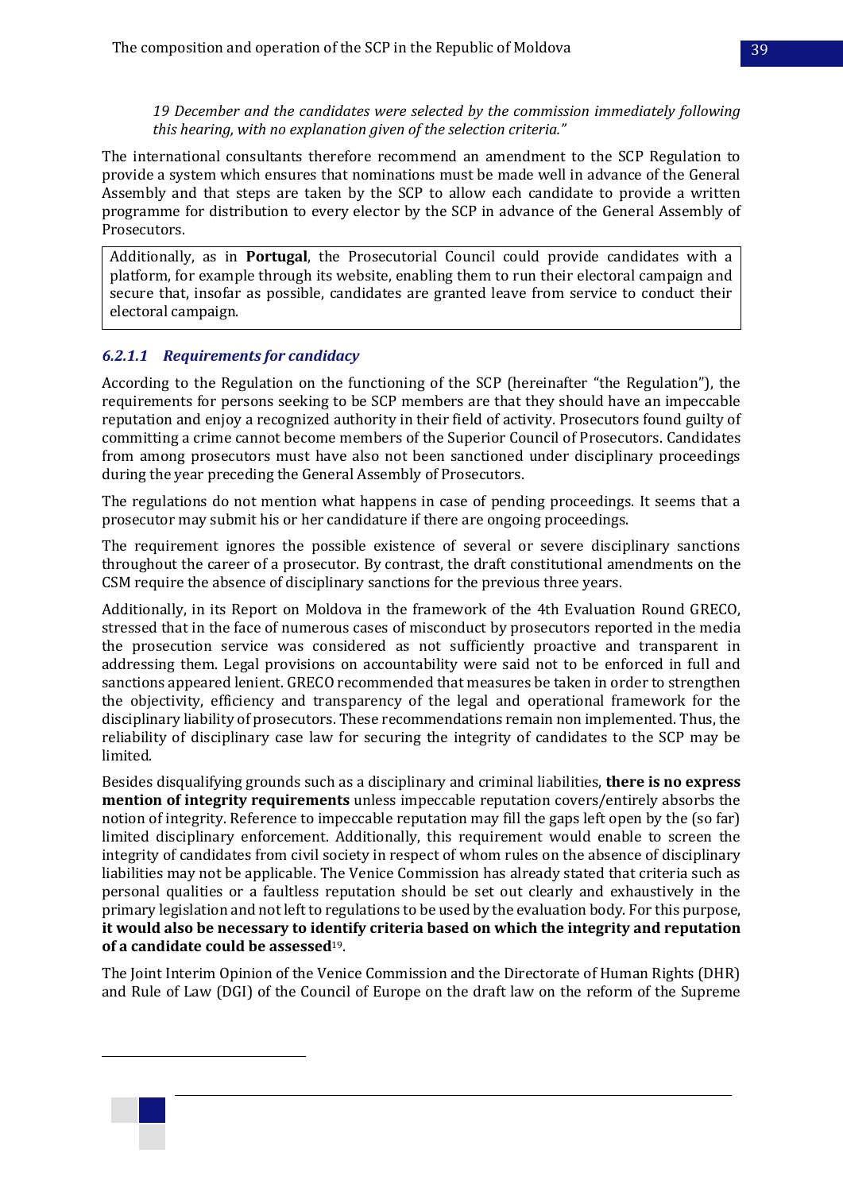*19 December and the candidates were selected by the commission immediately following this hearing, with no explanation given of the selection criteria."*

The international consultants therefore recommend an amendment to the SCP Regulation to provide a system which ensures that nominations must be made well in advance of the General Assembly and that steps are taken by the SCP to allow each candidate to provide a written programme for distribution to every elector by the SCP in advance of the General Assembly of Prosecutors.

Additionally, as in **Portugal**, the Prosecutorial Council could provide candidates with a platform, for example through its website, enabling them to run their electoral campaign and secure that, insofar as possible, candidates are granted leave from service to conduct their electoral campaign.

#### *6.2.1.1 Requirements for candidacy*

According to the Regulation on the functioning of the SCP (hereinafter "the Regulation"), the requirements for persons seeking to be SCP members are that they should have an impeccable reputation and enjoy a recognized authority in their field of activity. Prosecutors found guilty of committing a crime cannot become members of the Superior Council of Prosecutors. Candidates from among prosecutors must have also not been sanctioned under disciplinary proceedings during the year preceding the General Assembly of Prosecutors.

The regulations do not mention what happens in case of pending proceedings. It seems that a prosecutor may submit his or her candidature if there are ongoing proceedings.

The requirement ignores the possible existence of several or severe disciplinary sanctions throughout the career of a prosecutor. By contrast, the draft constitutional amendments on the CSM require the absence of disciplinary sanctions for the previous three years.

Additionally, in its Report on Moldova in the framework of the 4th Evaluation Round GRECO, stressed that in the face of numerous cases of misconduct by prosecutors reported in the media the prosecution service was considered as not sufficiently proactive and transparent in addressing them. Legal provisions on accountability were said not to be enforced in full and sanctions appeared lenient. GRECO recommended that measures be taken in order to strengthen the objectivity, efficiency and transparency of the legal and operational framework for the disciplinary liability of prosecutors. These recommendations remain non implemented. Thus, the reliability of disciplinary case law for securing the integrity of candidates to the SCP may be limited.

Besides disqualifying grounds such as a disciplinary and criminal liabilities, **there is no express mention of integrity requirements** unless impeccable reputation covers/entirely absorbs the notion of integrity. Reference to impeccable reputation may fill the gaps left open by the (so far) limited disciplinary enforcement. Additionally, this requirement would enable to screen the integrity of candidates from civil society in respect of whom rules on the absence of disciplinary liabilities may not be applicable. The Venice Commission has already stated that criteria such as personal qualities or a faultless reputation should be set out clearly and exhaustively in the primary legislation and not left to regulations to be used by the evaluation body. For this purpose, **it would also be necessary to identify criteria based on which the integrity and reputation of a candidate could be assessed**[19].

The Joint Interim Opinion of the Venice Commission and the Directorate of Human Rights (DHR) and Rule of Law (DGI) of the Council of Europe on the draft law on the reform of the Supreme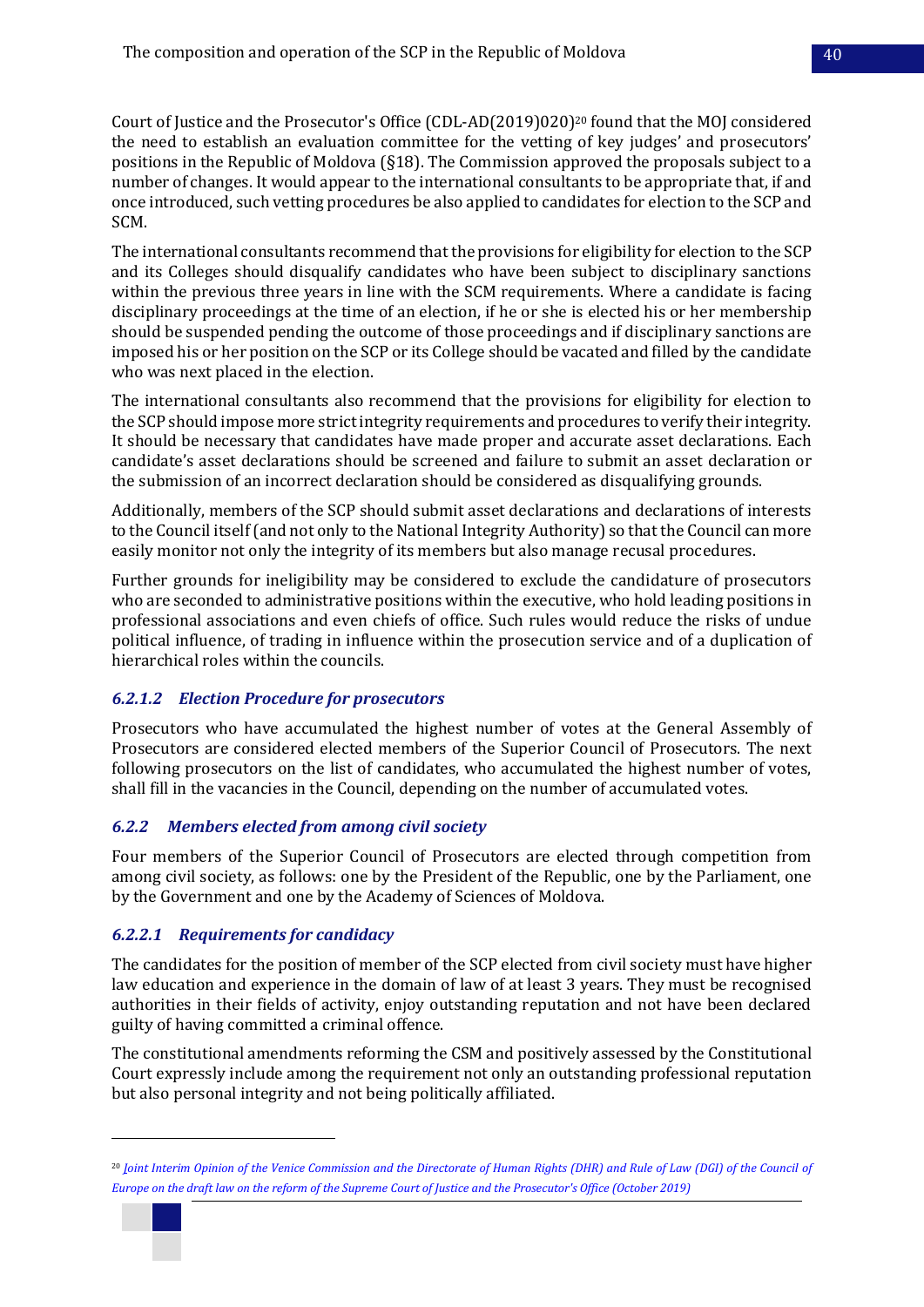Court of Justice and the Prosecutor's Office (CDL-AD(2019)020)[20] found that the MOJ considered the need to establish an evaluation committee for the vetting of key judges' and prosecutors' positions in the Republic of Moldova (§18). The Commission approved the proposals subject to a number of changes. It would appear to the international consultants to be appropriate that, if and once introduced, such vetting procedures be also applied to candidates for election to the SCP and SCM.

The international consultants recommend that the provisions for eligibility for election to the SCP and its Colleges should disqualify candidates who have been subject to disciplinary sanctions within the previous three years in line with the SCM requirements. Where a candidate is facing disciplinary proceedings at the time of an election, if he or she is elected his or her membership should be suspended pending the outcome of those proceedings and if disciplinary sanctions are imposed his or her position on the SCP or its College should be vacated and filled by the candidate who was next placed in the election.

The international consultants also recommend that the provisions for eligibility for election to the SCP should impose more strict integrity requirements and procedures to verify their integrity. It should be necessary that candidates have made proper and accurate asset declarations. Each candidate's asset declarations should be screened and failure to submit an asset declaration or the submission of an incorrect declaration should be considered as disqualifying grounds.

Additionally, members of the SCP should submit asset declarations and declarations of interests to the Council itself (and not only to the National Integrity Authority) so that the Council can more easily monitor not only the integrity of its members but also manage recusal procedures.

Further grounds for ineligibility may be considered to exclude the candidature of prosecutors who are seconded to administrative positions within the executive, who hold leading positions in professional associations and even chiefs of office. Such rules would reduce the risks of undue political influence, of trading in influence within the prosecution service and of a duplication of hierarchical roles within the councils.

#### *6.2.1.2 Election Procedure for prosecutors*

Prosecutors who have accumulated the highest number of votes at the General Assembly of Prosecutors are considered elected members of the Superior Council of Prosecutors. The next following prosecutors on the list of candidates, who accumulated the highest number of votes, shall fill in the vacancies in the Council, depending on the number of accumulated votes.

### *6.2.2 Members elected from among civil society*

Four members of the Superior Council of Prosecutors are elected through competition from among civil society, as follows: one by the President of the Republic, one by the Parliament, one by the Government and one by the Academy of Sciences of Moldova.

#### *6.2.2.1 Requirements for candidacy*

The candidates for the position of member of the SCP elected from civil society must have higher law education and experience in the domain of law of at least 3 years. They must be recognised authorities in their fields of activity, enjoy outstanding reputation and not have been declared guilty of having committed a criminal offence.

The constitutional amendments reforming the CSM and positively assessed by the Constitutional Court expressly include among the requirement not only an outstanding professional reputation but also personal integrity and not being politically affiliated.

---

[20] *Joint Interim Opinion of the Venice Commission and the Directorate of Human Rights (DHR) and Rule of Law (DGI) of the Council of Europe on the draft law on the reform of the Supreme Court of Justice and the Prosecutor's Office (October 2019)*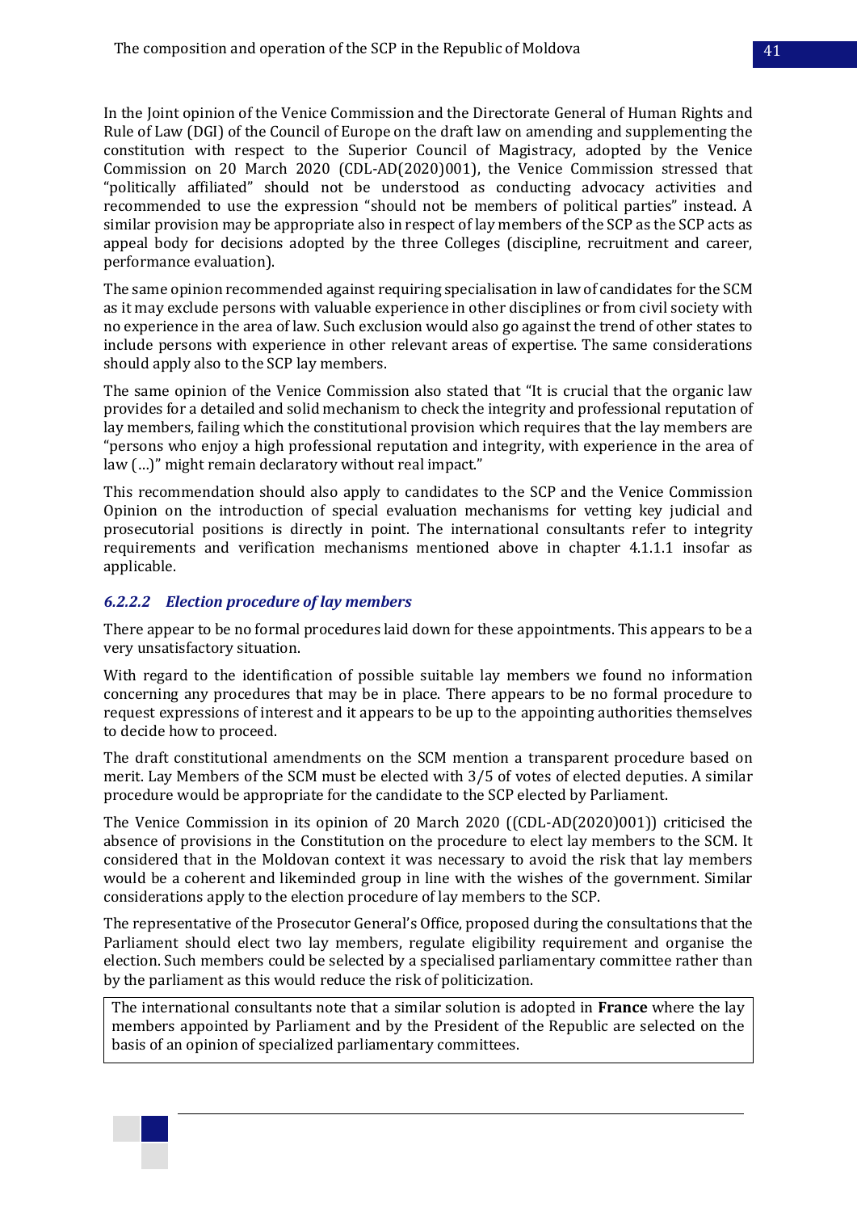In the Joint opinion of the Venice Commission and the Directorate General of Human Rights and Rule of Law (DGI) of the Council of Europe on the draft law on amending and supplementing the constitution with respect to the Superior Council of Magistracy, adopted by the Venice Commission on 20 March 2020 (CDL-AD(2020)001), the Venice Commission stressed that "politically affiliated" should not be understood as conducting advocacy activities and recommended to use the expression "should not be members of political parties" instead. A similar provision may be appropriate also in respect of lay members of the SCP as the SCP acts as appeal body for decisions adopted by the three Colleges (discipline, recruitment and career, performance evaluation).

The same opinion recommended against requiring specialisation in law of candidates for the SCM as it may exclude persons with valuable experience in other disciplines or from civil society with no experience in the area of law. Such exclusion would also go against the trend of other states to include persons with experience in other relevant areas of expertise. The same considerations should apply also to the SCP lay members.

The same opinion of the Venice Commission also stated that "It is crucial that the organic law provides for a detailed and solid mechanism to check the integrity and professional reputation of lay members, failing which the constitutional provision which requires that the lay members are "persons who enjoy a high professional reputation and integrity, with experience in the area of law (…)" might remain declaratory without real impact."

This recommendation should also apply to candidates to the SCP and the Venice Commission Opinion on the introduction of special evaluation mechanisms for vetting key judicial and prosecutorial positions is directly in point. The international consultants refer to integrity requirements and verification mechanisms mentioned above in chapter 4.1.1.1 insofar as applicable.

#### *6.2.2.2 Election procedure of lay members*

There appear to be no formal procedures laid down for these appointments. This appears to be a very unsatisfactory situation.

With regard to the identification of possible suitable lay members we found no information concerning any procedures that may be in place. There appears to be no formal procedure to request expressions of interest and it appears to be up to the appointing authorities themselves to decide how to proceed.

The draft constitutional amendments on the SCM mention a transparent procedure based on merit. Lay Members of the SCM must be elected with 3/5 of votes of elected deputies. A similar procedure would be appropriate for the candidate to the SCP elected by Parliament.

The Venice Commission in its opinion of 20 March 2020 ((CDL-AD(2020)001)) criticised the absence of provisions in the Constitution on the procedure to elect lay members to the SCM. It considered that in the Moldovan context it was necessary to avoid the risk that lay members would be a coherent and likeminded group in line with the wishes of the government. Similar considerations apply to the election procedure of lay members to the SCP.

The representative of the Prosecutor General's Office, proposed during the consultations that the Parliament should elect two lay members, regulate eligibility requirement and organise the election. Such members could be selected by a specialised parliamentary committee rather than by the parliament as this would reduce the risk of politicization.

> The international consultants note that a similar solution is adopted in **France** where the lay members appointed by Parliament and by the President of the Republic are selected on the basis of an opinion of specialized parliamentary committees.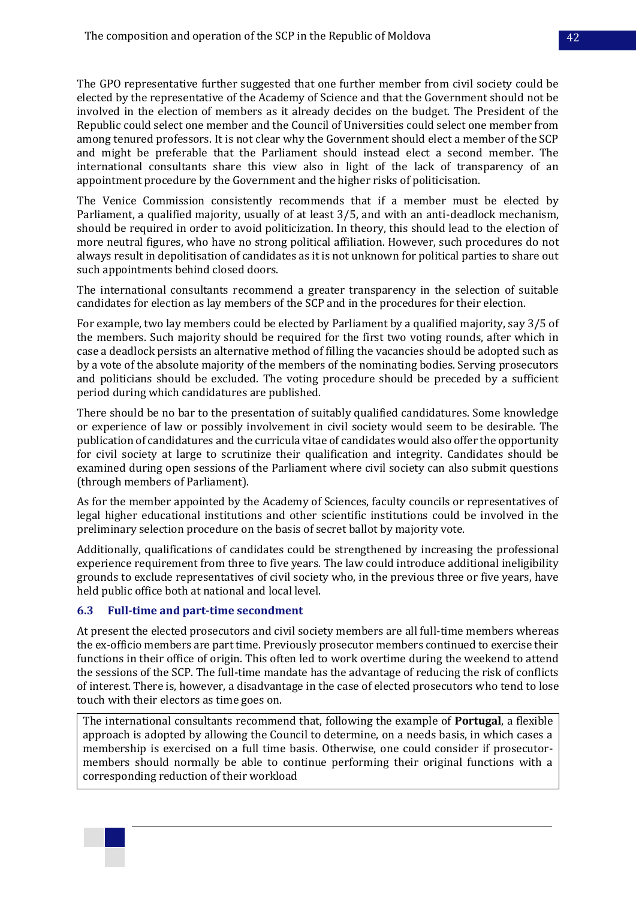The GPO representative further suggested that one further member from civil society could be elected by the representative of the Academy of Science and that the Government should not be involved in the election of members as it already decides on the budget. The President of the Republic could select one member and the Council of Universities could select one member from among tenured professors. It is not clear why the Government should elect a member of the SCP and might be preferable that the Parliament should instead elect a second member. The international consultants share this view also in light of the lack of transparency of an appointment procedure by the Government and the higher risks of politicisation.

The Venice Commission consistently recommends that if a member must be elected by Parliament, a qualified majority, usually of at least 3/5, and with an anti-deadlock mechanism, should be required in order to avoid politicization. In theory, this should lead to the election of more neutral figures, who have no strong political affiliation. However, such procedures do not always result in depolitisation of candidates as it is not unknown for political parties to share out such appointments behind closed doors.

The international consultants recommend a greater transparency in the selection of suitable candidates for election as lay members of the SCP and in the procedures for their election.

For example, two lay members could be elected by Parliament by a qualified majority, say 3/5 of the members. Such majority should be required for the first two voting rounds, after which in case a deadlock persists an alternative method of filling the vacancies should be adopted such as by a vote of the absolute majority of the members of the nominating bodies. Serving prosecutors and politicians should be excluded. The voting procedure should be preceded by a sufficient period during which candidatures are published.

There should be no bar to the presentation of suitably qualified candidatures. Some knowledge or experience of law or possibly involvement in civil society would seem to be desirable. The publication of candidatures and the curricula vitae of candidates would also offer the opportunity for civil society at large to scrutinize their qualification and integrity. Candidates should be examined during open sessions of the Parliament where civil society can also submit questions (through members of Parliament).

As for the member appointed by the Academy of Sciences, faculty councils or representatives of legal higher educational institutions and other scientific institutions could be involved in the preliminary selection procedure on the basis of secret ballot by majority vote.

Additionally, qualifications of candidates could be strengthened by increasing the professional experience requirement from three to five years. The law could introduce additional ineligibility grounds to exclude representatives of civil society who, in the previous three or five years, have held public office both at national and local level.

### 6.3 Full-time and part-time secondment

At present the elected prosecutors and civil society members are all full-time members whereas the ex-officio members are part time. Previously prosecutor members continued to exercise their functions in their office of origin. This often led to work overtime during the weekend to attend the sessions of the SCP. The full-time mandate has the advantage of reducing the risk of conflicts of interest. There is, however, a disadvantage in the case of elected prosecutors who tend to lose touch with their electors as time goes on.

> The international consultants recommend that, following the example of **Portugal**, a flexible approach is adopted by allowing the Council to determine, on a needs basis, in which cases a membership is exercised on a full time basis. Otherwise, one could consider if prosecutor-members should normally be able to continue performing their original functions with a corresponding reduction of their workload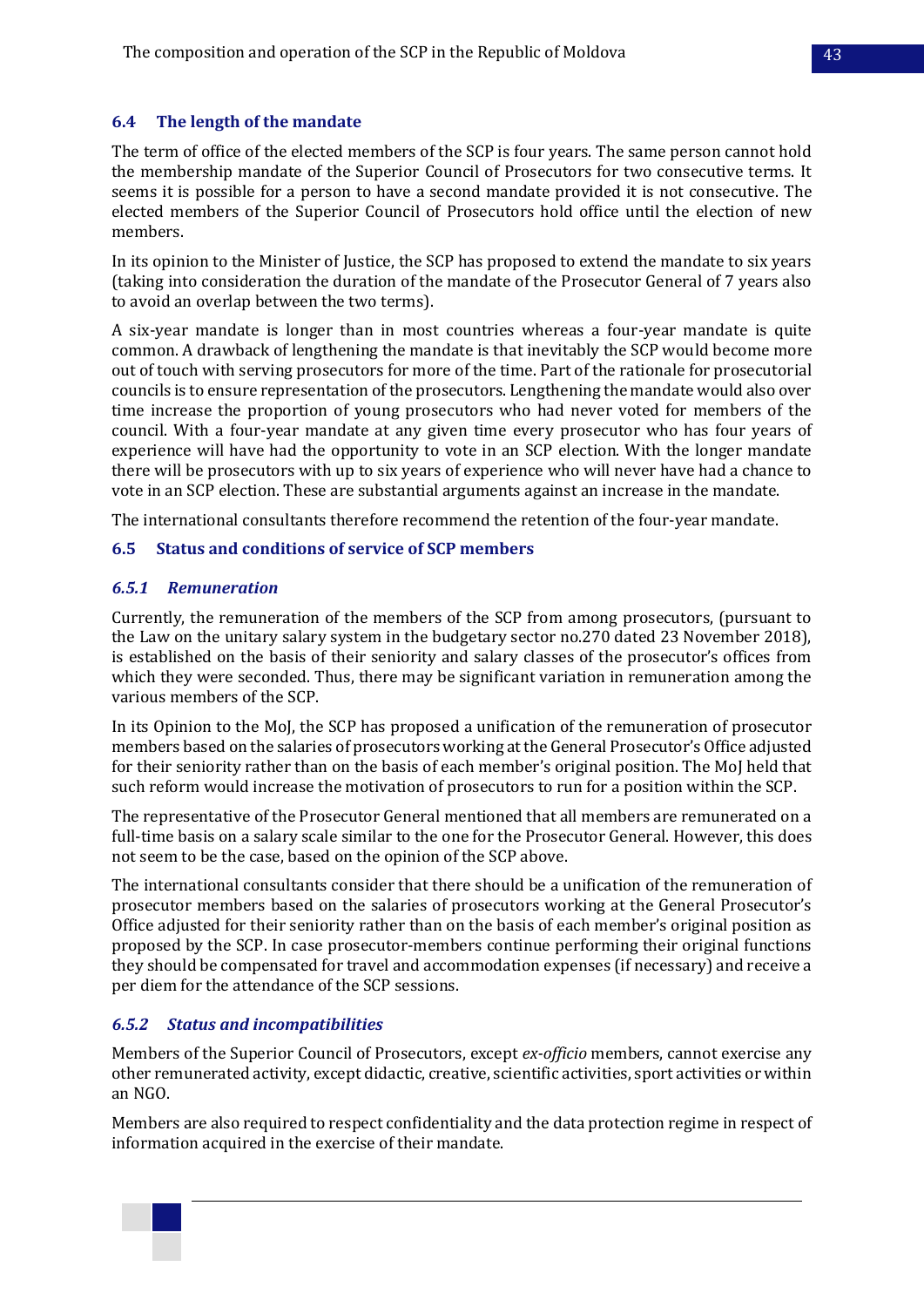### 6.4 The length of the mandate

The term of office of the elected members of the SCP is four years. The same person cannot hold the membership mandate of the Superior Council of Prosecutors for two consecutive terms. It seems it is possible for a person to have a second mandate provided it is not consecutive. The elected members of the Superior Council of Prosecutors hold office until the election of new members.

In its opinion to the Minister of Justice, the SCP has proposed to extend the mandate to six years (taking into consideration the duration of the mandate of the Prosecutor General of 7 years also to avoid an overlap between the two terms).

A six-year mandate is longer than in most countries whereas a four-year mandate is quite common. A drawback of lengthening the mandate is that inevitably the SCP would become more out of touch with serving prosecutors for more of the time. Part of the rationale for prosecutorial councils is to ensure representation of the prosecutors. Lengthening the mandate would also over time increase the proportion of young prosecutors who had never voted for members of the council. With a four-year mandate at any given time every prosecutor who has four years of experience will have had the opportunity to vote in an SCP election. With the longer mandate there will be prosecutors with up to six years of experience who will never have had a chance to vote in an SCP election. These are substantial arguments against an increase in the mandate.

The international consultants therefore recommend the retention of the four-year mandate.

### 6.5 Status and conditions of service of SCP members

#### *6.5.1 Remuneration*

Currently, the remuneration of the members of the SCP from among prosecutors, (pursuant to the Law on the unitary salary system in the budgetary sector no.270 dated 23 November 2018), is established on the basis of their seniority and salary classes of the prosecutor's offices from which they were seconded. Thus, there may be significant variation in remuneration among the various members of the SCP.

In its Opinion to the MoJ, the SCP has proposed a unification of the remuneration of prosecutor members based on the salaries of prosecutors working at the General Prosecutor's Office adjusted for their seniority rather than on the basis of each member's original position. The MoJ held that such reform would increase the motivation of prosecutors to run for a position within the SCP.

The representative of the Prosecutor General mentioned that all members are remunerated on a full-time basis on a salary scale similar to the one for the Prosecutor General. However, this does not seem to be the case, based on the opinion of the SCP above.

The international consultants consider that there should be a unification of the remuneration of prosecutor members based on the salaries of prosecutors working at the General Prosecutor's Office adjusted for their seniority rather than on the basis of each member's original position as proposed by the SCP. In case prosecutor-members continue performing their original functions they should be compensated for travel and accommodation expenses (if necessary) and receive a per diem for the attendance of the SCP sessions.

#### *6.5.2 Status and incompatibilities*

Members of the Superior Council of Prosecutors, except *ex-officio* members, cannot exercise any other remunerated activity, except didactic, creative, scientific activities, sport activities or within an NGO.

Members are also required to respect confidentiality and the data protection regime in respect of information acquired in the exercise of their mandate.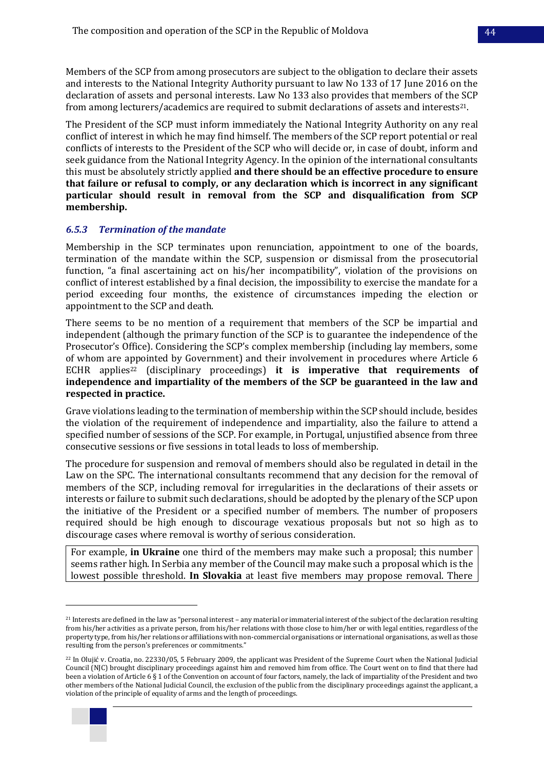Members of the SCP from among prosecutors are subject to the obligation to declare their assets and interests to the National Integrity Authority pursuant to law No 133 of 17 June 2016 on the declaration of assets and personal interests. Law No 133 also provides that members of the SCP from among lecturers/academics are required to submit declarations of assets and interests[21].

The President of the SCP must inform immediately the National Integrity Authority on any real conflict of interest in which he may find himself. The members of the SCP report potential or real conflicts of interests to the President of the SCP who will decide or, in case of doubt, inform and seek guidance from the National Integrity Agency. In the opinion of the international consultants this must be absolutely strictly applied **and there should be an effective procedure to ensure that failure or refusal to comply, or any declaration which is incorrect in any significant particular should result in removal from the SCP and disqualification from SCP membership.**

### *6.5.3 Termination of the mandate*

Membership in the SCP terminates upon renunciation, appointment to one of the boards, termination of the mandate within the SCP, suspension or dismissal from the prosecutorial function, "a final ascertaining act on his/her incompatibility", violation of the provisions on conflict of interest established by a final decision, the impossibility to exercise the mandate for a period exceeding four months, the existence of circumstances impeding the election or appointment to the SCP and death.

There seems to be no mention of a requirement that members of the SCP be impartial and independent (although the primary function of the SCP is to guarantee the independence of the Prosecutor's Office). Considering the SCP's complex membership (including lay members, some of whom are appointed by Government) and their involvement in procedures where Article 6 ECHR applies[22] (disciplinary proceedings) **it is imperative that requirements of independence and impartiality of the members of the SCP be guaranteed in the law and respected in practice.**

Grave violations leading to the termination of membership within the SCP should include, besides the violation of the requirement of independence and impartiality, also the failure to attend a specified number of sessions of the SCP. For example, in Portugal, unjustified absence from three consecutive sessions or five sessions in total leads to loss of membership.

The procedure for suspension and removal of members should also be regulated in detail in the Law on the SPC. The international consultants recommend that any decision for the removal of members of the SCP, including removal for irregularities in the declarations of their assets or interests or failure to submit such declarations, should be adopted by the plenary of the SCP upon the initiative of the President or a specified number of members. The number of proposers required should be high enough to discourage vexatious proposals but not so high as to discourage cases where removal is worthy of serious consideration.

For example, **in Ukraine** one third of the members may make such a proposal; this number seems rather high. In Serbia any member of the Council may make such a proposal which is the lowest possible threshold. **In Slovakia** at least five members may propose removal. There

[21] Interests are defined in the law as "personal interest – any material or immaterial interest of the subject of the declaration resulting from his/her activities as a private person, from his/her relations with those close to him/her or with legal entities, regardless of the property type, from his/her relations or affiliations with non-commercial organisations or international organisations, as well as those resulting from the person's preferences or commitments."

[22] In Olujić v. Croatia, no. 22330/05, 5 February 2009, the applicant was President of the Supreme Court when the National Judicial Council (NJC) brought disciplinary proceedings against him and removed him from office. The Court went on to find that there had been a violation of Article 6 § 1 of the Convention on account of four factors, namely, the lack of impartiality of the President and two other members of the National Judicial Council, the exclusion of the public from the disciplinary proceedings against the applicant, a violation of the principle of equality of arms and the length of proceedings.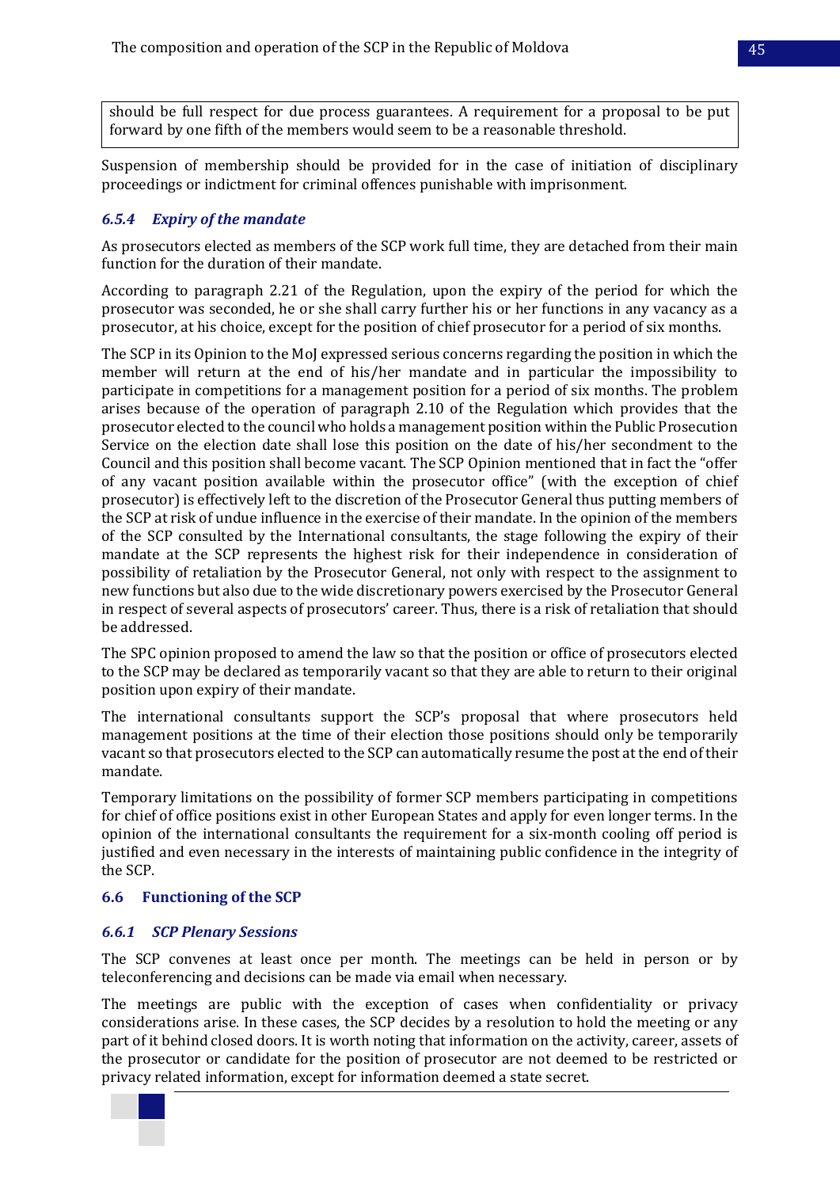should be full respect for due process guarantees. A requirement for a proposal to be put forward by one fifth of the members would seem to be a reasonable threshold.

Suspension of membership should be provided for in the case of initiation of disciplinary proceedings or indictment for criminal offences punishable with imprisonment.

### *6.5.4 Expiry of the mandate*

As prosecutors elected as members of the SCP work full time, they are detached from their main function for the duration of their mandate.

According to paragraph 2.21 of the Regulation, upon the expiry of the period for which the prosecutor was seconded, he or she shall carry further his or her functions in any vacancy as a prosecutor, at his choice, except for the position of chief prosecutor for a period of six months.

The SCP in its Opinion to the MoJ expressed serious concerns regarding the position in which the member will return at the end of his/her mandate and in particular the impossibility to participate in competitions for a management position for a period of six months. The problem arises because of the operation of paragraph 2.10 of the Regulation which provides that the prosecutor elected to the council who holds a management position within the Public Prosecution Service on the election date shall lose this position on the date of his/her secondment to the Council and this position shall become vacant. The SCP Opinion mentioned that in fact the "offer of any vacant position available within the prosecutor office" (with the exception of chief prosecutor) is effectively left to the discretion of the Prosecutor General thus putting members of the SCP at risk of undue influence in the exercise of their mandate. In the opinion of the members of the SCP consulted by the International consultants, the stage following the expiry of their mandate at the SCP represents the highest risk for their independence in consideration of possibility of retaliation by the Prosecutor General, not only with respect to the assignment to new functions but also due to the wide discretionary powers exercised by the Prosecutor General in respect of several aspects of prosecutors' career. Thus, there is a risk of retaliation that should be addressed.

The SPC opinion proposed to amend the law so that the position or office of prosecutors elected to the SCP may be declared as temporarily vacant so that they are able to return to their original position upon expiry of their mandate.

The international consultants support the SCP's proposal that where prosecutors held management positions at the time of their election those positions should only be temporarily vacant so that prosecutors elected to the SCP can automatically resume the post at the end of their mandate.

Temporary limitations on the possibility of former SCP members participating in competitions for chief of office positions exist in other European States and apply for even longer terms. In the opinion of the international consultants the requirement for a six-month cooling off period is justified and even necessary in the interests of maintaining public confidence in the integrity of the SCP.

## 6.6 Functioning of the SCP

### *6.6.1 SCP Plenary Sessions*

The SCP convenes at least once per month. The meetings can be held in person or by teleconferencing and decisions can be made via email when necessary.

The meetings are public with the exception of cases when confidentiality or privacy considerations arise. In these cases, the SCP decides by a resolution to hold the meeting or any part of it behind closed doors. It is worth noting that information on the activity, career, assets of the prosecutor or candidate for the position of prosecutor are not deemed to be restricted or privacy related information, except for information deemed a state secret.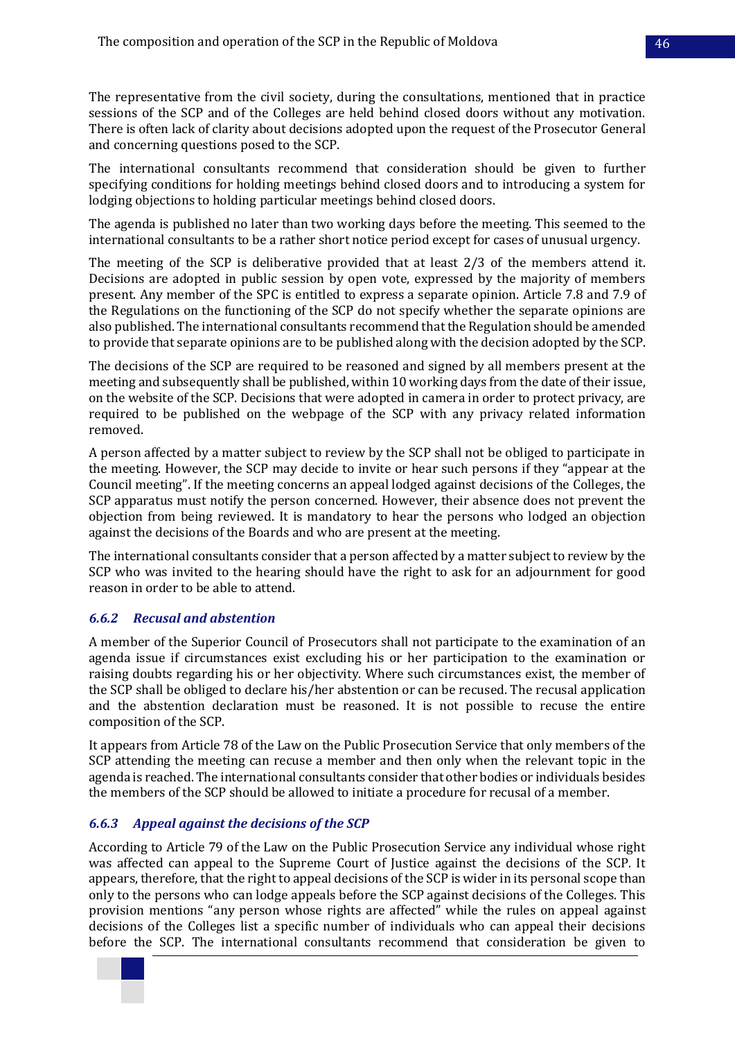The representative from the civil society, during the consultations, mentioned that in practice sessions of the SCP and of the Colleges are held behind closed doors without any motivation. There is often lack of clarity about decisions adopted upon the request of the Prosecutor General and concerning questions posed to the SCP.

The international consultants recommend that consideration should be given to further specifying conditions for holding meetings behind closed doors and to introducing a system for lodging objections to holding particular meetings behind closed doors.

The agenda is published no later than two working days before the meeting. This seemed to the international consultants to be a rather short notice period except for cases of unusual urgency.

The meeting of the SCP is deliberative provided that at least 2/3 of the members attend it. Decisions are adopted in public session by open vote, expressed by the majority of members present. Any member of the SPC is entitled to express a separate opinion. Article 7.8 and 7.9 of the Regulations on the functioning of the SCP do not specify whether the separate opinions are also published. The international consultants recommend that the Regulation should be amended to provide that separate opinions are to be published along with the decision adopted by the SCP.

The decisions of the SCP are required to be reasoned and signed by all members present at the meeting and subsequently shall be published, within 10 working days from the date of their issue, on the website of the SCP. Decisions that were adopted in camera in order to protect privacy, are required to be published on the webpage of the SCP with any privacy related information removed.

A person affected by a matter subject to review by the SCP shall not be obliged to participate in the meeting. However, the SCP may decide to invite or hear such persons if they "appear at the Council meeting". If the meeting concerns an appeal lodged against decisions of the Colleges, the SCP apparatus must notify the person concerned. However, their absence does not prevent the objection from being reviewed. It is mandatory to hear the persons who lodged an objection against the decisions of the Boards and who are present at the meeting.

The international consultants consider that a person affected by a matter subject to review by the SCP who was invited to the hearing should have the right to ask for an adjournment for good reason in order to be able to attend.

### *6.6.2 Recusal and abstention*

A member of the Superior Council of Prosecutors shall not participate to the examination of an agenda issue if circumstances exist excluding his or her participation to the examination or raising doubts regarding his or her objectivity. Where such circumstances exist, the member of the SCP shall be obliged to declare his/her abstention or can be recused. The recusal application and the abstention declaration must be reasoned. It is not possible to recuse the entire composition of the SCP.

It appears from Article 78 of the Law on the Public Prosecution Service that only members of the SCP attending the meeting can recuse a member and then only when the relevant topic in the agenda is reached. The international consultants consider that other bodies or individuals besides the members of the SCP should be allowed to initiate a procedure for recusal of a member.

### *6.6.3 Appeal against the decisions of the SCP*

According to Article 79 of the Law on the Public Prosecution Service any individual whose right was affected can appeal to the Supreme Court of Justice against the decisions of the SCP. It appears, therefore, that the right to appeal decisions of the SCP is wider in its personal scope than only to the persons who can lodge appeals before the SCP against decisions of the Colleges. This provision mentions "any person whose rights are affected" while the rules on appeal against decisions of the Colleges list a specific number of individuals who can appeal their decisions before the SCP. The international consultants recommend that consideration be given to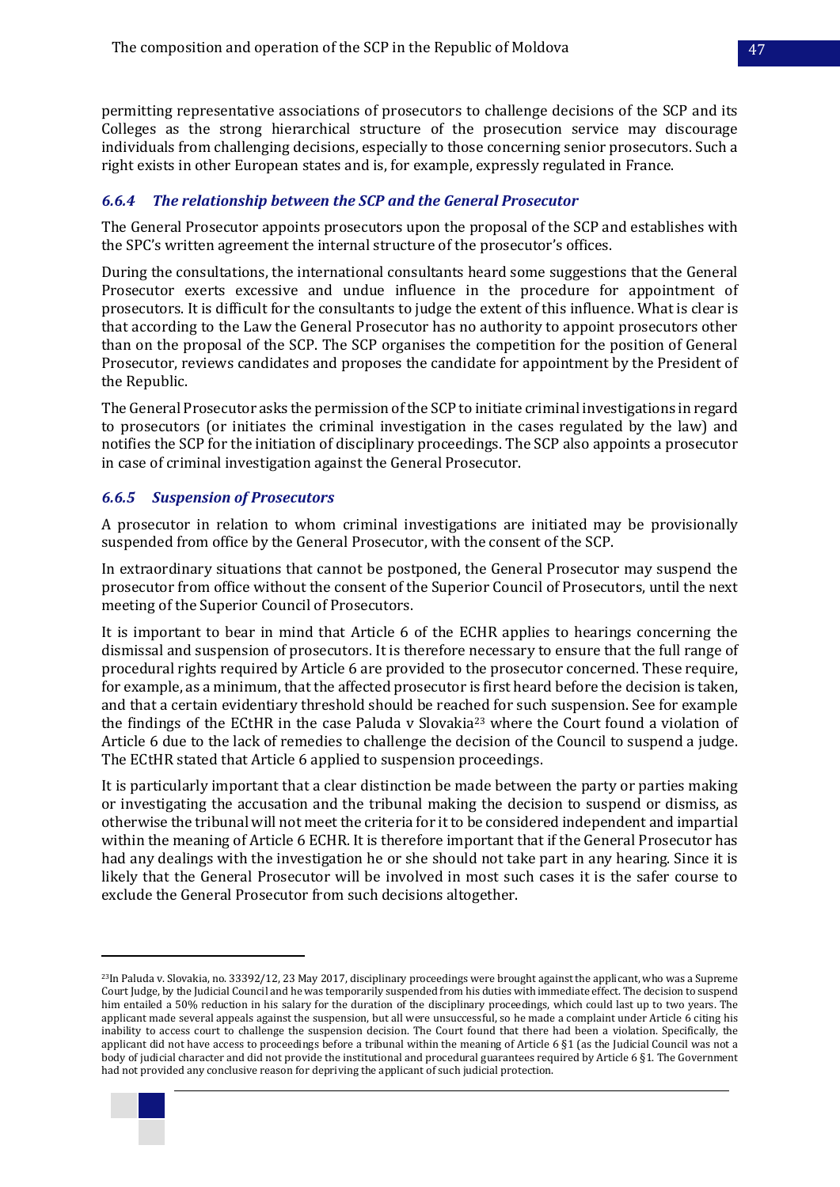permitting representative associations of prosecutors to challenge decisions of the SCP and its Colleges as the strong hierarchical structure of the prosecution service may discourage individuals from challenging decisions, especially to those concerning senior prosecutors. Such a right exists in other European states and is, for example, expressly regulated in France.

### *6.6.4 The relationship between the SCP and the General Prosecutor*

The General Prosecutor appoints prosecutors upon the proposal of the SCP and establishes with the SPC's written agreement the internal structure of the prosecutor's offices.

During the consultations, the international consultants heard some suggestions that the General Prosecutor exerts excessive and undue influence in the procedure for appointment of prosecutors. It is difficult for the consultants to judge the extent of this influence. What is clear is that according to the Law the General Prosecutor has no authority to appoint prosecutors other than on the proposal of the SCP. The SCP organises the competition for the position of General Prosecutor, reviews candidates and proposes the candidate for appointment by the President of the Republic.

The General Prosecutor asks the permission of the SCP to initiate criminal investigations in regard to prosecutors (or initiates the criminal investigation in the cases regulated by the law) and notifies the SCP for the initiation of disciplinary proceedings. The SCP also appoints a prosecutor in case of criminal investigation against the General Prosecutor.

### *6.6.5 Suspension of Prosecutors*

A prosecutor in relation to whom criminal investigations are initiated may be provisionally suspended from office by the General Prosecutor, with the consent of the SCP.

In extraordinary situations that cannot be postponed, the General Prosecutor may suspend the prosecutor from office without the consent of the Superior Council of Prosecutors, until the next meeting of the Superior Council of Prosecutors.

It is important to bear in mind that Article 6 of the ECHR applies to hearings concerning the dismissal and suspension of prosecutors. It is therefore necessary to ensure that the full range of procedural rights required by Article 6 are provided to the prosecutor concerned. These require, for example, as a minimum, that the affected prosecutor is first heard before the decision is taken, and that a certain evidentiary threshold should be reached for such suspension. See for example the findings of the ECtHR in the case Paluda v Slovakia[23] where the Court found a violation of Article 6 due to the lack of remedies to challenge the decision of the Council to suspend a judge. The ECtHR stated that Article 6 applied to suspension proceedings.

It is particularly important that a clear distinction be made between the party or parties making or investigating the accusation and the tribunal making the decision to suspend or dismiss, as otherwise the tribunal will not meet the criteria for it to be considered independent and impartial within the meaning of Article 6 ECHR. It is therefore important that if the General Prosecutor has had any dealings with the investigation he or she should not take part in any hearing. Since it is likely that the General Prosecutor will be involved in most such cases it is the safer course to exclude the General Prosecutor from such decisions altogether.

---

[23] In Paluda v. Slovakia, no. 33392/12, 23 May 2017, disciplinary proceedings were brought against the applicant, who was a Supreme Court Judge, by the Judicial Council and he was temporarily suspended from his duties with immediate effect. The decision to suspend him entailed a 50% reduction in his salary for the duration of the disciplinary proceedings, which could last up to two years. The applicant made several appeals against the suspension, but all were unsuccessful, so he made a complaint under Article 6 citing his inability to access court to challenge the suspension decision. The Court found that there had been a violation. Specifically, the applicant did not have access to proceedings before a tribunal within the meaning of Article 6 §1 (as the Judicial Council was not a body of judicial character and did not provide the institutional and procedural guarantees required by Article 6 §1. The Government had not provided any conclusive reason for depriving the applicant of such judicial protection.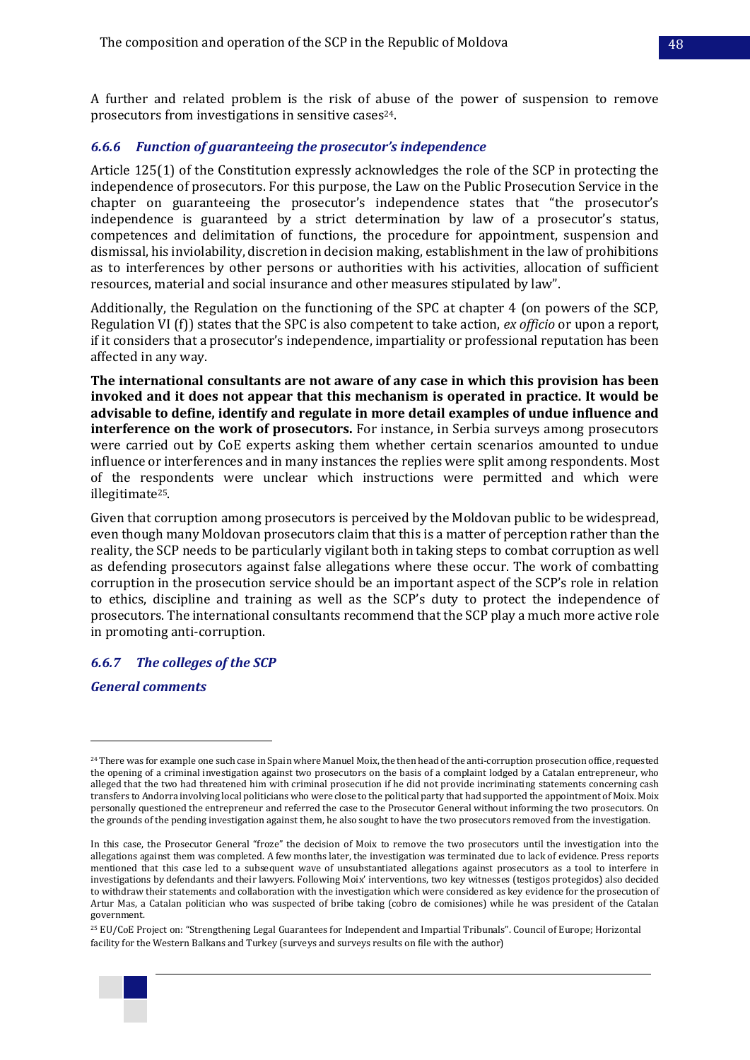A further and related problem is the risk of abuse of the power of suspension to remove prosecutors from investigations in sensitive cases[24].

### *6.6.6 Function of guaranteeing the prosecutor's independence*

Article 125(1) of the Constitution expressly acknowledges the role of the SCP in protecting the independence of prosecutors. For this purpose, the Law on the Public Prosecution Service in the chapter on guaranteeing the prosecutor's independence states that "the prosecutor's independence is guaranteed by a strict determination by law of a prosecutor's status, competences and delimitation of functions, the procedure for appointment, suspension and dismissal, his inviolability, discretion in decision making, establishment in the law of prohibitions as to interferences by other persons or authorities with his activities, allocation of sufficient resources, material and social insurance and other measures stipulated by law".

Additionally, the Regulation on the functioning of the SPC at chapter 4 (on powers of the SCP, Regulation VI (f)) states that the SPC is also competent to take action, *ex officio* or upon a report, if it considers that a prosecutor's independence, impartiality or professional reputation has been affected in any way.

**The international consultants are not aware of any case in which this provision has been invoked and it does not appear that this mechanism is operated in practice. It would be advisable to define, identify and regulate in more detail examples of undue influence and interference on the work of prosecutors.** For instance, in Serbia surveys among prosecutors were carried out by CoE experts asking them whether certain scenarios amounted to undue influence or interferences and in many instances the replies were split among respondents. Most of the respondents were unclear which instructions were permitted and which were illegitimate[25].

Given that corruption among prosecutors is perceived by the Moldovan public to be widespread, even though many Moldovan prosecutors claim that this is a matter of perception rather than the reality, the SCP needs to be particularly vigilant both in taking steps to combat corruption as well as defending prosecutors against false allegations where these occur. The work of combatting corruption in the prosecution service should be an important aspect of the SCP's role in relation to ethics, discipline and training as well as the SCP's duty to protect the independence of prosecutors. The international consultants recommend that the SCP play a much more active role in promoting anti-corruption.

### *6.6.7 The colleges of the SCP*

#### *General comments*

---

[24] There was for example one such case in Spain where Manuel Moix, the then head of the anti-corruption prosecution office, requested the opening of a criminal investigation against two prosecutors on the basis of a complaint lodged by a Catalan entrepreneur, who alleged that the two had threatened him with criminal prosecution if he did not provide incriminating statements concerning cash transfers to Andorra involving local politicians who were close to the political party that had supported the appointment of Moix. Moix personally questioned the entrepreneur and referred the case to the Prosecutor General without informing the two prosecutors. On the grounds of the pending investigation against them, he also sought to have the two prosecutors removed from the investigation.

In this case, the Prosecutor General "froze" the decision of Moix to remove the two prosecutors until the investigation into the allegations against them was completed. A few months later, the investigation was terminated due to lack of evidence. Press reports mentioned that this case led to a subsequent wave of unsubstantiated allegations against prosecutors as a tool to interfere in investigations by defendants and their lawyers. Following Moix' interventions, two key witnesses (testigos protegidos) also decided to withdraw their statements and collaboration with the investigation which were considered as key evidence for the prosecution of Artur Mas, a Catalan politician who was suspected of bribe taking (cobro de comisiones) while he was president of the Catalan government.

[25] EU/CoE Project on: "Strengthening Legal Guarantees for Independent and Impartial Tribunals". Council of Europe; Horizontal facility for the Western Balkans and Turkey (surveys and surveys results on file with the author)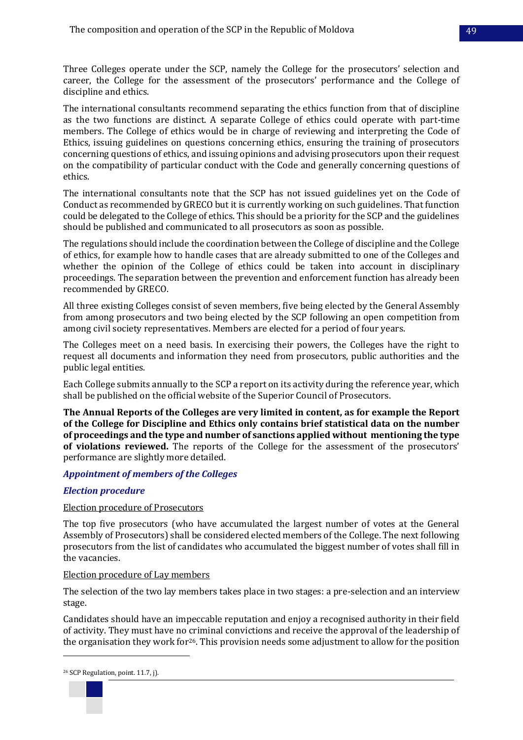Three Colleges operate under the SCP, namely the College for the prosecutors' selection and career, the College for the assessment of the prosecutors' performance and the College of discipline and ethics.

The international consultants recommend separating the ethics function from that of discipline as the two functions are distinct. A separate College of ethics could operate with part-time members. The College of ethics would be in charge of reviewing and interpreting the Code of Ethics, issuing guidelines on questions concerning ethics, ensuring the training of prosecutors concerning questions of ethics, and issuing opinions and advising prosecutors upon their request on the compatibility of particular conduct with the Code and generally concerning questions of ethics.

The international consultants note that the SCP has not issued guidelines yet on the Code of Conduct as recommended by GRECO but it is currently working on such guidelines. That function could be delegated to the College of ethics. This should be a priority for the SCP and the guidelines should be published and communicated to all prosecutors as soon as possible.

The regulations should include the coordination between the College of discipline and the College of ethics, for example how to handle cases that are already submitted to one of the Colleges and whether the opinion of the College of ethics could be taken into account in disciplinary proceedings. The separation between the prevention and enforcement function has already been recommended by GRECO.

All three existing Colleges consist of seven members, five being elected by the General Assembly from among prosecutors and two being elected by the SCP following an open competition from among civil society representatives. Members are elected for a period of four years.

The Colleges meet on a need basis. In exercising their powers, the Colleges have the right to request all documents and information they need from prosecutors, public authorities and the public legal entities.

Each College submits annually to the SCP a report on its activity during the reference year, which shall be published on the official website of the Superior Council of Prosecutors.

**The Annual Reports of the Colleges are very limited in content, as for example the Report of the College for Discipline and Ethics only contains brief statistical data on the number of proceedings and the type and number of sanctions applied without mentioning the type of violations reviewed.** The reports of the College for the assessment of the prosecutors' performance are slightly more detailed.

### *Appointment of members of the Colleges*

#### *Election procedure*

Election procedure of Prosecutors

The top five prosecutors (who have accumulated the largest number of votes at the General Assembly of Prosecutors) shall be considered elected members of the College. The next following prosecutors from the list of candidates who accumulated the biggest number of votes shall fill in the vacancies.

Election procedure of Lay members

The selection of the two lay members takes place in two stages: a pre-selection and an interview stage.

Candidates should have an impeccable reputation and enjoy a recognised authority in their field of activity. They must have no criminal convictions and receive the approval of the leadership of the organisation they work for[26]. This provision needs some adjustment to allow for the position

[26] SCP Regulation, point. 11.7, j).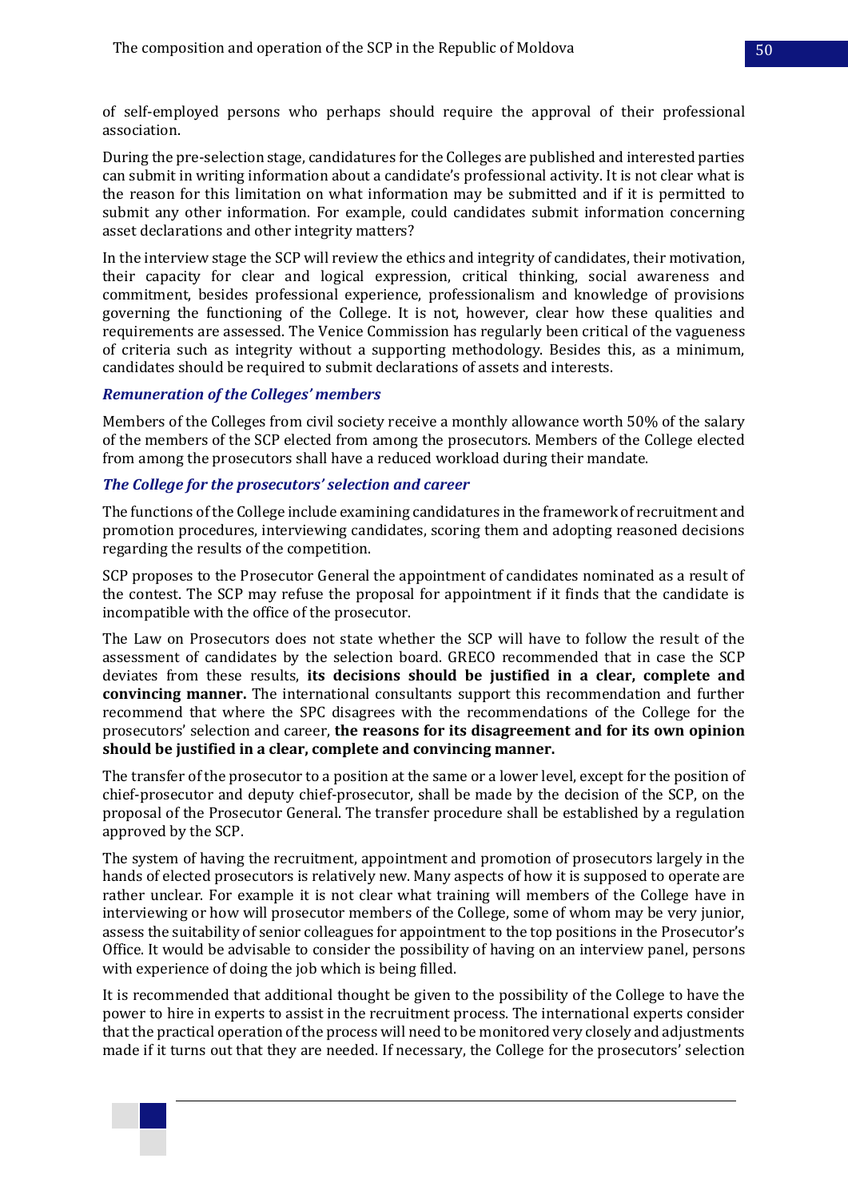of self-employed persons who perhaps should require the approval of their professional association.

During the pre-selection stage, candidatures for the Colleges are published and interested parties can submit in writing information about a candidate's professional activity. It is not clear what is the reason for this limitation on what information may be submitted and if it is permitted to submit any other information. For example, could candidates submit information concerning asset declarations and other integrity matters?

In the interview stage the SCP will review the ethics and integrity of candidates, their motivation, their capacity for clear and logical expression, critical thinking, social awareness and commitment, besides professional experience, professionalism and knowledge of provisions governing the functioning of the College. It is not, however, clear how these qualities and requirements are assessed. The Venice Commission has regularly been critical of the vagueness of criteria such as integrity without a supporting methodology. Besides this, as a minimum, candidates should be required to submit declarations of assets and interests.

### *Remuneration of the Colleges' members*

Members of the Colleges from civil society receive a monthly allowance worth 50% of the salary of the members of the SCP elected from among the prosecutors. Members of the College elected from among the prosecutors shall have a reduced workload during their mandate.

### *The College for the prosecutors' selection and career*

The functions of the College include examining candidatures in the framework of recruitment and promotion procedures, interviewing candidates, scoring them and adopting reasoned decisions regarding the results of the competition.

SCP proposes to the Prosecutor General the appointment of candidates nominated as a result of the contest. The SCP may refuse the proposal for appointment if it finds that the candidate is incompatible with the office of the prosecutor.

The Law on Prosecutors does not state whether the SCP will have to follow the result of the assessment of candidates by the selection board. GRECO recommended that in case the SCP deviates from these results, **its decisions should be justified in a clear, complete and convincing manner.** The international consultants support this recommendation and further recommend that where the SPC disagrees with the recommendations of the College for the prosecutors' selection and career, **the reasons for its disagreement and for its own opinion should be justified in a clear, complete and convincing manner.**

The transfer of the prosecutor to a position at the same or a lower level, except for the position of chief-prosecutor and deputy chief-prosecutor, shall be made by the decision of the SCP, on the proposal of the Prosecutor General. The transfer procedure shall be established by a regulation approved by the SCP.

The system of having the recruitment, appointment and promotion of prosecutors largely in the hands of elected prosecutors is relatively new. Many aspects of how it is supposed to operate are rather unclear. For example it is not clear what training will members of the College have in interviewing or how will prosecutor members of the College, some of whom may be very junior, assess the suitability of senior colleagues for appointment to the top positions in the Prosecutor's Office. It would be advisable to consider the possibility of having on an interview panel, persons with experience of doing the job which is being filled.

It is recommended that additional thought be given to the possibility of the College to have the power to hire in experts to assist in the recruitment process. The international experts consider that the practical operation of the process will need to be monitored very closely and adjustments made if it turns out that they are needed. If necessary, the College for the prosecutors' selection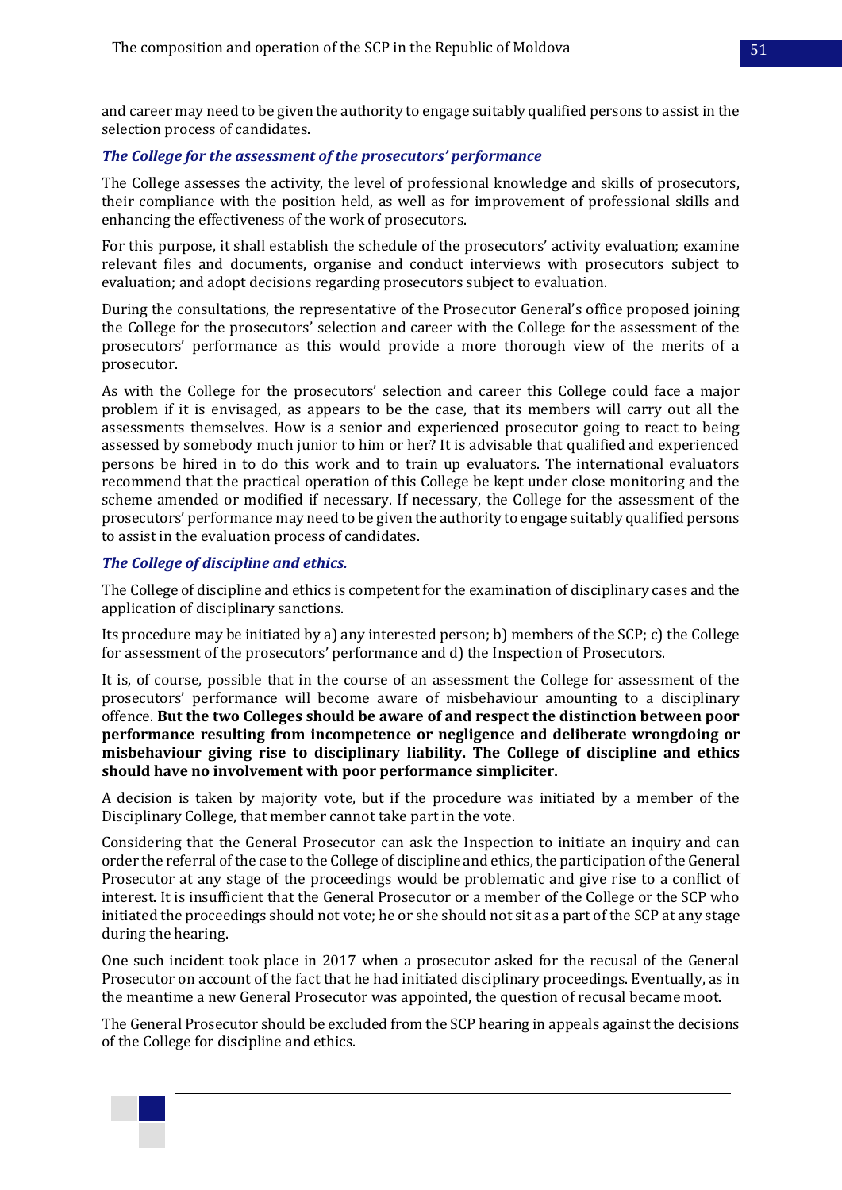and career may need to be given the authority to engage suitably qualified persons to assist in the selection process of candidates.

***The College for the assessment of the prosecutors' performance***

The College assesses the activity, the level of professional knowledge and skills of prosecutors, their compliance with the position held, as well as for improvement of professional skills and enhancing the effectiveness of the work of prosecutors.

For this purpose, it shall establish the schedule of the prosecutors' activity evaluation; examine relevant files and documents, organise and conduct interviews with prosecutors subject to evaluation; and adopt decisions regarding prosecutors subject to evaluation.

During the consultations, the representative of the Prosecutor General's office proposed joining the College for the prosecutors' selection and career with the College for the assessment of the prosecutors' performance as this would provide a more thorough view of the merits of a prosecutor.

As with the College for the prosecutors' selection and career this College could face a major problem if it is envisaged, as appears to be the case, that its members will carry out all the assessments themselves. How is a senior and experienced prosecutor going to react to being assessed by somebody much junior to him or her? It is advisable that qualified and experienced persons be hired in to do this work and to train up evaluators. The international evaluators recommend that the practical operation of this College be kept under close monitoring and the scheme amended or modified if necessary. If necessary, the College for the assessment of the prosecutors' performance may need to be given the authority to engage suitably qualified persons to assist in the evaluation process of candidates.

***The College of discipline and ethics.***

The College of discipline and ethics is competent for the examination of disciplinary cases and the application of disciplinary sanctions.

Its procedure may be initiated by a) any interested person; b) members of the SCP; c) the College for assessment of the prosecutors' performance and d) the Inspection of Prosecutors.

It is, of course, possible that in the course of an assessment the College for assessment of the prosecutors' performance will become aware of misbehaviour amounting to a disciplinary offence. **But the two Colleges should be aware of and respect the distinction between poor performance resulting from incompetence or negligence and deliberate wrongdoing or misbehaviour giving rise to disciplinary liability. The College of discipline and ethics should have no involvement with poor performance simpliciter.**

A decision is taken by majority vote, but if the procedure was initiated by a member of the Disciplinary College, that member cannot take part in the vote.

Considering that the General Prosecutor can ask the Inspection to initiate an inquiry and can order the referral of the case to the College of discipline and ethics, the participation of the General Prosecutor at any stage of the proceedings would be problematic and give rise to a conflict of interest. It is insufficient that the General Prosecutor or a member of the College or the SCP who initiated the proceedings should not vote; he or she should not sit as a part of the SCP at any stage during the hearing.

One such incident took place in 2017 when a prosecutor asked for the recusal of the General Prosecutor on account of the fact that he had initiated disciplinary proceedings. Eventually, as in the meantime a new General Prosecutor was appointed, the question of recusal became moot.

The General Prosecutor should be excluded from the SCP hearing in appeals against the decisions of the College for discipline and ethics.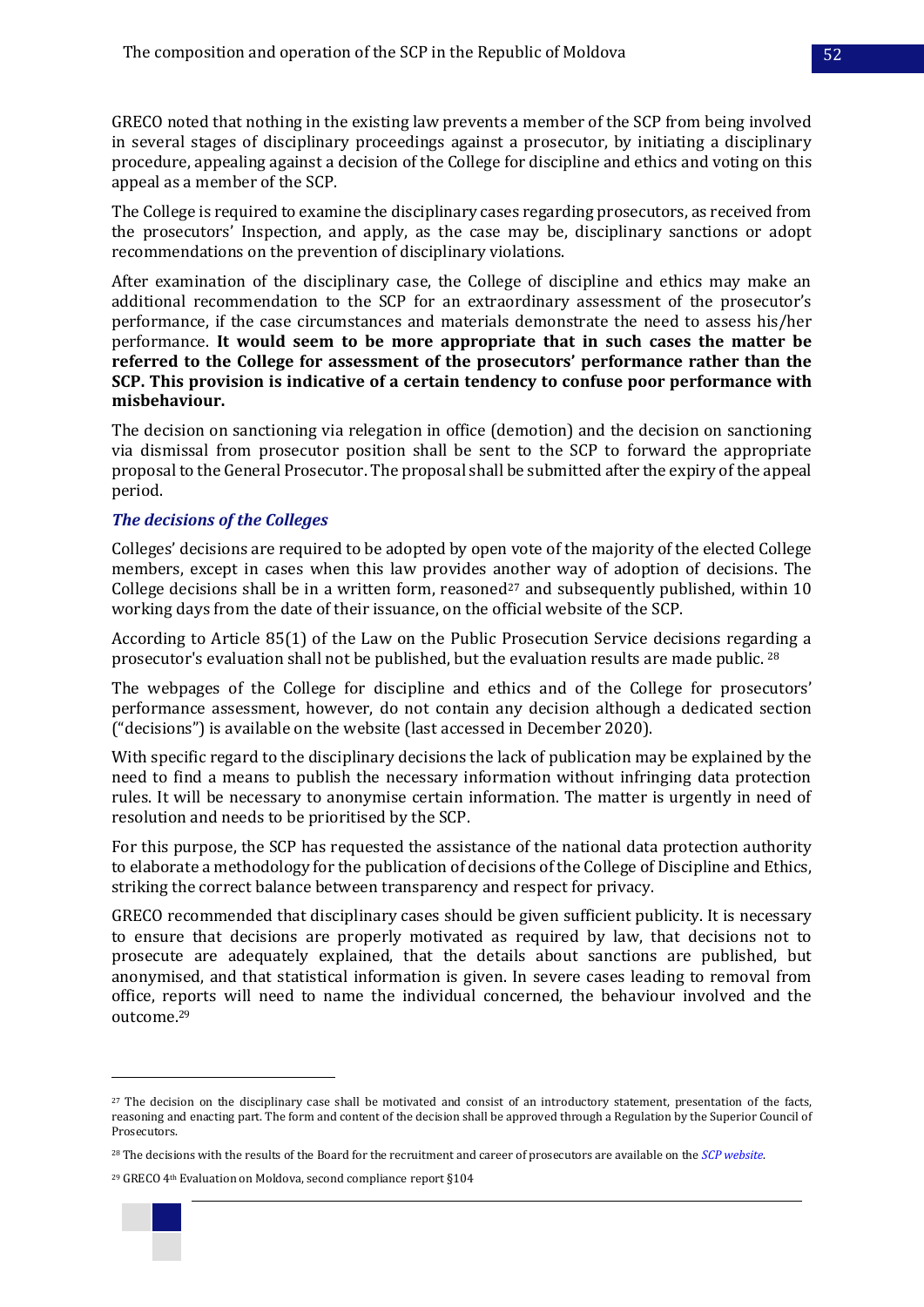GRECO noted that nothing in the existing law prevents a member of the SCP from being involved in several stages of disciplinary proceedings against a prosecutor, by initiating a disciplinary procedure, appealing against a decision of the College for discipline and ethics and voting on this appeal as a member of the SCP.

The College is required to examine the disciplinary cases regarding prosecutors, as received from the prosecutors' Inspection, and apply, as the case may be, disciplinary sanctions or adopt recommendations on the prevention of disciplinary violations.

After examination of the disciplinary case, the College of discipline and ethics may make an additional recommendation to the SCP for an extraordinary assessment of the prosecutor's performance, if the case circumstances and materials demonstrate the need to assess his/her performance. **It would seem to be more appropriate that in such cases the matter be referred to the College for assessment of the prosecutors' performance rather than the SCP. This provision is indicative of a certain tendency to confuse poor performance with misbehaviour.**

The decision on sanctioning via relegation in office (demotion) and the decision on sanctioning via dismissal from prosecutor position shall be sent to the SCP to forward the appropriate proposal to the General Prosecutor. The proposal shall be submitted after the expiry of the appeal period.

### *The decisions of the Colleges*

Colleges' decisions are required to be adopted by open vote of the majority of the elected College members, except in cases when this law provides another way of adoption of decisions. The College decisions shall be in a written form, reasoned[27] and subsequently published, within 10 working days from the date of their issuance, on the official website of the SCP.

According to Article 85(1) of the Law on the Public Prosecution Service decisions regarding a prosecutor's evaluation shall not be published, but the evaluation results are made public. [28]

The webpages of the College for discipline and ethics and of the College for prosecutors' performance assessment, however, do not contain any decision although a dedicated section ("decisions") is available on the website (last accessed in December 2020).

With specific regard to the disciplinary decisions the lack of publication may be explained by the need to find a means to publish the necessary information without infringing data protection rules. It will be necessary to anonymise certain information. The matter is urgently in need of resolution and needs to be prioritised by the SCP.

For this purpose, the SCP has requested the assistance of the national data protection authority to elaborate a methodology for the publication of decisions of the College of Discipline and Ethics, striking the correct balance between transparency and respect for privacy.

GRECO recommended that disciplinary cases should be given sufficient publicity. It is necessary to ensure that decisions are properly motivated as required by law, that decisions not to prosecute are adequately explained, that the details about sanctions are published, but anonymised, and that statistical information is given. In severe cases leading to removal from office, reports will need to name the individual concerned, the behaviour involved and the outcome.[29]

---

[27] The decision on the disciplinary case shall be motivated and consist of an introductory statement, presentation of the facts, reasoning and enacting part. The form and content of the decision shall be approved through a Regulation by the Superior Council of Prosecutors.

[28] The decisions with the results of the Board for the recruitment and career of prosecutors are available on the *SCP website*.

[29] GRECO 4th Evaluation on Moldova, second compliance report §104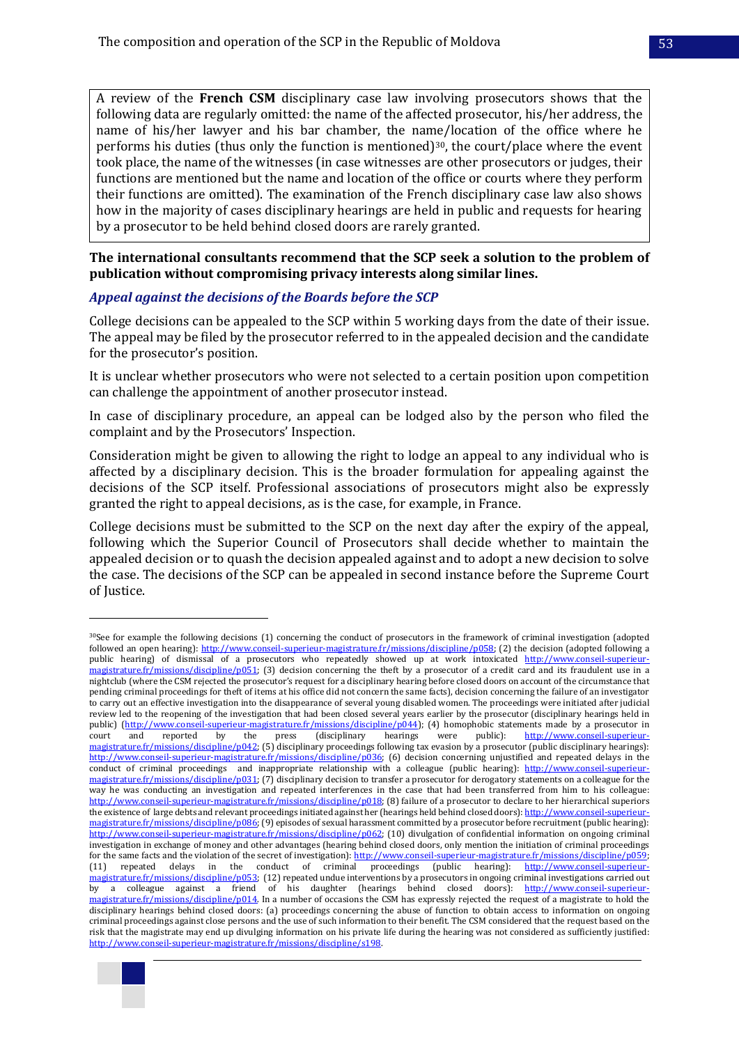A review of the **French CSM** disciplinary case law involving prosecutors shows that the following data are regularly omitted: the name of the affected prosecutor, his/her address, the name of his/her lawyer and his bar chamber, the name/location of the office where he performs his duties (thus only the function is mentioned)[30], the court/place where the event took place, the name of the witnesses (in case witnesses are other prosecutors or judges, their functions are mentioned but the name and location of the office or courts where they perform their functions are omitted). The examination of the French disciplinary case law also shows how in the majority of cases disciplinary hearings are held in public and requests for hearing by a prosecutor to be held behind closed doors are rarely granted.

**The international consultants recommend that the SCP seek a solution to the problem of publication without compromising privacy interests along similar lines.**

### *Appeal against the decisions of the Boards before the SCP*

College decisions can be appealed to the SCP within 5 working days from the date of their issue. The appeal may be filed by the prosecutor referred to in the appealed decision and the candidate for the prosecutor's position.

It is unclear whether prosecutors who were not selected to a certain position upon competition can challenge the appointment of another prosecutor instead.

In case of disciplinary procedure, an appeal can be lodged also by the person who filed the complaint and by the Prosecutors' Inspection.

Consideration might be given to allowing the right to lodge an appeal to any individual who is affected by a disciplinary decision. This is the broader formulation for appealing against the decisions of the SCP itself. Professional associations of prosecutors might also be expressly granted the right to appeal decisions, as is the case, for example, in France.

College decisions must be submitted to the SCP on the next day after the expiry of the appeal, following which the Superior Council of Prosecutors shall decide whether to maintain the appealed decision or to quash the decision appealed against and to adopt a new decision to solve the case. The decisions of the SCP can be appealed in second instance before the Supreme Court of Justice.

---

[30] See for example the following decisions (1) concerning the conduct of prosecutors in the framework of criminal investigation (adopted followed an open hearing): http://www.conseil-superieur-magistrature.fr/missions/discipline/p058; (2) the decision (adopted following a public hearing) of dismissal of a prosecutors who repeatedly showed up at work intoxicated http://www.conseil-superieur-magistrature.fr/missions/discipline/p051; (3) decision concerning the theft by a prosecutor of a credit card and its fraudulent use in a nightclub (where the CSM rejected the prosecutor's request for a disciplinary hearing before closed doors on account of the circumstance that pending criminal proceedings for theft of items at his office did not concern the same facts), decision concerning the failure of an investigator to carry out an effective investigation into the disappearance of several young disabled women. The proceedings were initiated after judicial review led to the reopening of the investigation that had been closed several years earlier by the prosecutor (disciplinary hearings held in public) (http://www.conseil-superieur-magistrature.fr/missions/discipline/p044); (4) homophobic statements made by a prosecutor in court and reported by the press (disciplinary hearings were public): http://www.conseil-superieur-magistrature.fr/missions/discipline/p042; (5) disciplinary proceedings following tax evasion by a prosecutor (public disciplinary hearings): http://www.conseil-superieur-magistrature.fr/missions/discipline/p036; (6) decision concerning unjustified and repeated delays in the conduct of criminal proceedings and inappropriate relationship with a colleague (public hearing): http://www.conseil-superieur-magistrature.fr/missions/discipline/p031; (7) disciplinary decision to transfer a prosecutor for derogatory statements on a colleague for the way he was conducting an investigation and repeated interferences in the case that had been transferred from him to his colleague: http://www.conseil-superieur-magistrature.fr/missions/discipline/p018; (8) failure of a prosecutor to declare to her hierarchical superiors the existence of large debts and relevant proceedings initiated against her (hearings held behind closed doors): http://www.conseil-superieur-magistrature.fr/missions/discipline/p086; (9) episodes of sexual harassment committed by a prosecutor before recruitment (public hearing): http://www.conseil-superieur-magistrature.fr/missions/discipline/p062; (10) divulgation of confidential information on ongoing criminal investigation in exchange of money and other advantages (hearing behind closed doors, only mention the initiation of criminal proceedings for the same facts and the violation of the secret of investigation): http://www.conseil-superieur-magistrature.fr/missions/discipline/p059; (11) repeated delays in the conduct of criminal proceedings (public hearing): http://www.conseil-superieur-magistrature.fr/missions/discipline/p053; (12) repeated undue interventions by a prosecutors in ongoing criminal investigations carried out by a colleague against a friend of his daughter (hearings behind closed doors): http://www.conseil-superieur-magistrature.fr/missions/discipline/p014. In a number of occasions the CSM has expressly rejected the request of a magistrate to hold the disciplinary hearings behind closed doors: (a) proceedings concerning the abuse of function to obtain access to information on ongoing criminal proceedings against close persons and the use of such information to their benefit. The CSM considered that the request based on the risk that the magistrate may end up divulging information on his private life during the hearing was not considered as sufficiently justified: http://www.conseil-superieur-magistrature.fr/missions/discipline/s198.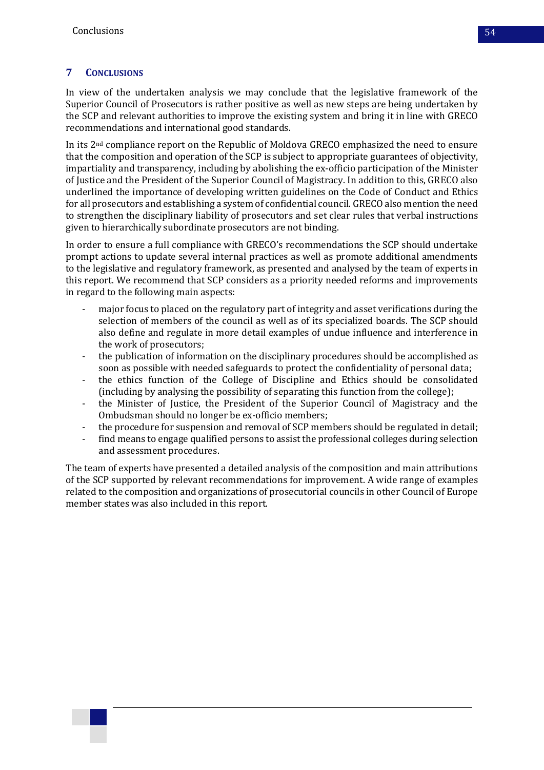# 7 CONCLUSIONS

In view of the undertaken analysis we may conclude that the legislative framework of the Superior Council of Prosecutors is rather positive as well as new steps are being undertaken by the SCP and relevant authorities to improve the existing system and bring it in line with GRECO recommendations and international good standards.

In its 2nd compliance report on the Republic of Moldova GRECO emphasized the need to ensure that the composition and operation of the SCP is subject to appropriate guarantees of objectivity, impartiality and transparency, including by abolishing the ex-officio participation of the Minister of Justice and the President of the Superior Council of Magistracy. In addition to this, GRECO also underlined the importance of developing written guidelines on the Code of Conduct and Ethics for all prosecutors and establishing a system of confidential council. GRECO also mention the need to strengthen the disciplinary liability of prosecutors and set clear rules that verbal instructions given to hierarchically subordinate prosecutors are not binding.

In order to ensure a full compliance with GRECO's recommendations the SCP should undertake prompt actions to update several internal practices as well as promote additional amendments to the legislative and regulatory framework, as presented and analysed by the team of experts in this report. We recommend that SCP considers as a priority needed reforms and improvements in regard to the following main aspects:

- major focus to placed on the regulatory part of integrity and asset verifications during the selection of members of the council as well as of its specialized boards. The SCP should also define and regulate in more detail examples of undue influence and interference in the work of prosecutors;
- the publication of information on the disciplinary procedures should be accomplished as soon as possible with needed safeguards to protect the confidentiality of personal data;
- the ethics function of the College of Discipline and Ethics should be consolidated (including by analysing the possibility of separating this function from the college);
- the Minister of Justice, the President of the Superior Council of Magistracy and the Ombudsman should no longer be ex-officio members;
- the procedure for suspension and removal of SCP members should be regulated in detail;
- find means to engage qualified persons to assist the professional colleges during selection and assessment procedures.

The team of experts have presented a detailed analysis of the composition and main attributions of the SCP supported by relevant recommendations for improvement. A wide range of examples related to the composition and organizations of prosecutorial councils in other Council of Europe member states was also included in this report.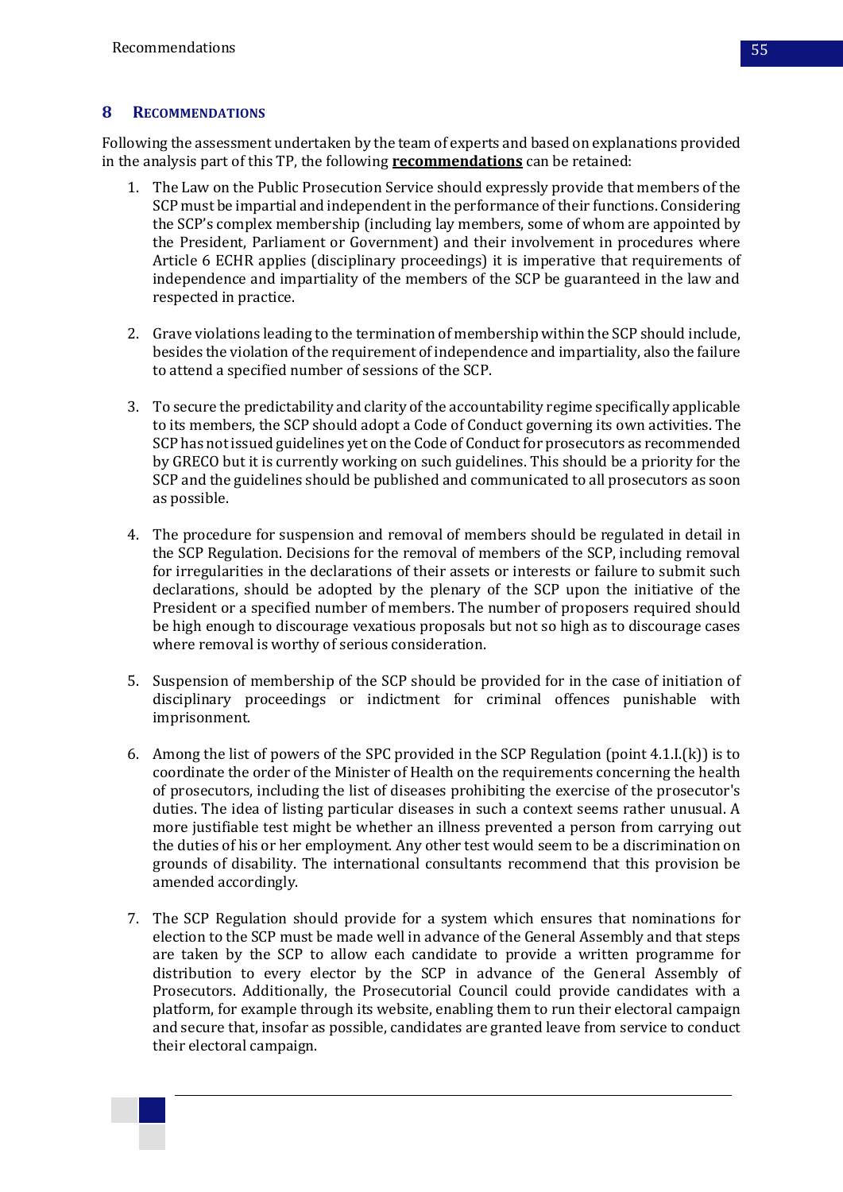## 8 RECOMMENDATIONS

Following the assessment undertaken by the team of experts and based on explanations provided in the analysis part of this TP, the following **recommendations** can be retained:

1. The Law on the Public Prosecution Service should expressly provide that members of the SCP must be impartial and independent in the performance of their functions. Considering the SCP's complex membership (including lay members, some of whom are appointed by the President, Parliament or Government) and their involvement in procedures where Article 6 ECHR applies (disciplinary proceedings) it is imperative that requirements of independence and impartiality of the members of the SCP be guaranteed in the law and respected in practice.

2. Grave violations leading to the termination of membership within the SCP should include, besides the violation of the requirement of independence and impartiality, also the failure to attend a specified number of sessions of the SCP.

3. To secure the predictability and clarity of the accountability regime specifically applicable to its members, the SCP should adopt a Code of Conduct governing its own activities. The SCP has not issued guidelines yet on the Code of Conduct for prosecutors as recommended by GRECO but it is currently working on such guidelines. This should be a priority for the SCP and the guidelines should be published and communicated to all prosecutors as soon as possible.

4. The procedure for suspension and removal of members should be regulated in detail in the SCP Regulation. Decisions for the removal of members of the SCP, including removal for irregularities in the declarations of their assets or interests or failure to submit such declarations, should be adopted by the plenary of the SCP upon the initiative of the President or a specified number of members. The number of proposers required should be high enough to discourage vexatious proposals but not so high as to discourage cases where removal is worthy of serious consideration.

5. Suspension of membership of the SCP should be provided for in the case of initiation of disciplinary proceedings or indictment for criminal offences punishable with imprisonment.

6. Among the list of powers of the SPC provided in the SCP Regulation (point 4.1.I.(k)) is to coordinate the order of the Minister of Health on the requirements concerning the health of prosecutors, including the list of diseases prohibiting the exercise of the prosecutor's duties. The idea of listing particular diseases in such a context seems rather unusual. A more justifiable test might be whether an illness prevented a person from carrying out the duties of his or her employment. Any other test would seem to be a discrimination on grounds of disability. The international consultants recommend that this provision be amended accordingly.

7. The SCP Regulation should provide for a system which ensures that nominations for election to the SCP must be made well in advance of the General Assembly and that steps are taken by the SCP to allow each candidate to provide a written programme for distribution to every elector by the SCP in advance of the General Assembly of Prosecutors. Additionally, the Prosecutorial Council could provide candidates with a platform, for example through its website, enabling them to run their electoral campaign and secure that, insofar as possible, candidates are granted leave from service to conduct their electoral campaign.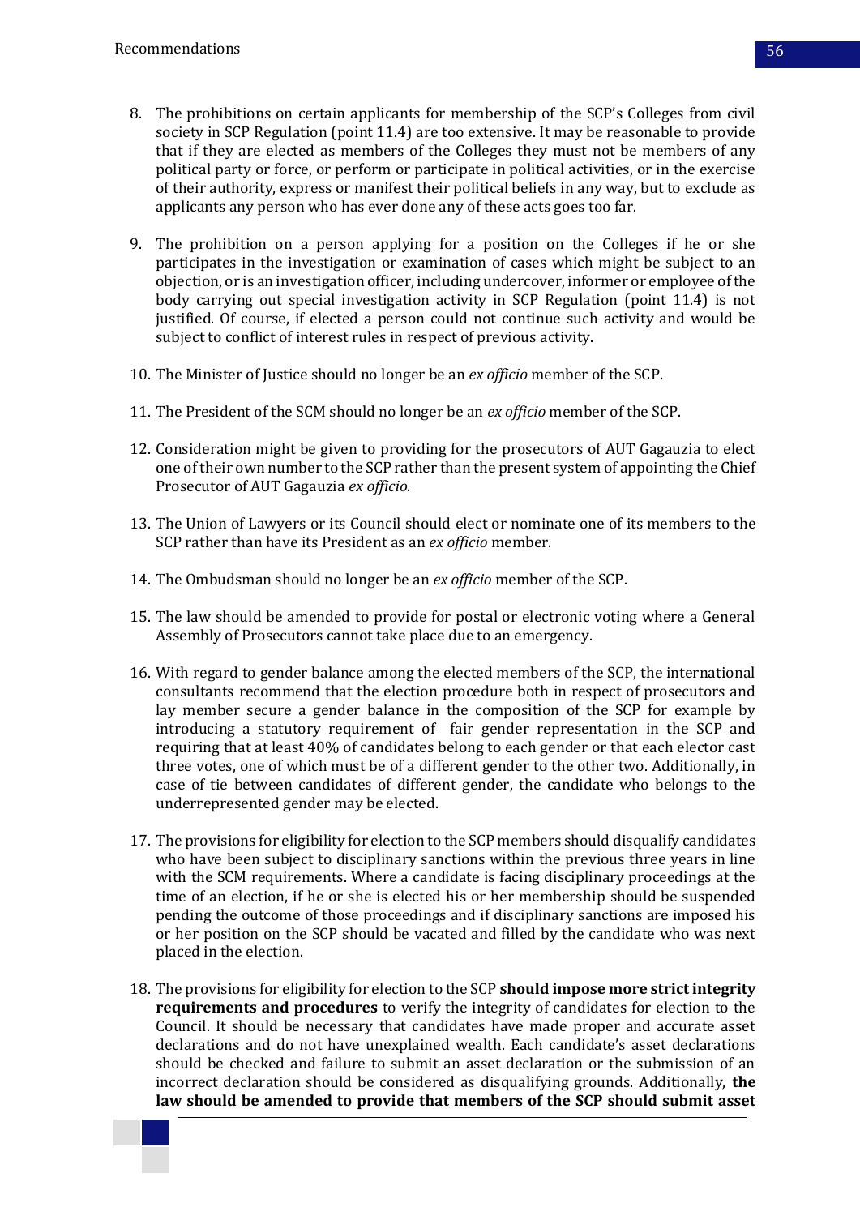8. The prohibitions on certain applicants for membership of the SCP's Colleges from civil society in SCP Regulation (point 11.4) are too extensive. It may be reasonable to provide that if they are elected as members of the Colleges they must not be members of any political party or force, or perform or participate in political activities, or in the exercise of their authority, express or manifest their political beliefs in any way, but to exclude as applicants any person who has ever done any of these acts goes too far.

9. The prohibition on a person applying for a position on the Colleges if he or she participates in the investigation or examination of cases which might be subject to an objection, or is an investigation officer, including undercover, informer or employee of the body carrying out special investigation activity in SCP Regulation (point 11.4) is not justified. Of course, if elected a person could not continue such activity and would be subject to conflict of interest rules in respect of previous activity.

10. The Minister of Justice should no longer be an *ex officio* member of the SCP.

11. The President of the SCM should no longer be an *ex officio* member of the SCP.

12. Consideration might be given to providing for the prosecutors of AUT Gagauzia to elect one of their own number to the SCP rather than the present system of appointing the Chief Prosecutor of AUT Gagauzia *ex officio*.

13. The Union of Lawyers or its Council should elect or nominate one of its members to the SCP rather than have its President as an *ex officio* member.

14. The Ombudsman should no longer be an *ex officio* member of the SCP.

15. The law should be amended to provide for postal or electronic voting where a General Assembly of Prosecutors cannot take place due to an emergency.

16. With regard to gender balance among the elected members of the SCP, the international consultants recommend that the election procedure both in respect of prosecutors and lay member secure a gender balance in the composition of the SCP for example by introducing a statutory requirement of fair gender representation in the SCP and requiring that at least 40% of candidates belong to each gender or that each elector cast three votes, one of which must be of a different gender to the other two. Additionally, in case of tie between candidates of different gender, the candidate who belongs to the underrepresented gender may be elected.

17. The provisions for eligibility for election to the SCP members should disqualify candidates who have been subject to disciplinary sanctions within the previous three years in line with the SCM requirements. Where a candidate is facing disciplinary proceedings at the time of an election, if he or she is elected his or her membership should be suspended pending the outcome of those proceedings and if disciplinary sanctions are imposed his or her position on the SCP should be vacated and filled by the candidate who was next placed in the election.

18. The provisions for eligibility for election to the SCP **should impose more strict integrity requirements and procedures** to verify the integrity of candidates for election to the Council. It should be necessary that candidates have made proper and accurate asset declarations and do not have unexplained wealth. Each candidate's asset declarations should be checked and failure to submit an asset declaration or the submission of an incorrect declaration should be considered as disqualifying grounds. Additionally, **the law should be amended to provide that members of the SCP should submit asset**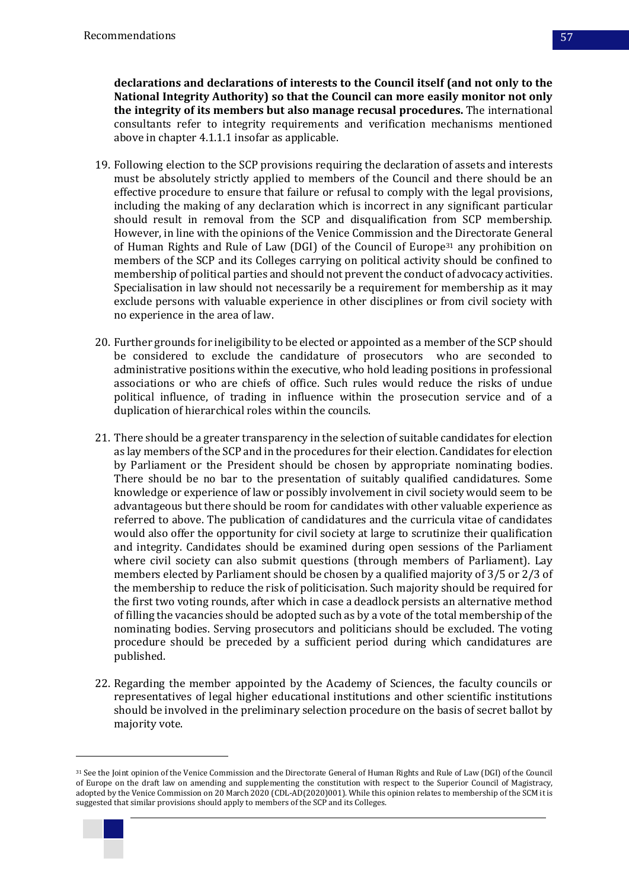**declarations and declarations of interests to the Council itself (and not only to the National Integrity Authority) so that the Council can more easily monitor not only the integrity of its members but also manage recusal procedures.** The international consultants refer to integrity requirements and verification mechanisms mentioned above in chapter 4.1.1.1 insofar as applicable.

19. Following election to the SCP provisions requiring the declaration of assets and interests must be absolutely strictly applied to members of the Council and there should be an effective procedure to ensure that failure or refusal to comply with the legal provisions, including the making of any declaration which is incorrect in any significant particular should result in removal from the SCP and disqualification from SCP membership. However, in line with the opinions of the Venice Commission and the Directorate General of Human Rights and Rule of Law (DGI) of the Council of Europe[31] any prohibition on members of the SCP and its Colleges carrying on political activity should be confined to membership of political parties and should not prevent the conduct of advocacy activities. Specialisation in law should not necessarily be a requirement for membership as it may exclude persons with valuable experience in other disciplines or from civil society with no experience in the area of law.

20. Further grounds for ineligibility to be elected or appointed as a member of the SCP should be considered to exclude the candidature of prosecutors who are seconded to administrative positions within the executive, who hold leading positions in professional associations or who are chiefs of office. Such rules would reduce the risks of undue political influence, of trading in influence within the prosecution service and of a duplication of hierarchical roles within the councils.

21. There should be a greater transparency in the selection of suitable candidates for election as lay members of the SCP and in the procedures for their election. Candidates for election by Parliament or the President should be chosen by appropriate nominating bodies. There should be no bar to the presentation of suitably qualified candidatures. Some knowledge or experience of law or possibly involvement in civil society would seem to be advantageous but there should be room for candidates with other valuable experience as referred to above. The publication of candidatures and the curricula vitae of candidates would also offer the opportunity for civil society at large to scrutinize their qualification and integrity. Candidates should be examined during open sessions of the Parliament where civil society can also submit questions (through members of Parliament). Lay members elected by Parliament should be chosen by a qualified majority of 3/5 or 2/3 of the membership to reduce the risk of politicisation. Such majority should be required for the first two voting rounds, after which in case a deadlock persists an alternative method of filling the vacancies should be adopted such as by a vote of the total membership of the nominating bodies. Serving prosecutors and politicians should be excluded. The voting procedure should be preceded by a sufficient period during which candidatures are published.

22. Regarding the member appointed by the Academy of Sciences, the faculty councils or representatives of legal higher educational institutions and other scientific institutions should be involved in the preliminary selection procedure on the basis of secret ballot by majority vote.

---

[31] See the Joint opinion of the Venice Commission and the Directorate General of Human Rights and Rule of Law (DGI) of the Council of Europe on the draft law on amending and supplementing the constitution with respect to the Superior Council of Magistracy, adopted by the Venice Commission on 20 March 2020 (CDL-AD(2020)001). While this opinion relates to membership of the SCM it is suggested that similar provisions should apply to members of the SCP and its Colleges.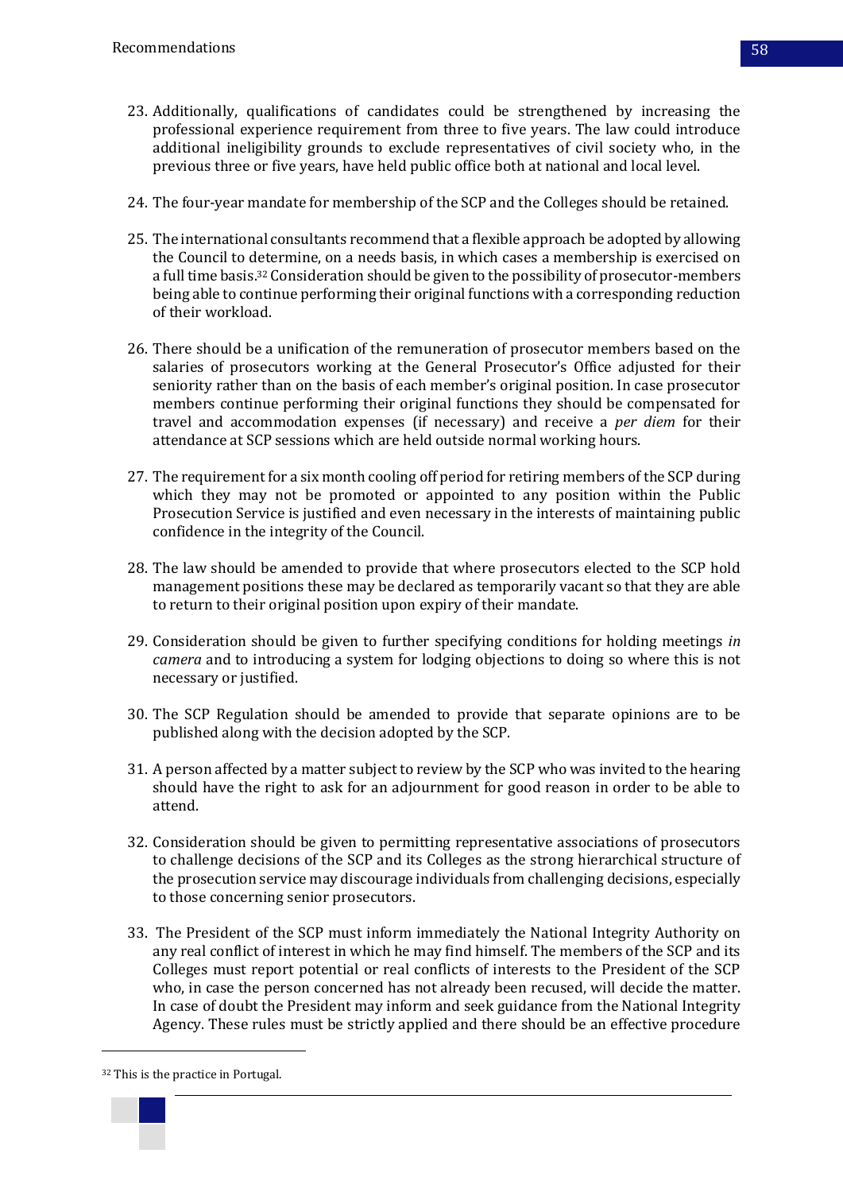23. Additionally, qualifications of candidates could be strengthened by increasing the professional experience requirement from three to five years. The law could introduce additional ineligibility grounds to exclude representatives of civil society who, in the previous three or five years, have held public office both at national and local level.

24. The four-year mandate for membership of the SCP and the Colleges should be retained.

25. The international consultants recommend that a flexible approach be adopted by allowing the Council to determine, on a needs basis, in which cases a membership is exercised on a full time basis.[32] Consideration should be given to the possibility of prosecutor-members being able to continue performing their original functions with a corresponding reduction of their workload.

26. There should be a unification of the remuneration of prosecutor members based on the salaries of prosecutors working at the General Prosecutor's Office adjusted for their seniority rather than on the basis of each member's original position. In case prosecutor members continue performing their original functions they should be compensated for travel and accommodation expenses (if necessary) and receive a *per diem* for their attendance at SCP sessions which are held outside normal working hours.

27. The requirement for a six month cooling off period for retiring members of the SCP during which they may not be promoted or appointed to any position within the Public Prosecution Service is justified and even necessary in the interests of maintaining public confidence in the integrity of the Council.

28. The law should be amended to provide that where prosecutors elected to the SCP hold management positions these may be declared as temporarily vacant so that they are able to return to their original position upon expiry of their mandate.

29. Consideration should be given to further specifying conditions for holding meetings *in camera* and to introducing a system for lodging objections to doing so where this is not necessary or justified.

30. The SCP Regulation should be amended to provide that separate opinions are to be published along with the decision adopted by the SCP.

31. A person affected by a matter subject to review by the SCP who was invited to the hearing should have the right to ask for an adjournment for good reason in order to be able to attend.

32. Consideration should be given to permitting representative associations of prosecutors to challenge decisions of the SCP and its Colleges as the strong hierarchical structure of the prosecution service may discourage individuals from challenging decisions, especially to those concerning senior prosecutors.

33. The President of the SCP must inform immediately the National Integrity Authority on any real conflict of interest in which he may find himself. The members of the SCP and its Colleges must report potential or real conflicts of interests to the President of the SCP who, in case the person concerned has not already been recused, will decide the matter. In case of doubt the President may inform and seek guidance from the National Integrity Agency. These rules must be strictly applied and there should be an effective procedure

---

[32] This is the practice in Portugal.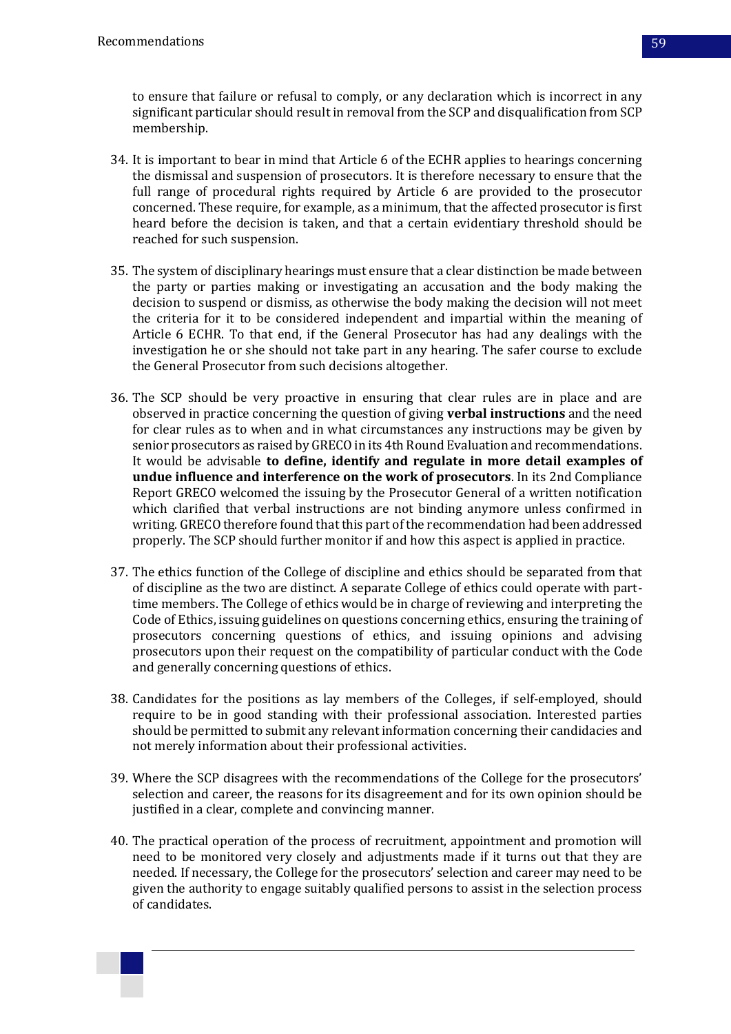to ensure that failure or refusal to comply, or any declaration which is incorrect in any significant particular should result in removal from the SCP and disqualification from SCP membership.

34. It is important to bear in mind that Article 6 of the ECHR applies to hearings concerning the dismissal and suspension of prosecutors. It is therefore necessary to ensure that the full range of procedural rights required by Article 6 are provided to the prosecutor concerned. These require, for example, as a minimum, that the affected prosecutor is first heard before the decision is taken, and that a certain evidentiary threshold should be reached for such suspension.

35. The system of disciplinary hearings must ensure that a clear distinction be made between the party or parties making or investigating an accusation and the body making the decision to suspend or dismiss, as otherwise the body making the decision will not meet the criteria for it to be considered independent and impartial within the meaning of Article 6 ECHR. To that end, if the General Prosecutor has had any dealings with the investigation he or she should not take part in any hearing. The safer course to exclude the General Prosecutor from such decisions altogether.

36. The SCP should be very proactive in ensuring that clear rules are in place and are observed in practice concerning the question of giving **verbal instructions** and the need for clear rules as to when and in what circumstances any instructions may be given by senior prosecutors as raised by GRECO in its 4th Round Evaluation and recommendations. It would be advisable **to define, identify and regulate in more detail examples of undue influence and interference on the work of prosecutors**. In its 2nd Compliance Report GRECO welcomed the issuing by the Prosecutor General of a written notification which clarified that verbal instructions are not binding anymore unless confirmed in writing. GRECO therefore found that this part of the recommendation had been addressed properly. The SCP should further monitor if and how this aspect is applied in practice.

37. The ethics function of the College of discipline and ethics should be separated from that of discipline as the two are distinct. A separate College of ethics could operate with part-time members. The College of ethics would be in charge of reviewing and interpreting the Code of Ethics, issuing guidelines on questions concerning ethics, ensuring the training of prosecutors concerning questions of ethics, and issuing opinions and advising prosecutors upon their request on the compatibility of particular conduct with the Code and generally concerning questions of ethics.

38. Candidates for the positions as lay members of the Colleges, if self-employed, should require to be in good standing with their professional association. Interested parties should be permitted to submit any relevant information concerning their candidacies and not merely information about their professional activities.

39. Where the SCP disagrees with the recommendations of the College for the prosecutors' selection and career, the reasons for its disagreement and for its own opinion should be justified in a clear, complete and convincing manner.

40. The practical operation of the process of recruitment, appointment and promotion will need to be monitored very closely and adjustments made if it turns out that they are needed. If necessary, the College for the prosecutors' selection and career may need to be given the authority to engage suitably qualified persons to assist in the selection process of candidates.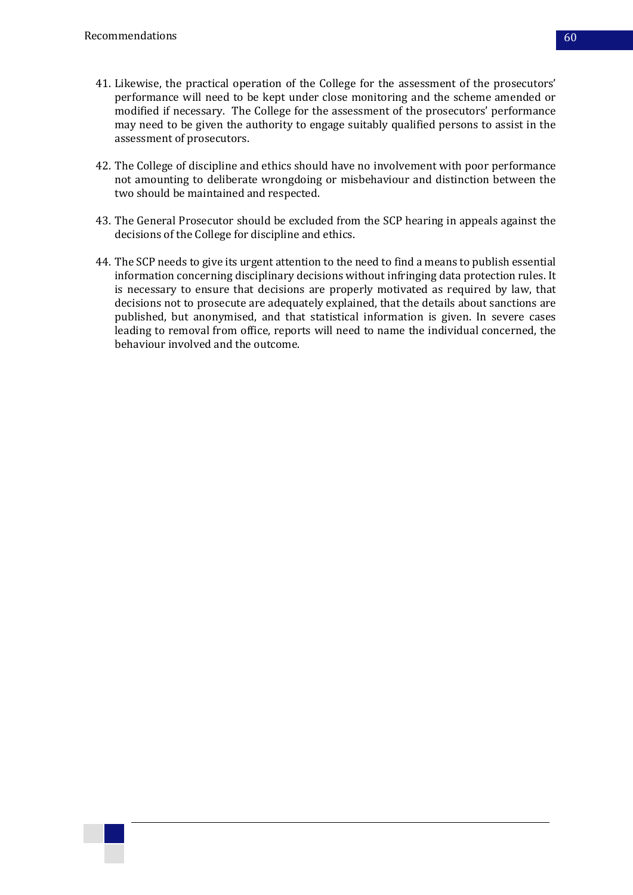41. Likewise, the practical operation of the College for the assessment of the prosecutors' performance will need to be kept under close monitoring and the scheme amended or modified if necessary. The College for the assessment of the prosecutors' performance may need to be given the authority to engage suitably qualified persons to assist in the assessment of prosecutors.

42. The College of discipline and ethics should have no involvement with poor performance not amounting to deliberate wrongdoing or misbehaviour and distinction between the two should be maintained and respected.

43. The General Prosecutor should be excluded from the SCP hearing in appeals against the decisions of the College for discipline and ethics.

44. The SCP needs to give its urgent attention to the need to find a means to publish essential information concerning disciplinary decisions without infringing data protection rules. It is necessary to ensure that decisions are properly motivated as required by law, that decisions not to prosecute are adequately explained, that the details about sanctions are published, but anonymised, and that statistical information is given. In severe cases leading to removal from office, reports will need to name the individual concerned, the behaviour involved and the outcome.